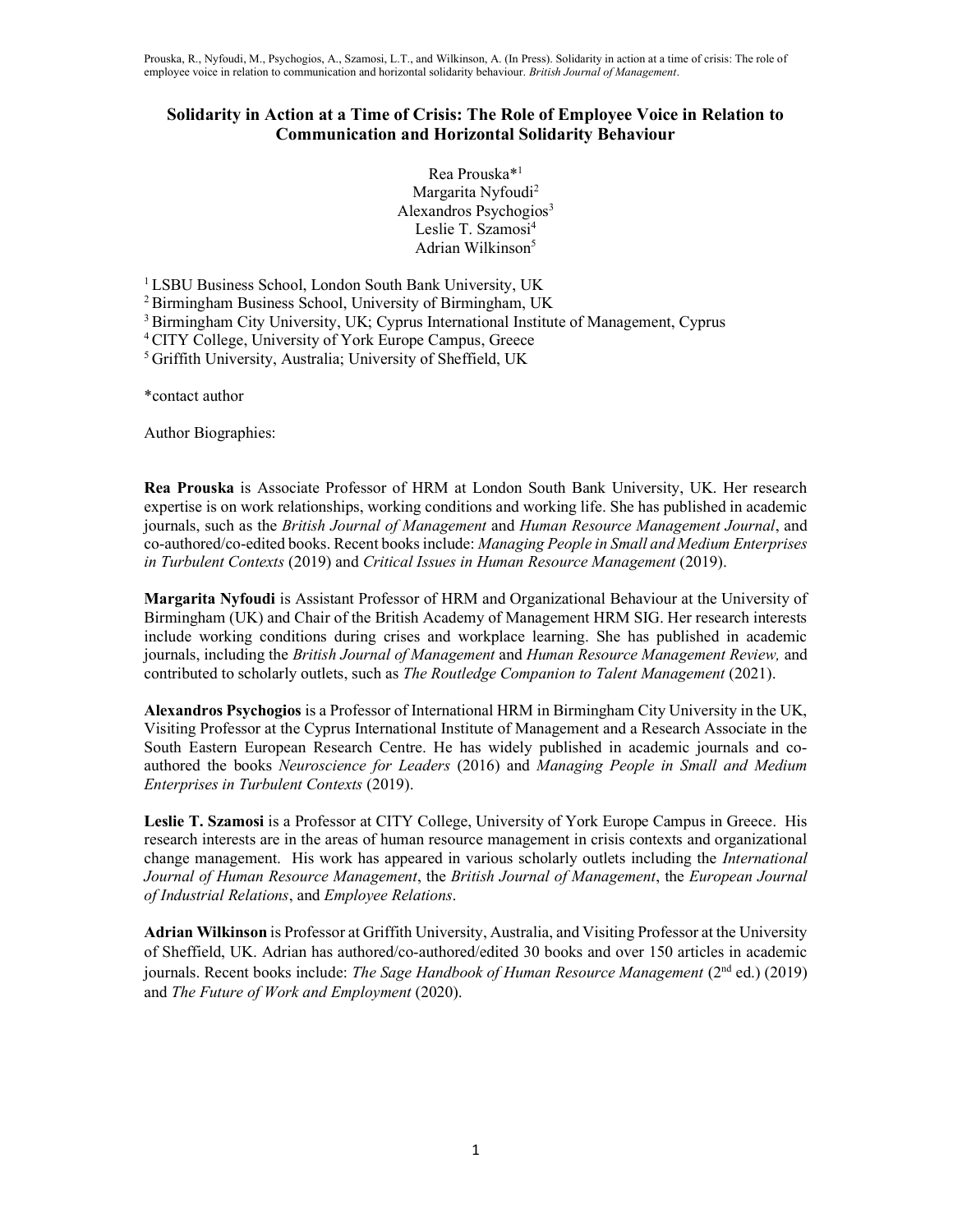Prouska, R., Nyfoudi, M., Psychogios, A., Szamosi, L.T., and Wilkinson, A. (In Press). Solidarity in action at a time of crisis: The role of employee voice in relation to communication and horizontal solidarity behaviour. *British Journal of Management*.

# Solidarity in Action at a Time of Crisis: The Role of Employee Voice in Relation to Communication and Horizontal Solidarity Behaviour

Rea Prouska*[1]
Margarita Nyfoudi[2]
Alexandros Psychogios[3]
Leslie T. Szamosi[4]
Adrian Wilkinson[5]

[1] LSBU Business School, London South Bank University, UK
[2] Birmingham Business School, University of Birmingham, UK
[3] Birmingham City University, UK; Cyprus International Institute of Management, Cyprus
[4] CITY College, University of York Europe Campus, Greece
[5] Griffith University, Australia; University of Sheffield, UK

*contact author

Author Biographies:

**Rea Prouska** is Associate Professor of HRM at London South Bank University, UK. Her research expertise is on work relationships, working conditions and working life. She has published in academic journals, such as the *British Journal of Management* and *Human Resource Management Journal*, and co-authored/co-edited books. Recent books include: *Managing People in Small and Medium Enterprises in Turbulent Contexts* (2019) and *Critical Issues in Human Resource Management* (2019).

**Margarita Nyfoudi** is Assistant Professor of HRM and Organizational Behaviour at the University of Birmingham (UK) and Chair of the British Academy of Management HRM SIG. Her research interests include working conditions during crises and workplace learning. She has published in academic journals, including the *British Journal of Management* and *Human Resource Management Review,* and contributed to scholarly outlets, such as *The Routledge Companion to Talent Management* (2021).

**Alexandros Psychogios** is a Professor of International HRM in Birmingham City University in the UK, Visiting Professor at the Cyprus International Institute of Management and a Research Associate in the South Eastern European Research Centre. He has widely published in academic journals and co-authored the books *Neuroscience for Leaders* (2016) and *Managing People in Small and Medium Enterprises in Turbulent Contexts* (2019).

**Leslie T. Szamosi** is a Professor at CITY College, University of York Europe Campus in Greece. His research interests are in the areas of human resource management in crisis contexts and organizational change management. His work has appeared in various scholarly outlets including the *International Journal of Human Resource Management*, the *British Journal of Management*, the *European Journal of Industrial Relations*, and *Employee Relations*.

**Adrian Wilkinson** is Professor at Griffith University, Australia, and Visiting Professor at the University of Sheffield, UK. Adrian has authored/co-authored/edited 30 books and over 150 articles in academic journals. Recent books include: *The Sage Handbook of Human Resource Management* (2nd ed.) (2019) and *The Future of Work and Employment* (2020).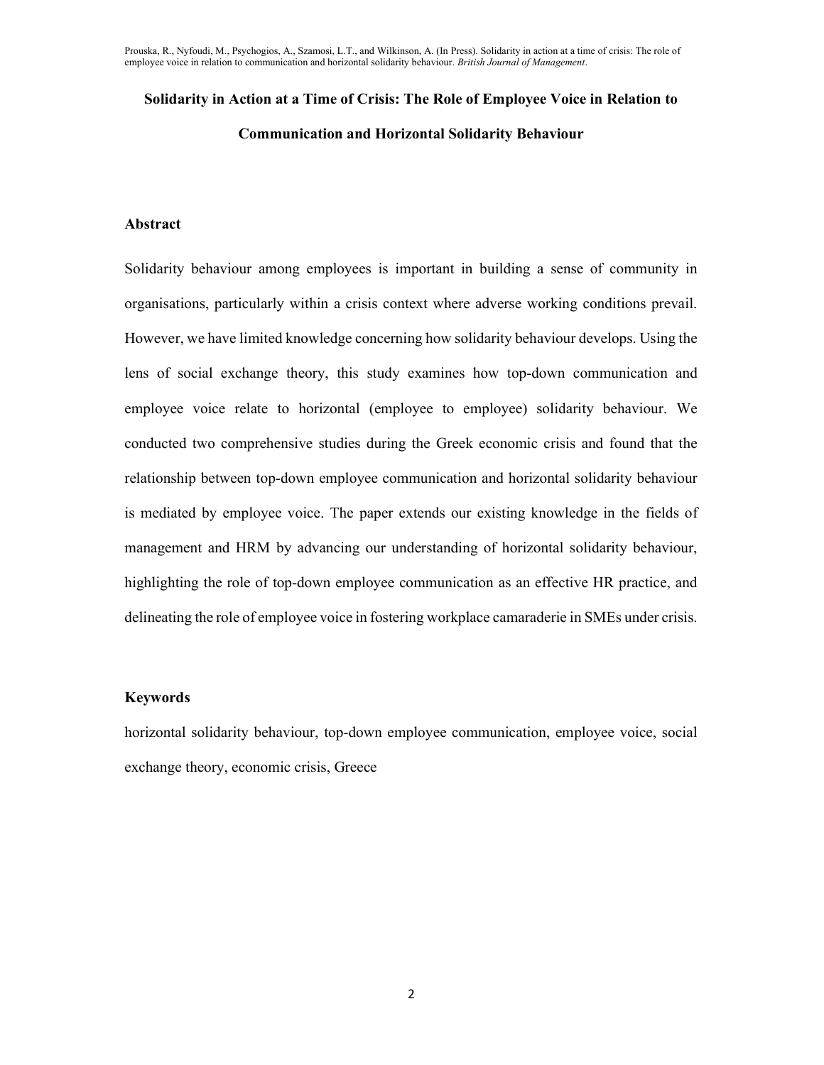# Solidarity in Action at a Time of Crisis: The Role of Employee Voice in Relation to Communication and Horizontal Solidarity Behaviour

## Abstract

Solidarity behaviour among employees is important in building a sense of community in organisations, particularly within a crisis context where adverse working conditions prevail. However, we have limited knowledge concerning how solidarity behaviour develops. Using the lens of social exchange theory, this study examines how top-down communication and employee voice relate to horizontal (employee to employee) solidarity behaviour. We conducted two comprehensive studies during the Greek economic crisis and found that the relationship between top-down employee communication and horizontal solidarity behaviour is mediated by employee voice. The paper extends our existing knowledge in the fields of management and HRM by advancing our understanding of horizontal solidarity behaviour, highlighting the role of top-down employee communication as an effective HR practice, and delineating the role of employee voice in fostering workplace camaraderie in SMEs under crisis.

## Keywords

horizontal solidarity behaviour, top-down employee communication, employee voice, social exchange theory, economic crisis, Greece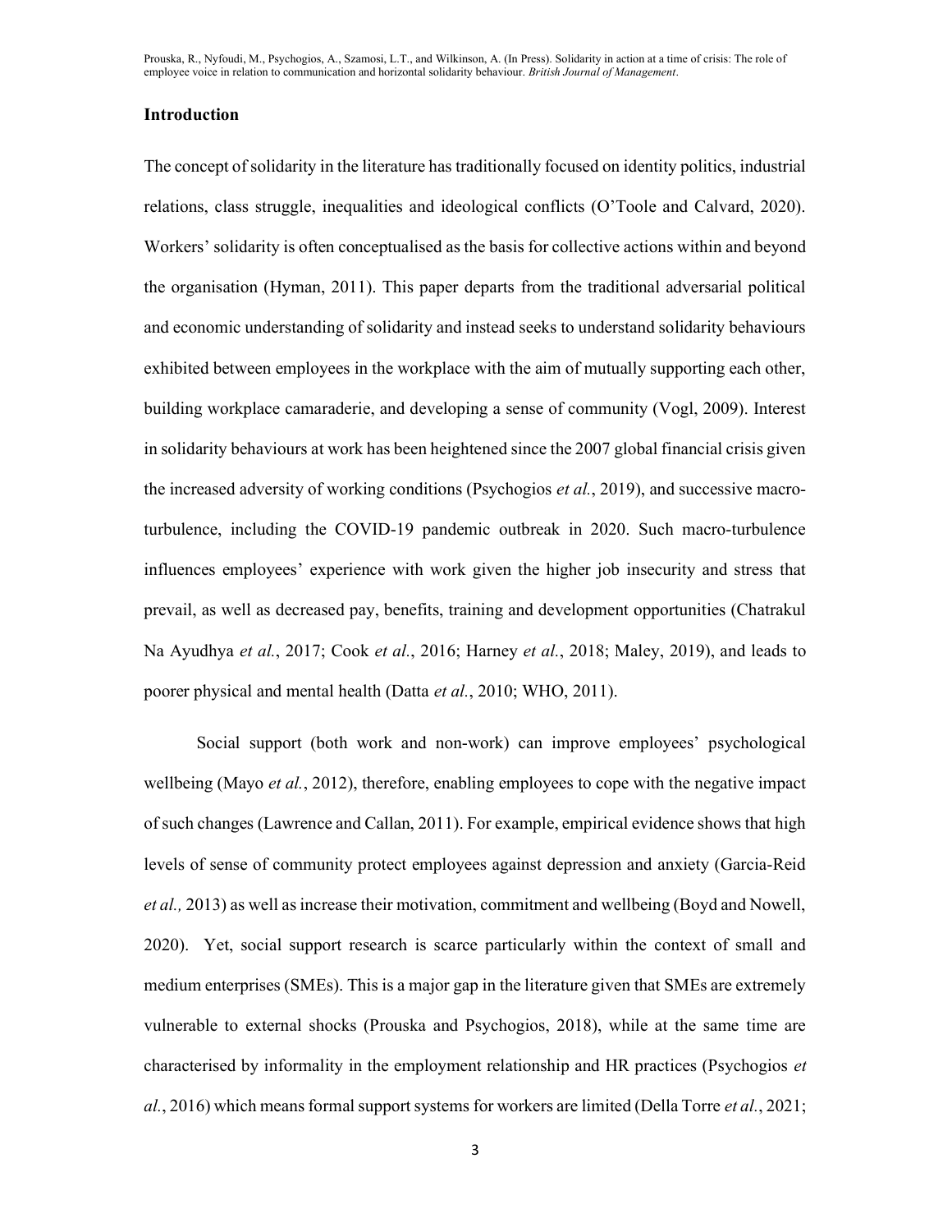## Introduction

The concept of solidarity in the literature has traditionally focused on identity politics, industrial relations, class struggle, inequalities and ideological conflicts (O'Toole and Calvard, 2020). Workers' solidarity is often conceptualised as the basis for collective actions within and beyond the organisation (Hyman, 2011). This paper departs from the traditional adversarial political and economic understanding of solidarity and instead seeks to understand solidarity behaviours exhibited between employees in the workplace with the aim of mutually supporting each other, building workplace camaraderie, and developing a sense of community (Vogl, 2009). Interest in solidarity behaviours at work has been heightened since the 2007 global financial crisis given the increased adversity of working conditions (Psychogios *et al.*, 2019), and successive macro-turbulence, including the COVID-19 pandemic outbreak in 2020. Such macro-turbulence influences employees' experience with work given the higher job insecurity and stress that prevail, as well as decreased pay, benefits, training and development opportunities (Chatrakul Na Ayudhya *et al.*, 2017; Cook *et al.*, 2016; Harney *et al.*, 2018; Maley, 2019), and leads to poorer physical and mental health (Datta *et al.*, 2010; WHO, 2011).

Social support (both work and non-work) can improve employees' psychological wellbeing (Mayo *et al.*, 2012), therefore, enabling employees to cope with the negative impact of such changes (Lawrence and Callan, 2011). For example, empirical evidence shows that high levels of sense of community protect employees against depression and anxiety (Garcia-Reid *et al.,* 2013) as well as increase their motivation, commitment and wellbeing (Boyd and Nowell, 2020). Yet, social support research is scarce particularly within the context of small and medium enterprises (SMEs). This is a major gap in the literature given that SMEs are extremely vulnerable to external shocks (Prouska and Psychogios, 2018), while at the same time are characterised by informality in the employment relationship and HR practices (Psychogios *et al.*, 2016) which means formal support systems for workers are limited (Della Torre *et al.*, 2021;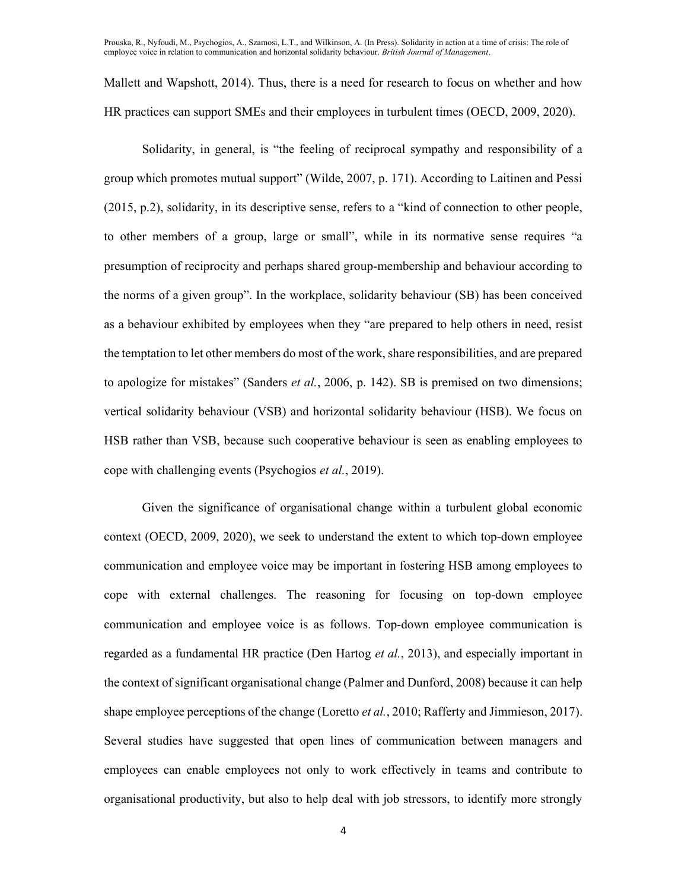Mallett and Wapshott, 2014). Thus, there is a need for research to focus on whether and how HR practices can support SMEs and their employees in turbulent times (OECD, 2009, 2020).

Solidarity, in general, is "the feeling of reciprocal sympathy and responsibility of a group which promotes mutual support" (Wilde, 2007, p. 171). According to Laitinen and Pessi (2015, p.2), solidarity, in its descriptive sense, refers to a "kind of connection to other people, to other members of a group, large or small", while in its normative sense requires "a presumption of reciprocity and perhaps shared group-membership and behaviour according to the norms of a given group". In the workplace, solidarity behaviour (SB) has been conceived as a behaviour exhibited by employees when they "are prepared to help others in need, resist the temptation to let other members do most of the work, share responsibilities, and are prepared to apologize for mistakes" (Sanders *et al.*, 2006, p. 142). SB is premised on two dimensions; vertical solidarity behaviour (VSB) and horizontal solidarity behaviour (HSB). We focus on HSB rather than VSB, because such cooperative behaviour is seen as enabling employees to cope with challenging events (Psychogios *et al.*, 2019).

Given the significance of organisational change within a turbulent global economic context (OECD, 2009, 2020), we seek to understand the extent to which top-down employee communication and employee voice may be important in fostering HSB among employees to cope with external challenges. The reasoning for focusing on top-down employee communication and employee voice is as follows. Top-down employee communication is regarded as a fundamental HR practice (Den Hartog *et al.*, 2013), and especially important in the context of significant organisational change (Palmer and Dunford, 2008) because it can help shape employee perceptions of the change (Loretto *et al.*, 2010; Rafferty and Jimmieson, 2017). Several studies have suggested that open lines of communication between managers and employees can enable employees not only to work effectively in teams and contribute to organisational productivity, but also to help deal with job stressors, to identify more strongly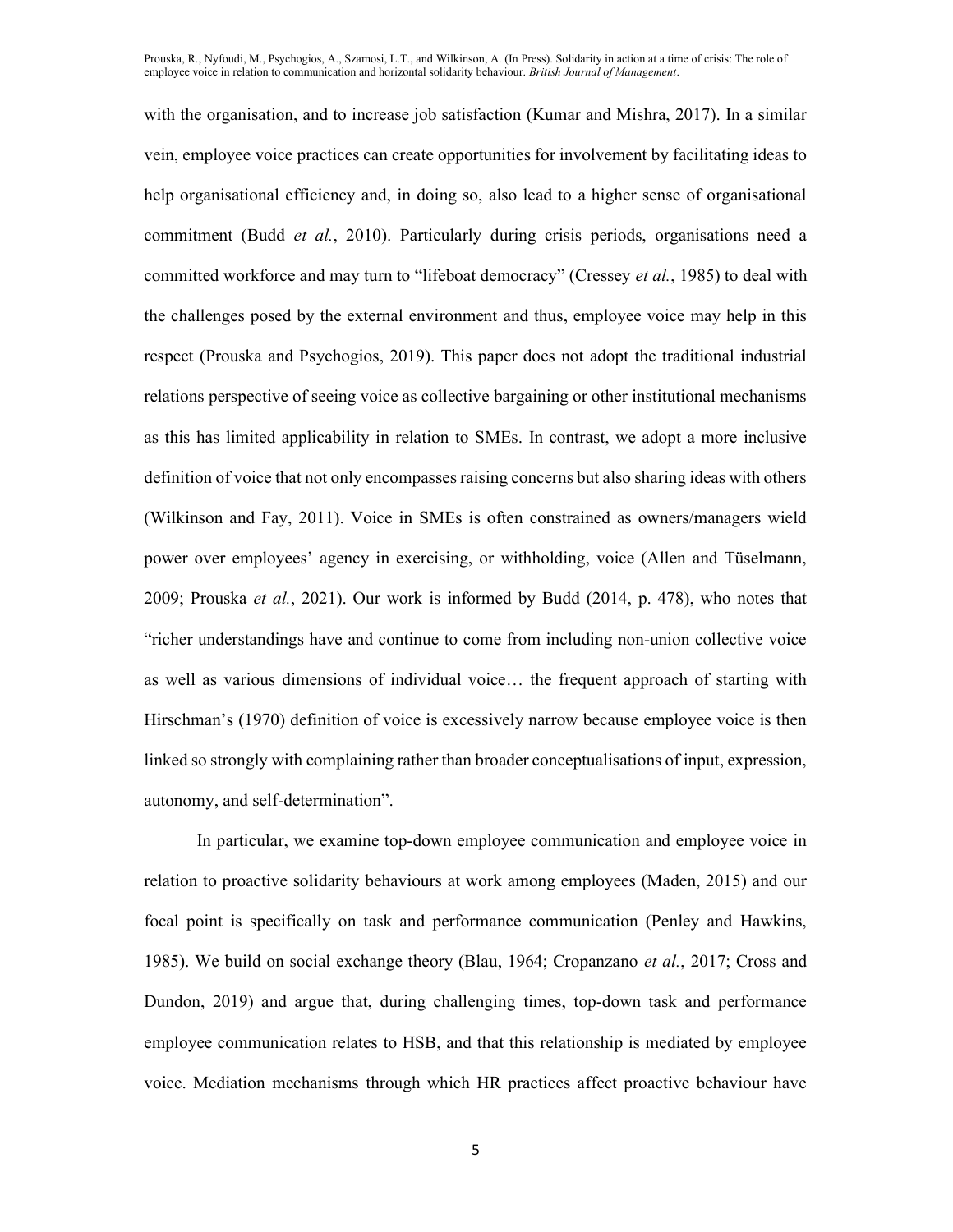with the organisation, and to increase job satisfaction (Kumar and Mishra, 2017). In a similar vein, employee voice practices can create opportunities for involvement by facilitating ideas to help organisational efficiency and, in doing so, also lead to a higher sense of organisational commitment (Budd *et al.*, 2010). Particularly during crisis periods, organisations need a committed workforce and may turn to "lifeboat democracy" (Cressey *et al.*, 1985) to deal with the challenges posed by the external environment and thus, employee voice may help in this respect (Prouska and Psychogios, 2019). This paper does not adopt the traditional industrial relations perspective of seeing voice as collective bargaining or other institutional mechanisms as this has limited applicability in relation to SMEs. In contrast, we adopt a more inclusive definition of voice that not only encompasses raising concerns but also sharing ideas with others (Wilkinson and Fay, 2011). Voice in SMEs is often constrained as owners/managers wield power over employees' agency in exercising, or withholding, voice (Allen and Tüselmann, 2009; Prouska *et al.*, 2021). Our work is informed by Budd (2014, p. 478), who notes that "richer understandings have and continue to come from including non-union collective voice as well as various dimensions of individual voice… the frequent approach of starting with Hirschman's (1970) definition of voice is excessively narrow because employee voice is then linked so strongly with complaining rather than broader conceptualisations of input, expression, autonomy, and self-determination".

In particular, we examine top-down employee communication and employee voice in relation to proactive solidarity behaviours at work among employees (Maden, 2015) and our focal point is specifically on task and performance communication (Penley and Hawkins, 1985). We build on social exchange theory (Blau, 1964; Cropanzano *et al.*, 2017; Cross and Dundon, 2019) and argue that, during challenging times, top-down task and performance employee communication relates to HSB, and that this relationship is mediated by employee voice. Mediation mechanisms through which HR practices affect proactive behaviour have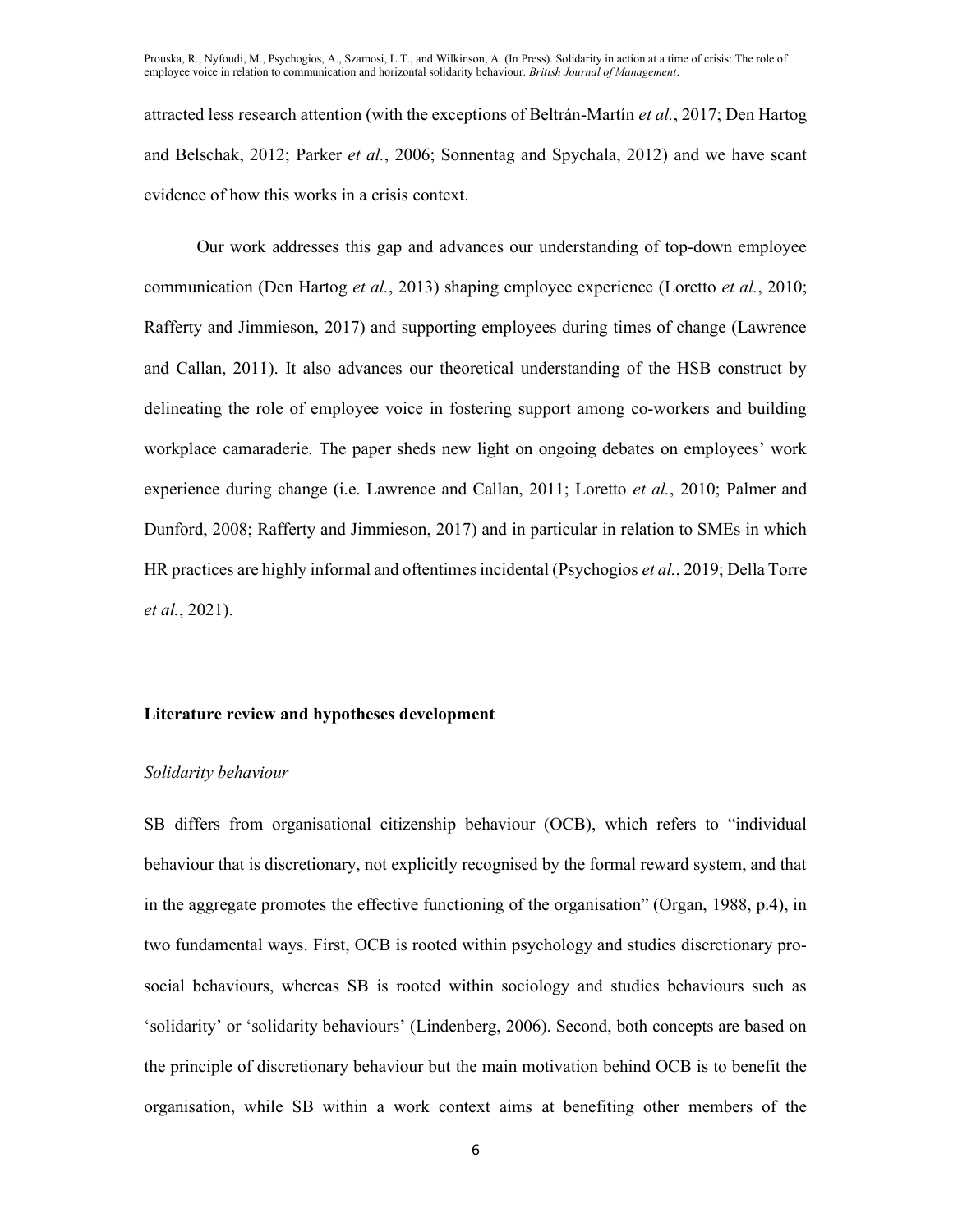attracted less research attention (with the exceptions of Beltrán-Martín *et al.*, 2017; Den Hartog and Belschak, 2012; Parker *et al.*, 2006; Sonnentag and Spychala, 2012) and we have scant evidence of how this works in a crisis context.

Our work addresses this gap and advances our understanding of top-down employee communication (Den Hartog *et al.*, 2013) shaping employee experience (Loretto *et al.*, 2010; Rafferty and Jimmieson, 2017) and supporting employees during times of change (Lawrence and Callan, 2011). It also advances our theoretical understanding of the HSB construct by delineating the role of employee voice in fostering support among co-workers and building workplace camaraderie. The paper sheds new light on ongoing debates on employees' work experience during change (i.e. Lawrence and Callan, 2011; Loretto *et al.*, 2010; Palmer and Dunford, 2008; Rafferty and Jimmieson, 2017) and in particular in relation to SMEs in which HR practices are highly informal and oftentimes incidental (Psychogios *et al.*, 2019; Della Torre *et al.*, 2021).

## Literature review and hypotheses development

### *Solidarity behaviour*

SB differs from organisational citizenship behaviour (OCB), which refers to "individual behaviour that is discretionary, not explicitly recognised by the formal reward system, and that in the aggregate promotes the effective functioning of the organisation" (Organ, 1988, p.4), in two fundamental ways. First, OCB is rooted within psychology and studies discretionary pro-social behaviours, whereas SB is rooted within sociology and studies behaviours such as 'solidarity' or 'solidarity behaviours' (Lindenberg, 2006). Second, both concepts are based on the principle of discretionary behaviour but the main motivation behind OCB is to benefit the organisation, while SB within a work context aims at benefiting other members of the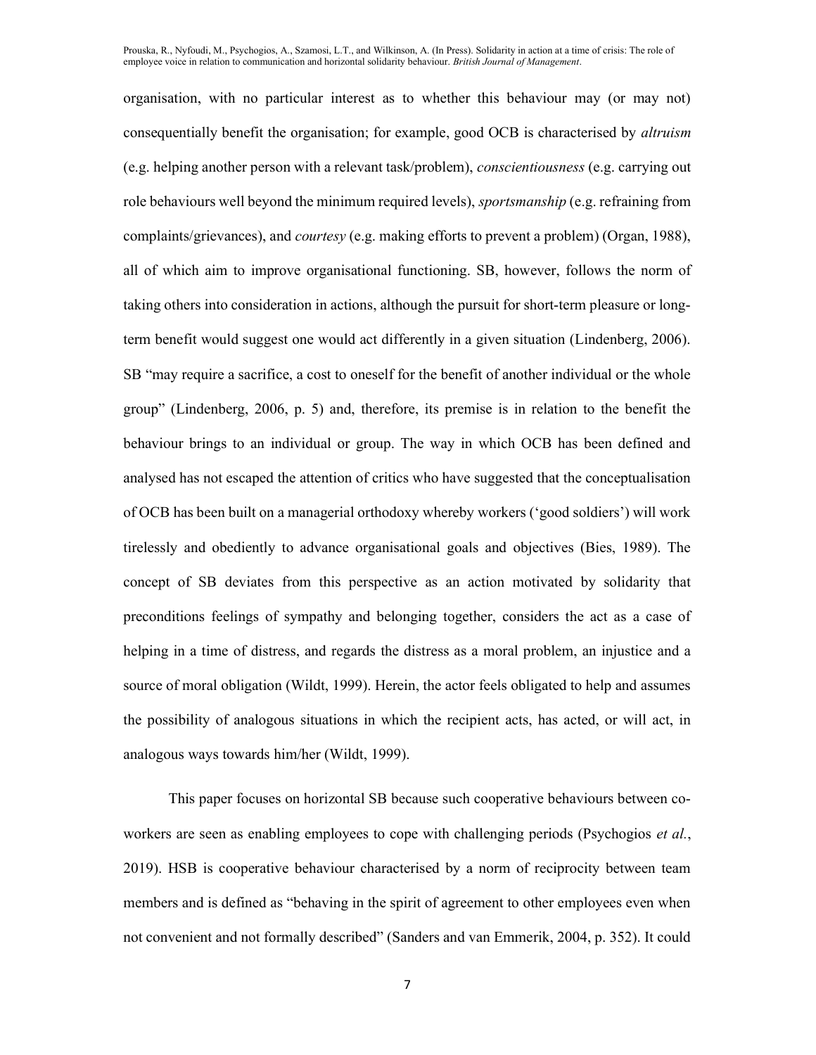organisation, with no particular interest as to whether this behaviour may (or may not) consequentially benefit the organisation; for example, good OCB is characterised by *altruism* (e.g. helping another person with a relevant task/problem), *conscientiousness* (e.g. carrying out role behaviours well beyond the minimum required levels), *sportsmanship* (e.g. refraining from complaints/grievances), and *courtesy* (e.g. making efforts to prevent a problem) (Organ, 1988), all of which aim to improve organisational functioning. SB, however, follows the norm of taking others into consideration in actions, although the pursuit for short-term pleasure or long-term benefit would suggest one would act differently in a given situation (Lindenberg, 2006). SB "may require a sacrifice, a cost to oneself for the benefit of another individual or the whole group" (Lindenberg, 2006, p. 5) and, therefore, its premise is in relation to the benefit the behaviour brings to an individual or group. The way in which OCB has been defined and analysed has not escaped the attention of critics who have suggested that the conceptualisation of OCB has been built on a managerial orthodoxy whereby workers ('good soldiers') will work tirelessly and obediently to advance organisational goals and objectives (Bies, 1989). The concept of SB deviates from this perspective as an action motivated by solidarity that preconditions feelings of sympathy and belonging together, considers the act as a case of helping in a time of distress, and regards the distress as a moral problem, an injustice and a source of moral obligation (Wildt, 1999). Herein, the actor feels obligated to help and assumes the possibility of analogous situations in which the recipient acts, has acted, or will act, in analogous ways towards him/her (Wildt, 1999).

This paper focuses on horizontal SB because such cooperative behaviours between co-workers are seen as enabling employees to cope with challenging periods (Psychogios *et al.*, 2019). HSB is cooperative behaviour characterised by a norm of reciprocity between team members and is defined as "behaving in the spirit of agreement to other employees even when not convenient and not formally described" (Sanders and van Emmerik, 2004, p. 352). It could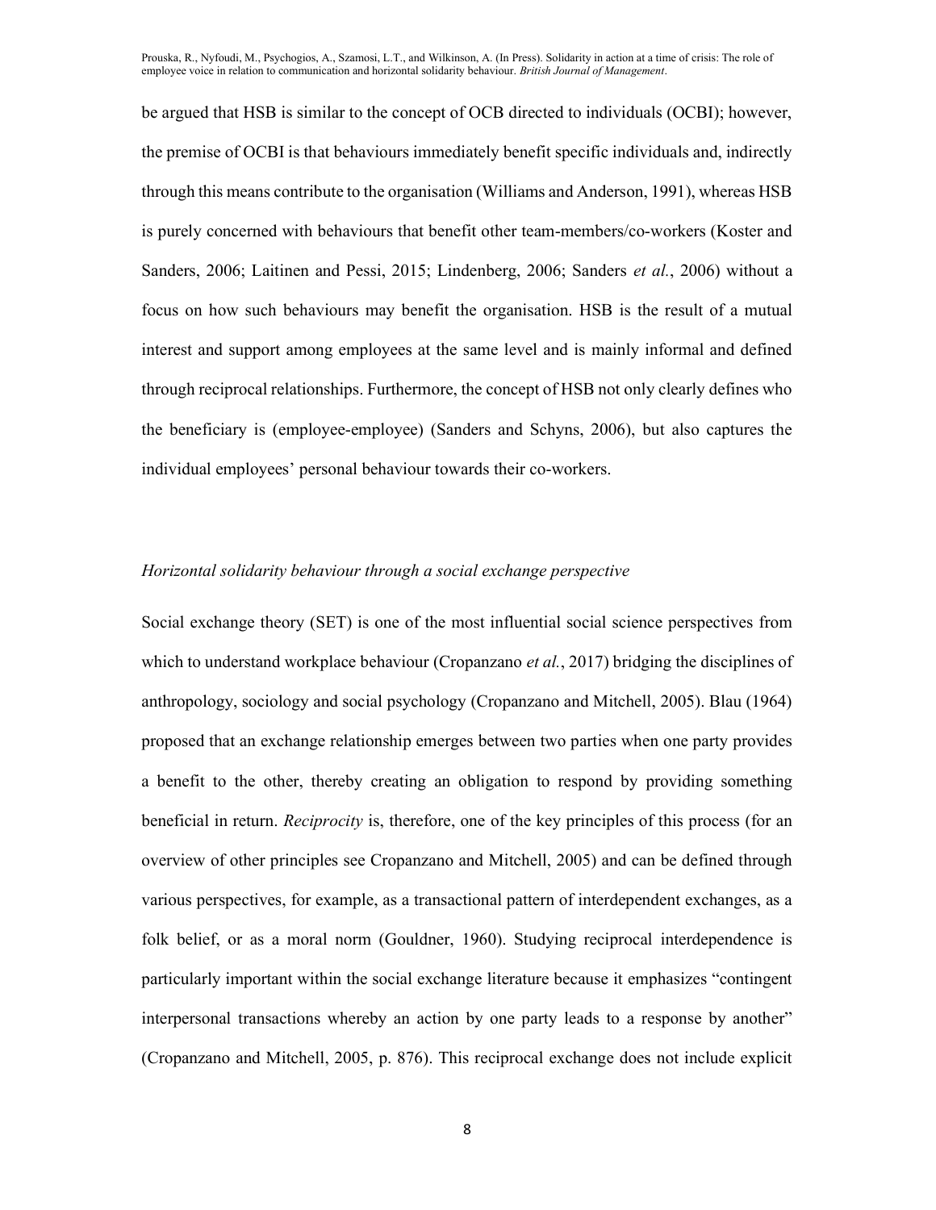be argued that HSB is similar to the concept of OCB directed to individuals (OCBI); however, the premise of OCBI is that behaviours immediately benefit specific individuals and, indirectly through this means contribute to the organisation (Williams and Anderson, 1991), whereas HSB is purely concerned with behaviours that benefit other team-members/co-workers (Koster and Sanders, 2006; Laitinen and Pessi, 2015; Lindenberg, 2006; Sanders *et al.*, 2006) without a focus on how such behaviours may benefit the organisation. HSB is the result of a mutual interest and support among employees at the same level and is mainly informal and defined through reciprocal relationships. Furthermore, the concept of HSB not only clearly defines who the beneficiary is (employee-employee) (Sanders and Schyns, 2006), but also captures the individual employees' personal behaviour towards their co-workers.

### *Horizontal solidarity behaviour through a social exchange perspective*

Social exchange theory (SET) is one of the most influential social science perspectives from which to understand workplace behaviour (Cropanzano *et al.*, 2017) bridging the disciplines of anthropology, sociology and social psychology (Cropanzano and Mitchell, 2005). Blau (1964) proposed that an exchange relationship emerges between two parties when one party provides a benefit to the other, thereby creating an obligation to respond by providing something beneficial in return. *Reciprocity* is, therefore, one of the key principles of this process (for an overview of other principles see Cropanzano and Mitchell, 2005) and can be defined through various perspectives, for example, as a transactional pattern of interdependent exchanges, as a folk belief, or as a moral norm (Gouldner, 1960). Studying reciprocal interdependence is particularly important within the social exchange literature because it emphasizes "contingent interpersonal transactions whereby an action by one party leads to a response by another" (Cropanzano and Mitchell, 2005, p. 876). This reciprocal exchange does not include explicit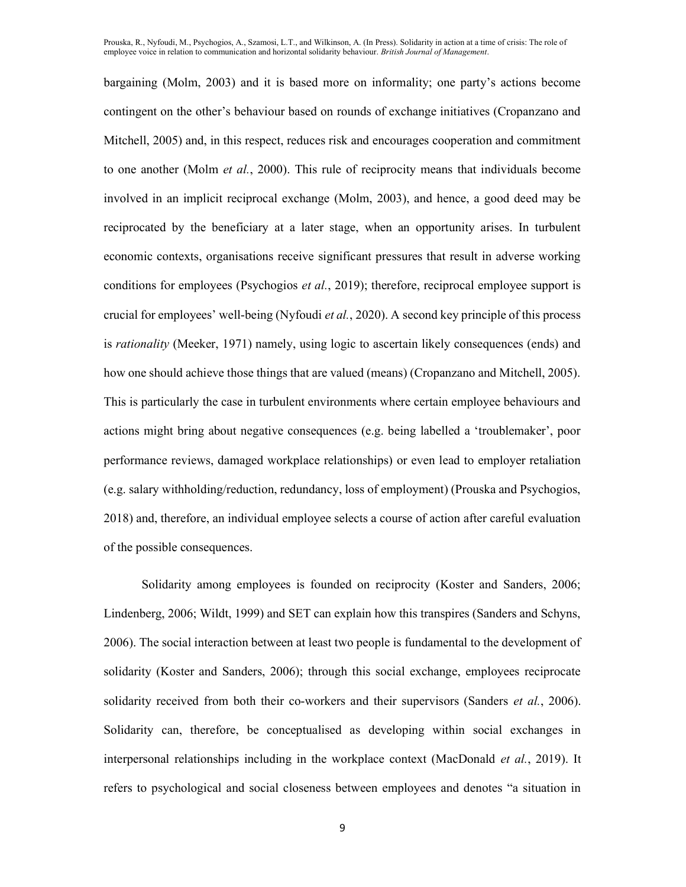bargaining (Molm, 2003) and it is based more on informality; one party's actions become contingent on the other's behaviour based on rounds of exchange initiatives (Cropanzano and Mitchell, 2005) and, in this respect, reduces risk and encourages cooperation and commitment to one another (Molm *et al.*, 2000). This rule of reciprocity means that individuals become involved in an implicit reciprocal exchange (Molm, 2003), and hence, a good deed may be reciprocated by the beneficiary at a later stage, when an opportunity arises. In turbulent economic contexts, organisations receive significant pressures that result in adverse working conditions for employees (Psychogios *et al.*, 2019); therefore, reciprocal employee support is crucial for employees' well-being (Nyfoudi *et al.*, 2020). A second key principle of this process is *rationality* (Meeker, 1971) namely, using logic to ascertain likely consequences (ends) and how one should achieve those things that are valued (means) (Cropanzano and Mitchell, 2005). This is particularly the case in turbulent environments where certain employee behaviours and actions might bring about negative consequences (e.g. being labelled a 'troublemaker', poor performance reviews, damaged workplace relationships) or even lead to employer retaliation (e.g. salary withholding/reduction, redundancy, loss of employment) (Prouska and Psychogios, 2018) and, therefore, an individual employee selects a course of action after careful evaluation of the possible consequences.

Solidarity among employees is founded on reciprocity (Koster and Sanders, 2006; Lindenberg, 2006; Wildt, 1999) and SET can explain how this transpires (Sanders and Schyns, 2006). The social interaction between at least two people is fundamental to the development of solidarity (Koster and Sanders, 2006); through this social exchange, employees reciprocate solidarity received from both their co-workers and their supervisors (Sanders *et al.*, 2006). Solidarity can, therefore, be conceptualised as developing within social exchanges in interpersonal relationships including in the workplace context (MacDonald *et al.*, 2019). It refers to psychological and social closeness between employees and denotes "a situation in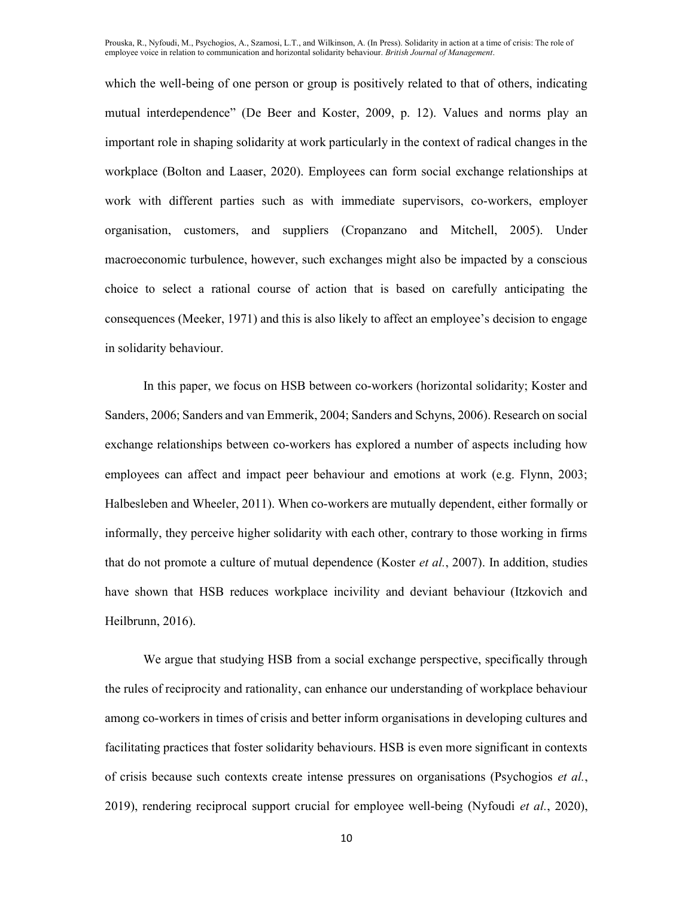which the well-being of one person or group is positively related to that of others, indicating mutual interdependence" (De Beer and Koster, 2009, p. 12). Values and norms play an important role in shaping solidarity at work particularly in the context of radical changes in the workplace (Bolton and Laaser, 2020). Employees can form social exchange relationships at work with different parties such as with immediate supervisors, co-workers, employer organisation, customers, and suppliers (Cropanzano and Mitchell, 2005). Under macroeconomic turbulence, however, such exchanges might also be impacted by a conscious choice to select a rational course of action that is based on carefully anticipating the consequences (Meeker, 1971) and this is also likely to affect an employee's decision to engage in solidarity behaviour.

In this paper, we focus on HSB between co-workers (horizontal solidarity; Koster and Sanders, 2006; Sanders and van Emmerik, 2004; Sanders and Schyns, 2006). Research on social exchange relationships between co-workers has explored a number of aspects including how employees can affect and impact peer behaviour and emotions at work (e.g. Flynn, 2003; Halbesleben and Wheeler, 2011). When co-workers are mutually dependent, either formally or informally, they perceive higher solidarity with each other, contrary to those working in firms that do not promote a culture of mutual dependence (Koster *et al.*, 2007). In addition, studies have shown that HSB reduces workplace incivility and deviant behaviour (Itzkovich and Heilbrunn, 2016).

We argue that studying HSB from a social exchange perspective, specifically through the rules of reciprocity and rationality, can enhance our understanding of workplace behaviour among co-workers in times of crisis and better inform organisations in developing cultures and facilitating practices that foster solidarity behaviours. HSB is even more significant in contexts of crisis because such contexts create intense pressures on organisations (Psychogios *et al.*, 2019), rendering reciprocal support crucial for employee well-being (Nyfoudi *et al.*, 2020),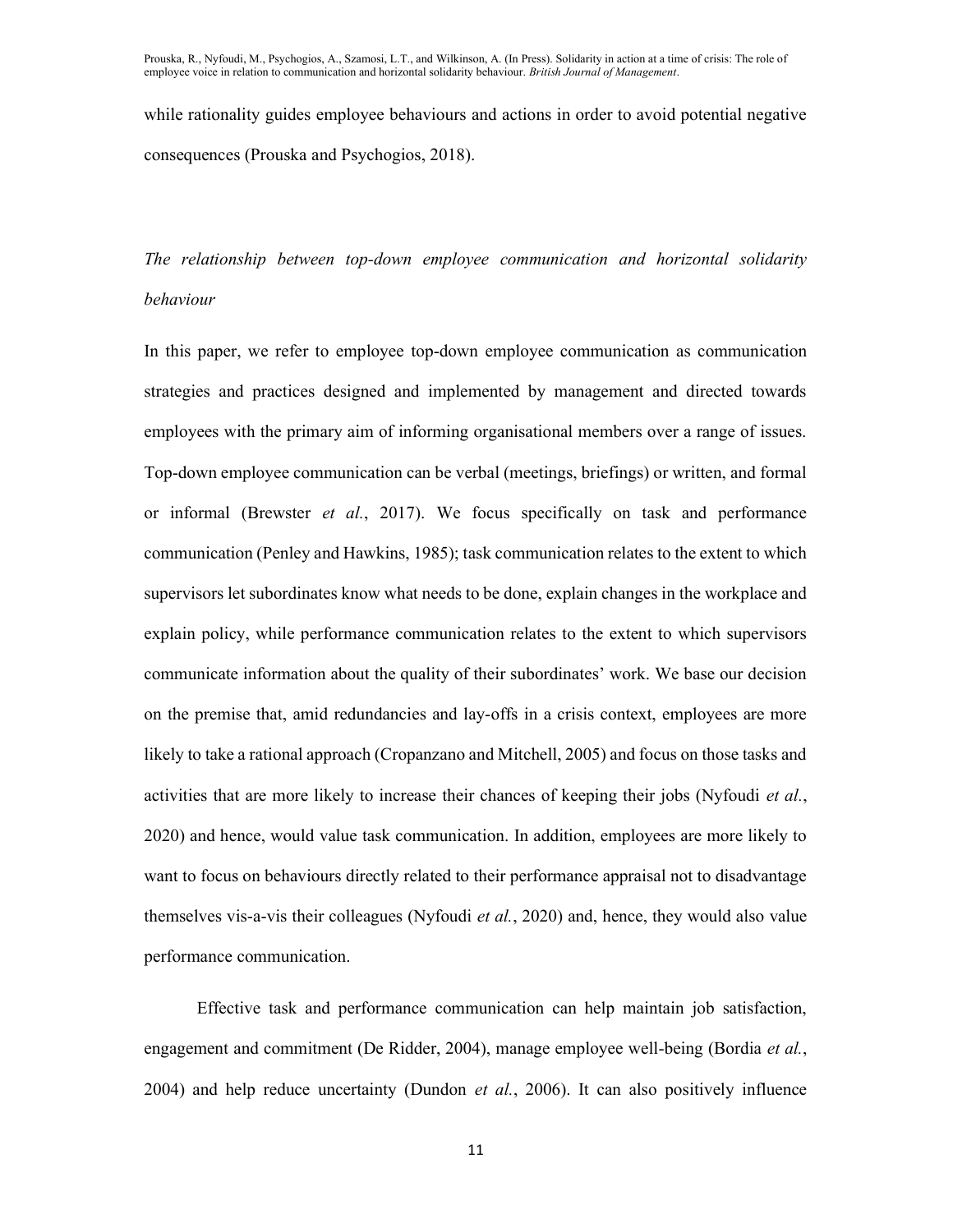while rationality guides employee behaviours and actions in order to avoid potential negative consequences (Prouska and Psychogios, 2018).

### *The relationship between top-down employee communication and horizontal solidarity behaviour*

In this paper, we refer to employee top-down employee communication as communication strategies and practices designed and implemented by management and directed towards employees with the primary aim of informing organisational members over a range of issues. Top-down employee communication can be verbal (meetings, briefings) or written, and formal or informal (Brewster *et al.*, 2017). We focus specifically on task and performance communication (Penley and Hawkins, 1985); task communication relates to the extent to which supervisors let subordinates know what needs to be done, explain changes in the workplace and explain policy, while performance communication relates to the extent to which supervisors communicate information about the quality of their subordinates' work. We base our decision on the premise that, amid redundancies and lay-offs in a crisis context, employees are more likely to take a rational approach (Cropanzano and Mitchell, 2005) and focus on those tasks and activities that are more likely to increase their chances of keeping their jobs (Nyfoudi *et al.*, 2020) and hence, would value task communication. In addition, employees are more likely to want to focus on behaviours directly related to their performance appraisal not to disadvantage themselves vis-a-vis their colleagues (Nyfoudi *et al.*, 2020) and, hence, they would also value performance communication.

Effective task and performance communication can help maintain job satisfaction, engagement and commitment (De Ridder, 2004), manage employee well-being (Bordia *et al.*, 2004) and help reduce uncertainty (Dundon *et al.*, 2006). It can also positively influence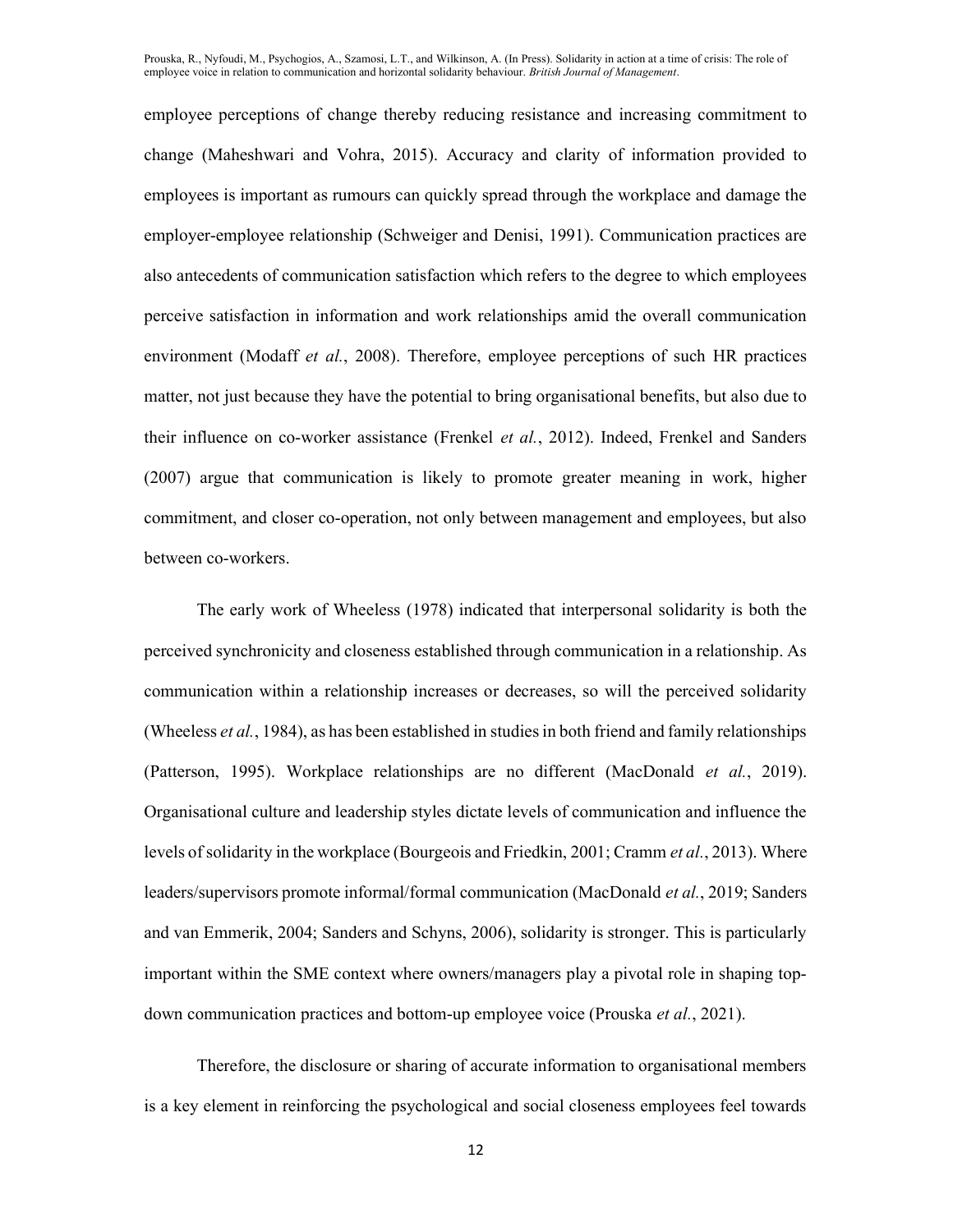employee perceptions of change thereby reducing resistance and increasing commitment to change (Maheshwari and Vohra, 2015). Accuracy and clarity of information provided to employees is important as rumours can quickly spread through the workplace and damage the employer-employee relationship (Schweiger and Denisi, 1991). Communication practices are also antecedents of communication satisfaction which refers to the degree to which employees perceive satisfaction in information and work relationships amid the overall communication environment (Modaff *et al.*, 2008). Therefore, employee perceptions of such HR practices matter, not just because they have the potential to bring organisational benefits, but also due to their influence on co-worker assistance (Frenkel *et al.*, 2012). Indeed, Frenkel and Sanders (2007) argue that communication is likely to promote greater meaning in work, higher commitment, and closer co-operation, not only between management and employees, but also between co-workers.

The early work of Wheeless (1978) indicated that interpersonal solidarity is both the perceived synchronicity and closeness established through communication in a relationship. As communication within a relationship increases or decreases, so will the perceived solidarity (Wheeless *et al.*, 1984), as has been established in studies in both friend and family relationships (Patterson, 1995). Workplace relationships are no different (MacDonald *et al.*, 2019). Organisational culture and leadership styles dictate levels of communication and influence the levels of solidarity in the workplace (Bourgeois and Friedkin, 2001; Cramm *et al.*, 2013). Where leaders/supervisors promote informal/formal communication (MacDonald *et al.*, 2019; Sanders and van Emmerik, 2004; Sanders and Schyns, 2006), solidarity is stronger. This is particularly important within the SME context where owners/managers play a pivotal role in shaping top-down communication practices and bottom-up employee voice (Prouska *et al.*, 2021).

Therefore, the disclosure or sharing of accurate information to organisational members is a key element in reinforcing the psychological and social closeness employees feel towards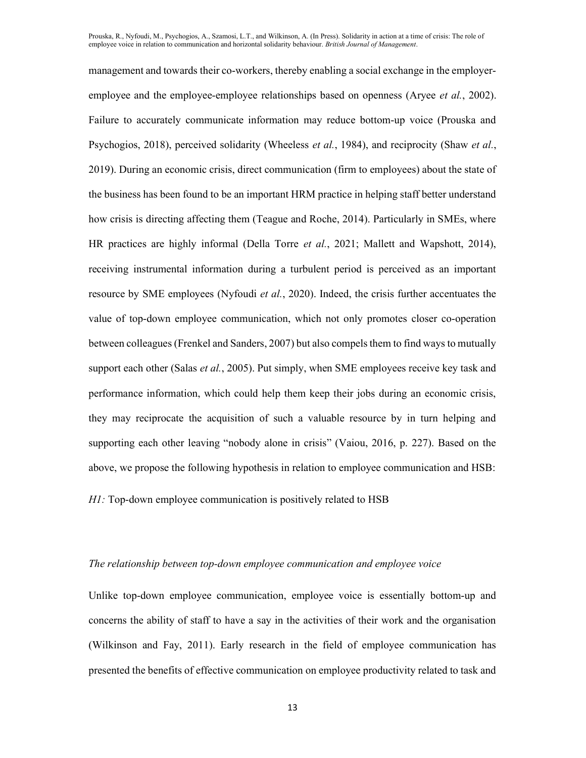management and towards their co-workers, thereby enabling a social exchange in the employer-employee and the employee-employee relationships based on openness (Aryee *et al.*, 2002). Failure to accurately communicate information may reduce bottom-up voice (Prouska and Psychogios, 2018), perceived solidarity (Wheeless *et al.*, 1984), and reciprocity (Shaw *et al.*, 2019). During an economic crisis, direct communication (firm to employees) about the state of the business has been found to be an important HRM practice in helping staff better understand how crisis is directing affecting them (Teague and Roche, 2014). Particularly in SMEs, where HR practices are highly informal (Della Torre *et al.*, 2021; Mallett and Wapshott, 2014), receiving instrumental information during a turbulent period is perceived as an important resource by SME employees (Nyfoudi *et al.*, 2020). Indeed, the crisis further accentuates the value of top-down employee communication, which not only promotes closer co-operation between colleagues (Frenkel and Sanders, 2007) but also compels them to find ways to mutually support each other (Salas *et al.*, 2005). Put simply, when SME employees receive key task and performance information, which could help them keep their jobs during an economic crisis, they may reciprocate the acquisition of such a valuable resource by in turn helping and supporting each other leaving "nobody alone in crisis" (Vaiou, 2016, p. 227). Based on the above, we propose the following hypothesis in relation to employee communication and HSB:

*H1:* Top-down employee communication is positively related to HSB

*The relationship between top-down employee communication and employee voice*

Unlike top-down employee communication, employee voice is essentially bottom-up and concerns the ability of staff to have a say in the activities of their work and the organisation (Wilkinson and Fay, 2011). Early research in the field of employee communication has presented the benefits of effective communication on employee productivity related to task and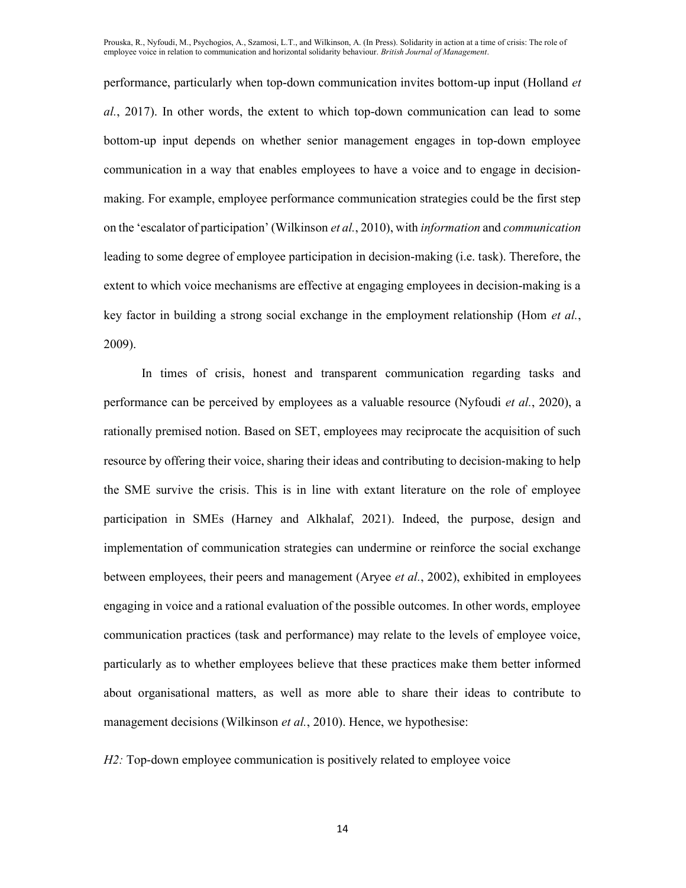performance, particularly when top-down communication invites bottom-up input (Holland *et al.*, 2017). In other words, the extent to which top-down communication can lead to some bottom-up input depends on whether senior management engages in top-down employee communication in a way that enables employees to have a voice and to engage in decision-making. For example, employee performance communication strategies could be the first step on the 'escalator of participation' (Wilkinson *et al.*, 2010), with *information* and *communication* leading to some degree of employee participation in decision-making (i.e. task). Therefore, the extent to which voice mechanisms are effective at engaging employees in decision-making is a key factor in building a strong social exchange in the employment relationship (Hom *et al.*, 2009).

In times of crisis, honest and transparent communication regarding tasks and performance can be perceived by employees as a valuable resource (Nyfoudi *et al.*, 2020), a rationally premised notion. Based on SET, employees may reciprocate the acquisition of such resource by offering their voice, sharing their ideas and contributing to decision-making to help the SME survive the crisis. This is in line with extant literature on the role of employee participation in SMEs (Harney and Alkhalaf, 2021). Indeed, the purpose, design and implementation of communication strategies can undermine or reinforce the social exchange between employees, their peers and management (Aryee *et al.*, 2002), exhibited in employees engaging in voice and a rational evaluation of the possible outcomes. In other words, employee communication practices (task and performance) may relate to the levels of employee voice, particularly as to whether employees believe that these practices make them better informed about organisational matters, as well as more able to share their ideas to contribute to management decisions (Wilkinson *et al.*, 2010). Hence, we hypothesise:

*H2:* Top-down employee communication is positively related to employee voice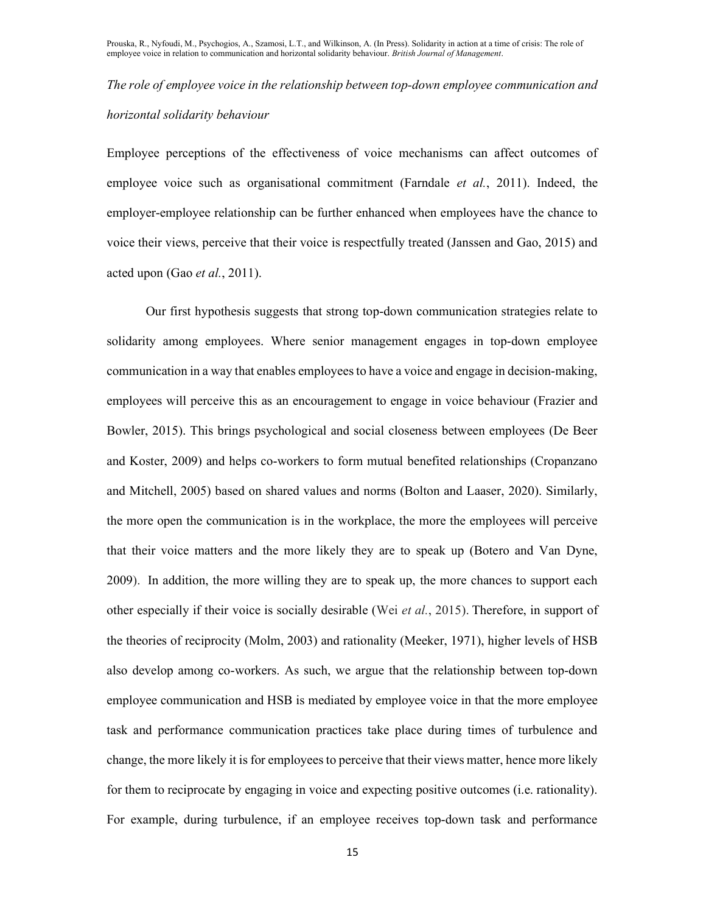*The role of employee voice in the relationship between top-down employee communication and horizontal solidarity behaviour*

Employee perceptions of the effectiveness of voice mechanisms can affect outcomes of employee voice such as organisational commitment (Farndale *et al.*, 2011). Indeed, the employer-employee relationship can be further enhanced when employees have the chance to voice their views, perceive that their voice is respectfully treated (Janssen and Gao, 2015) and acted upon (Gao *et al.*, 2011).

Our first hypothesis suggests that strong top-down communication strategies relate to solidarity among employees. Where senior management engages in top-down employee communication in a way that enables employees to have a voice and engage in decision-making, employees will perceive this as an encouragement to engage in voice behaviour (Frazier and Bowler, 2015). This brings psychological and social closeness between employees (De Beer and Koster, 2009) and helps co-workers to form mutual benefited relationships (Cropanzano and Mitchell, 2005) based on shared values and norms (Bolton and Laaser, 2020). Similarly, the more open the communication is in the workplace, the more the employees will perceive that their voice matters and the more likely they are to speak up (Botero and Van Dyne, 2009). In addition, the more willing they are to speak up, the more chances to support each other especially if their voice is socially desirable (Wei *et al.*, 2015). Therefore, in support of the theories of reciprocity (Molm, 2003) and rationality (Meeker, 1971), higher levels of HSB also develop among co-workers. As such, we argue that the relationship between top-down employee communication and HSB is mediated by employee voice in that the more employee task and performance communication practices take place during times of turbulence and change, the more likely it is for employees to perceive that their views matter, hence more likely for them to reciprocate by engaging in voice and expecting positive outcomes (i.e. rationality). For example, during turbulence, if an employee receives top-down task and performance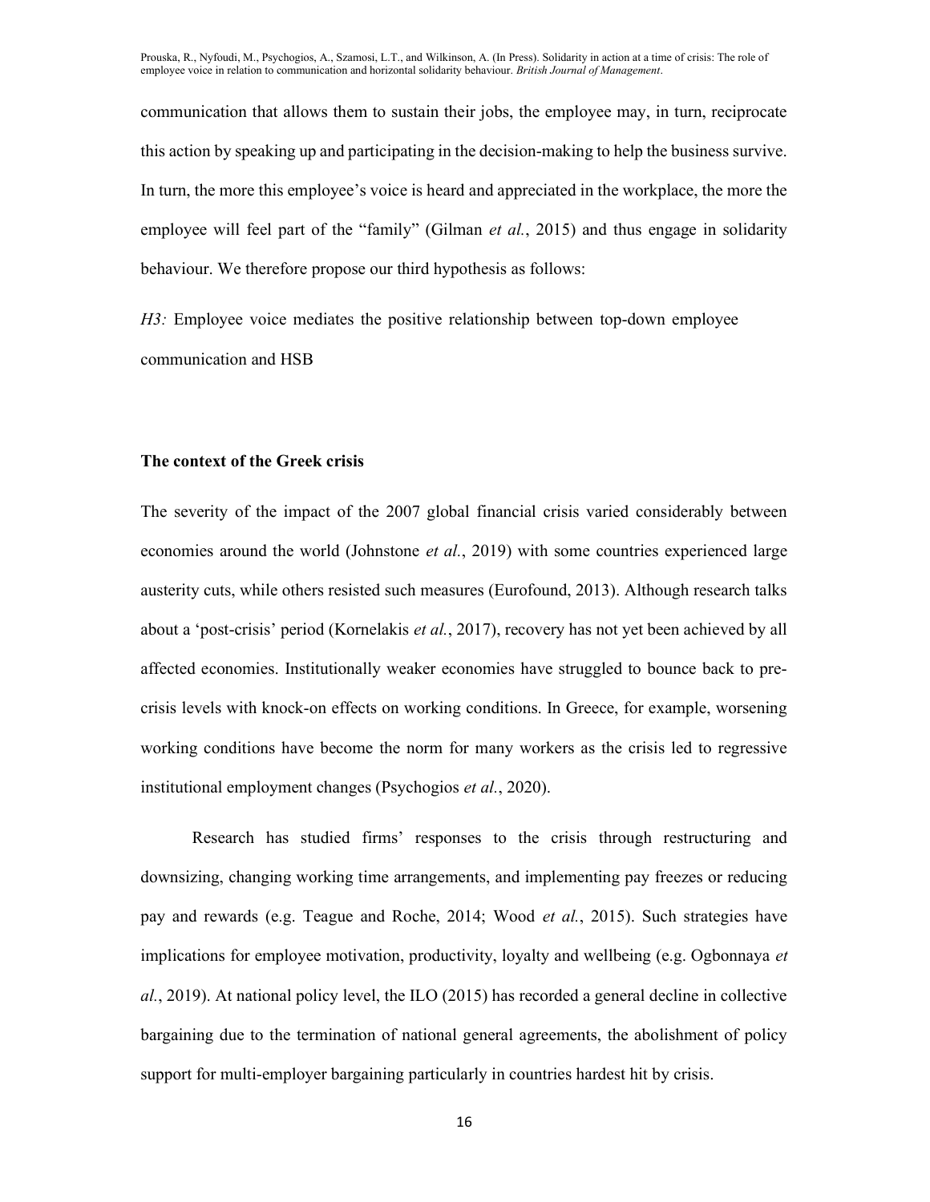communication that allows them to sustain their jobs, the employee may, in turn, reciprocate this action by speaking up and participating in the decision-making to help the business survive. In turn, the more this employee's voice is heard and appreciated in the workplace, the more the employee will feel part of the "family" (Gilman *et al.*, 2015) and thus engage in solidarity behaviour. We therefore propose our third hypothesis as follows:

*H3:* Employee voice mediates the positive relationship between top-down employee communication and HSB

## The context of the Greek crisis

The severity of the impact of the 2007 global financial crisis varied considerably between economies around the world (Johnstone *et al.*, 2019) with some countries experienced large austerity cuts, while others resisted such measures (Eurofound, 2013). Although research talks about a 'post-crisis' period (Kornelakis *et al.*, 2017), recovery has not yet been achieved by all affected economies. Institutionally weaker economies have struggled to bounce back to pre-crisis levels with knock-on effects on working conditions. In Greece, for example, worsening working conditions have become the norm for many workers as the crisis led to regressive institutional employment changes (Psychogios *et al.*, 2020).

Research has studied firms' responses to the crisis through restructuring and downsizing, changing working time arrangements, and implementing pay freezes or reducing pay and rewards (e.g. Teague and Roche, 2014; Wood *et al.*, 2015). Such strategies have implications for employee motivation, productivity, loyalty and wellbeing (e.g. Ogbonnaya *et al.*, 2019). At national policy level, the ILO (2015) has recorded a general decline in collective bargaining due to the termination of national general agreements, the abolishment of policy support for multi-employer bargaining particularly in countries hardest hit by crisis.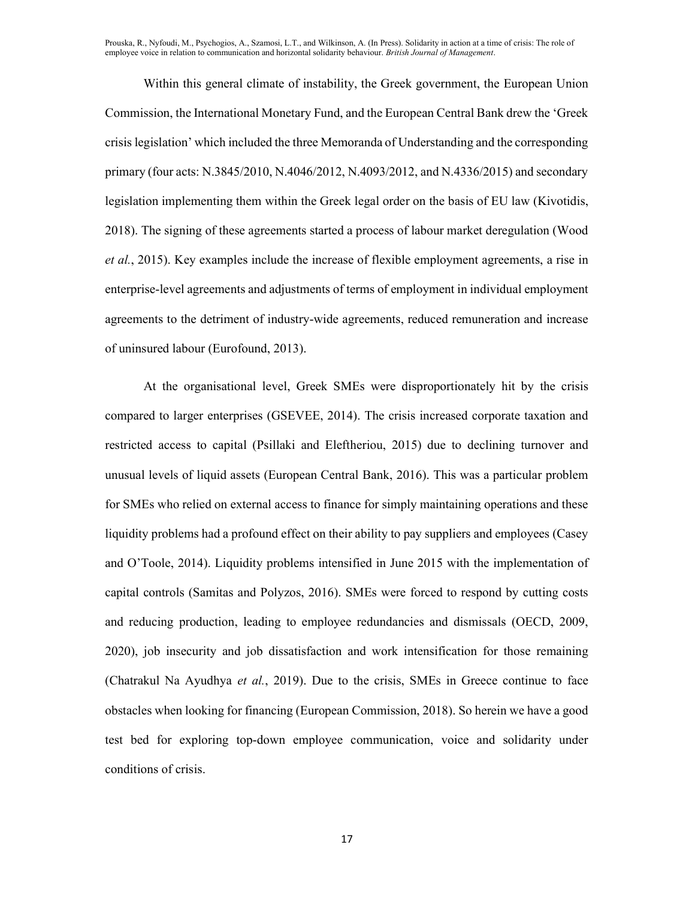Within this general climate of instability, the Greek government, the European Union Commission, the International Monetary Fund, and the European Central Bank drew the 'Greek crisis legislation' which included the three Memoranda of Understanding and the corresponding primary (four acts: N.3845/2010, N.4046/2012, N.4093/2012, and N.4336/2015) and secondary legislation implementing them within the Greek legal order on the basis of EU law (Kivotidis, 2018). The signing of these agreements started a process of labour market deregulation (Wood *et al.*, 2015). Key examples include the increase of flexible employment agreements, a rise in enterprise-level agreements and adjustments of terms of employment in individual employment agreements to the detriment of industry-wide agreements, reduced remuneration and increase of uninsured labour (Eurofound, 2013).

At the organisational level, Greek SMEs were disproportionately hit by the crisis compared to larger enterprises (GSEVEE, 2014). The crisis increased corporate taxation and restricted access to capital (Psillaki and Eleftheriou, 2015) due to declining turnover and unusual levels of liquid assets (European Central Bank, 2016). This was a particular problem for SMEs who relied on external access to finance for simply maintaining operations and these liquidity problems had a profound effect on their ability to pay suppliers and employees (Casey and O'Toole, 2014). Liquidity problems intensified in June 2015 with the implementation of capital controls (Samitas and Polyzos, 2016). SMEs were forced to respond by cutting costs and reducing production, leading to employee redundancies and dismissals (OECD, 2009, 2020), job insecurity and job dissatisfaction and work intensification for those remaining (Chatrakul Na Ayudhya *et al.*, 2019). Due to the crisis, SMEs in Greece continue to face obstacles when looking for financing (European Commission, 2018). So herein we have a good test bed for exploring top-down employee communication, voice and solidarity under conditions of crisis.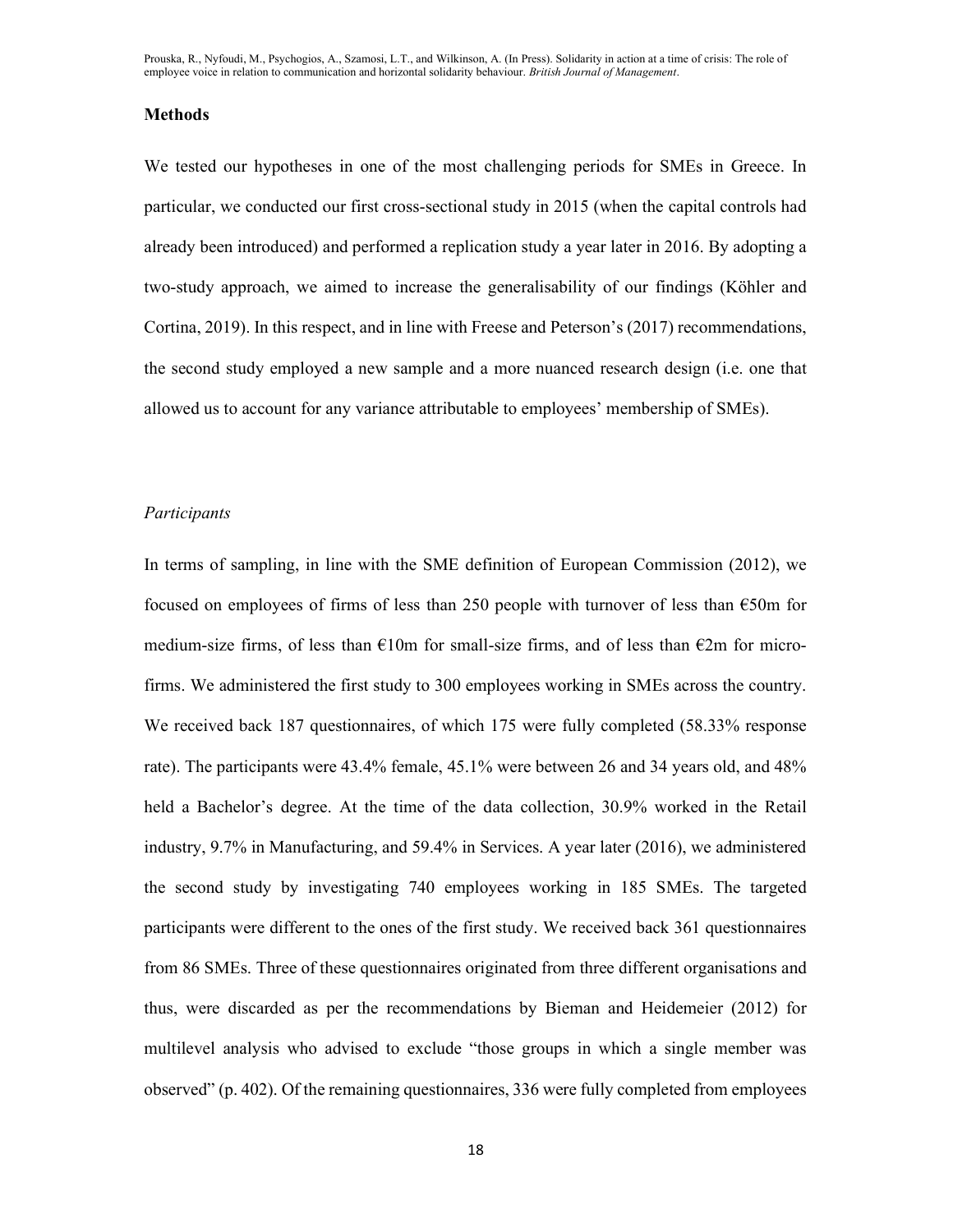## Methods

We tested our hypotheses in one of the most challenging periods for SMEs in Greece. In particular, we conducted our first cross-sectional study in 2015 (when the capital controls had already been introduced) and performed a replication study a year later in 2016. By adopting a two-study approach, we aimed to increase the generalisability of our findings (Köhler and Cortina, 2019). In this respect, and in line with Freese and Peterson's (2017) recommendations, the second study employed a new sample and a more nuanced research design (i.e. one that allowed us to account for any variance attributable to employees' membership of SMEs).

### *Participants*

In terms of sampling, in line with the SME definition of European Commission (2012), we focused on employees of firms of less than 250 people with turnover of less than €50m for medium-size firms, of less than €10m for small-size firms, and of less than €2m for micro-firms. We administered the first study to 300 employees working in SMEs across the country. We received back 187 questionnaires, of which 175 were fully completed (58.33% response rate). The participants were 43.4% female, 45.1% were between 26 and 34 years old, and 48% held a Bachelor's degree. At the time of the data collection, 30.9% worked in the Retail industry, 9.7% in Manufacturing, and 59.4% in Services. A year later (2016), we administered the second study by investigating 740 employees working in 185 SMEs. The targeted participants were different to the ones of the first study. We received back 361 questionnaires from 86 SMEs. Three of these questionnaires originated from three different organisations and thus, were discarded as per the recommendations by Bieman and Heidemeier (2012) for multilevel analysis who advised to exclude "those groups in which a single member was observed" (p. 402). Of the remaining questionnaires, 336 were fully completed from employees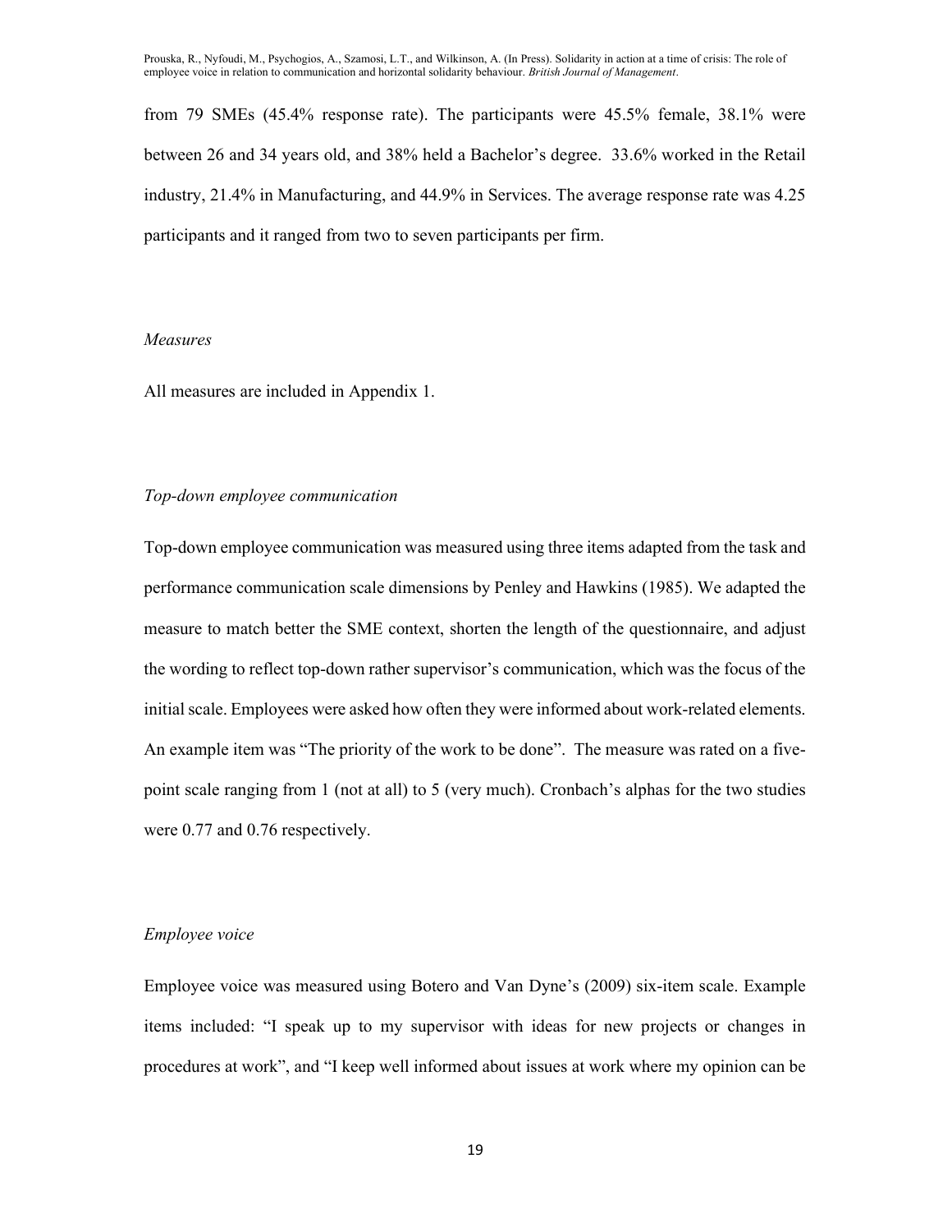from 79 SMEs (45.4% response rate). The participants were 45.5% female, 38.1% were between 26 and 34 years old, and 38% held a Bachelor's degree. 33.6% worked in the Retail industry, 21.4% in Manufacturing, and 44.9% in Services. The average response rate was 4.25 participants and it ranged from two to seven participants per firm.

*Measures*

All measures are included in Appendix 1.

*Top-down employee communication*

Top-down employee communication was measured using three items adapted from the task and performance communication scale dimensions by Penley and Hawkins (1985). We adapted the measure to match better the SME context, shorten the length of the questionnaire, and adjust the wording to reflect top-down rather supervisor's communication, which was the focus of the initial scale. Employees were asked how often they were informed about work-related elements. An example item was "The priority of the work to be done". The measure was rated on a five-point scale ranging from 1 (not at all) to 5 (very much). Cronbach's alphas for the two studies were 0.77 and 0.76 respectively.

*Employee voice*

Employee voice was measured using Botero and Van Dyne's (2009) six-item scale. Example items included: "I speak up to my supervisor with ideas for new projects or changes in procedures at work", and "I keep well informed about issues at work where my opinion can be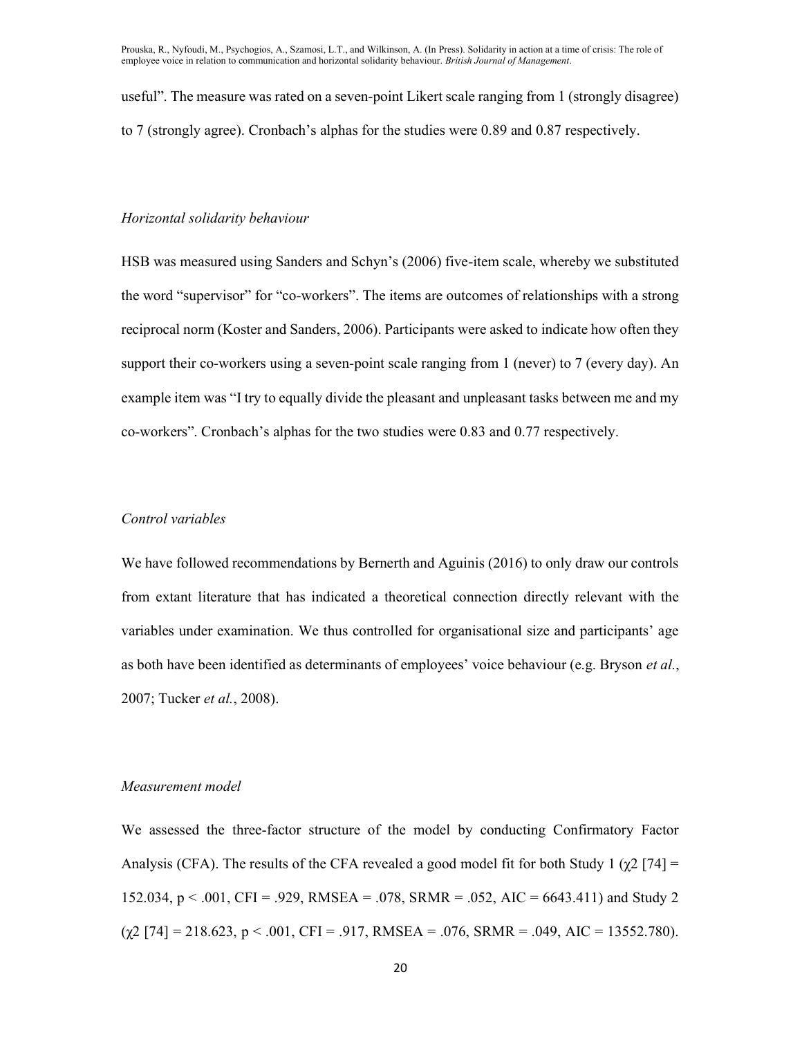useful". The measure was rated on a seven-point Likert scale ranging from 1 (strongly disagree) to 7 (strongly agree). Cronbach's alphas for the studies were 0.89 and 0.87 respectively.

### *Horizontal solidarity behaviour*

HSB was measured using Sanders and Schyn's (2006) five-item scale, whereby we substituted the word "supervisor" for "co-workers". The items are outcomes of relationships with a strong reciprocal norm (Koster and Sanders, 2006). Participants were asked to indicate how often they support their co-workers using a seven-point scale ranging from 1 (never) to 7 (every day). An example item was "I try to equally divide the pleasant and unpleasant tasks between me and my co-workers". Cronbach's alphas for the two studies were 0.83 and 0.77 respectively.

### *Control variables*

We have followed recommendations by Bernerth and Aguinis (2016) to only draw our controls from extant literature that has indicated a theoretical connection directly relevant with the variables under examination. We thus controlled for organisational size and participants' age as both have been identified as determinants of employees' voice behaviour (e.g. Bryson *et al.*, 2007; Tucker *et al.*, 2008).

### *Measurement model*

We assessed the three-factor structure of the model by conducting Confirmatory Factor Analysis (CFA). The results of the CFA revealed a good model fit for both Study 1 ($\chi^2$ [74] = 152.034, $p < .001$, CFI = .929, RMSEA = .078, SRMR = .052, AIC = 6643.411) and Study 2 ($\chi^2$ [74] = 218.623, $p < .001$, CFI = .917, RMSEA = .076, SRMR = .049, AIC = 13552.780).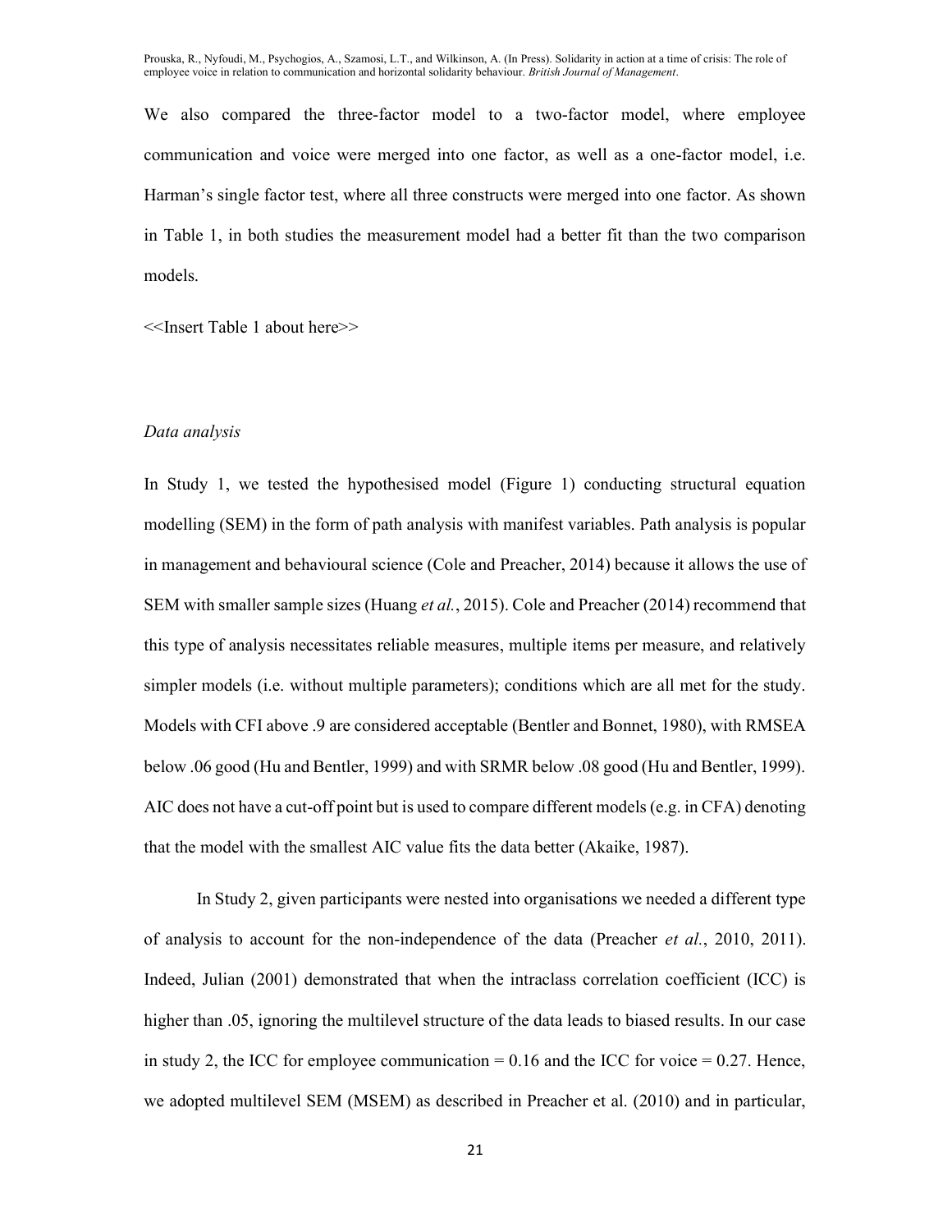We also compared the three-factor model to a two-factor model, where employee communication and voice were merged into one factor, as well as a one-factor model, i.e. Harman's single factor test, where all three constructs were merged into one factor. As shown in Table 1, in both studies the measurement model had a better fit than the two comparison models.

<<Insert Table 1 about here>>

*Data analysis*

In Study 1, we tested the hypothesised model (Figure 1) conducting structural equation modelling (SEM) in the form of path analysis with manifest variables. Path analysis is popular in management and behavioural science (Cole and Preacher, 2014) because it allows the use of SEM with smaller sample sizes (Huang *et al.*, 2015). Cole and Preacher (2014) recommend that this type of analysis necessitates reliable measures, multiple items per measure, and relatively simpler models (i.e. without multiple parameters); conditions which are all met for the study. Models with CFI above .9 are considered acceptable (Bentler and Bonnet, 1980), with RMSEA below .06 good (Hu and Bentler, 1999) and with SRMR below .08 good (Hu and Bentler, 1999). AIC does not have a cut-off point but is used to compare different models (e.g. in CFA) denoting that the model with the smallest AIC value fits the data better (Akaike, 1987).

In Study 2, given participants were nested into organisations we needed a different type of analysis to account for the non-independence of the data (Preacher *et al.*, 2010, 2011). Indeed, Julian (2001) demonstrated that when the intraclass correlation coefficient (ICC) is higher than .05, ignoring the multilevel structure of the data leads to biased results. In our case in study 2, the ICC for employee communication = 0.16 and the ICC for voice = 0.27. Hence, we adopted multilevel SEM (MSEM) as described in Preacher et al. (2010) and in particular,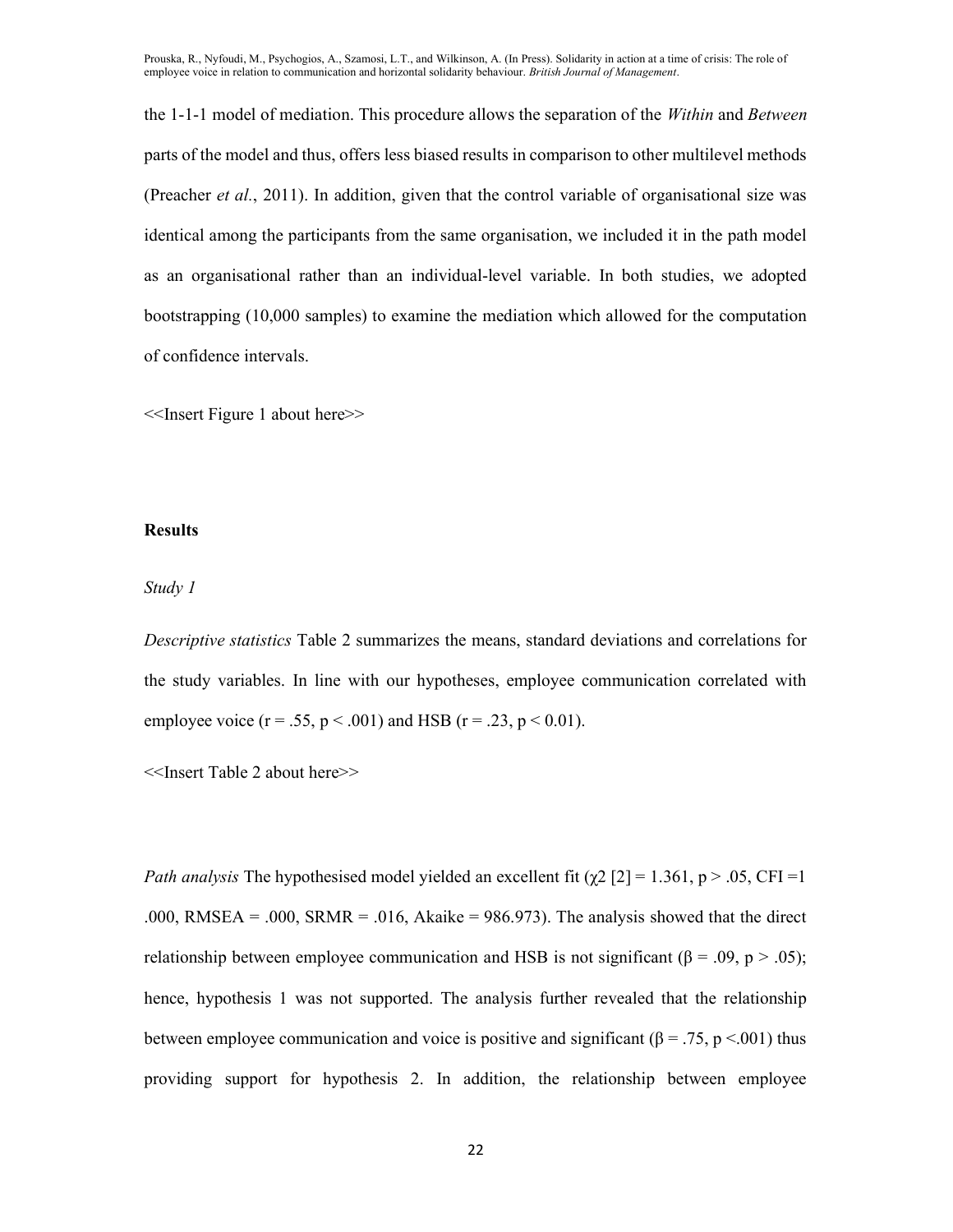the 1-1-1 model of mediation. This procedure allows the separation of the *Within* and *Between* parts of the model and thus, offers less biased results in comparison to other multilevel methods (Preacher *et al.*, 2011). In addition, given that the control variable of organisational size was identical among the participants from the same organisation, we included it in the path model as an organisational rather than an individual-level variable. In both studies, we adopted bootstrapping (10,000 samples) to examine the mediation which allowed for the computation of confidence intervals.

<<Insert Figure 1 about here>>

## Results

### *Study 1*

*Descriptive statistics* Table 2 summarizes the means, standard deviations and correlations for the study variables. In line with our hypotheses, employee communication correlated with employee voice ($r = .55$, $p < .001$) and HSB ($r = .23$, $p < 0.01$).

<<Insert Table 2 about here>>

*Path analysis* The hypothesised model yielded an excellent fit ($\chi2$ [2] = 1.361, $p > .05$, CFI =1 .000, RMSEA = .000, SRMR = .016, Akaike = 986.973). The analysis showed that the direct relationship between employee communication and HSB is not significant ($\beta = .09$, $p > .05$); hence, hypothesis 1 was not supported. The analysis further revealed that the relationship between employee communication and voice is positive and significant ($\beta = .75$, $p < .001$) thus providing support for hypothesis 2. In addition, the relationship between employee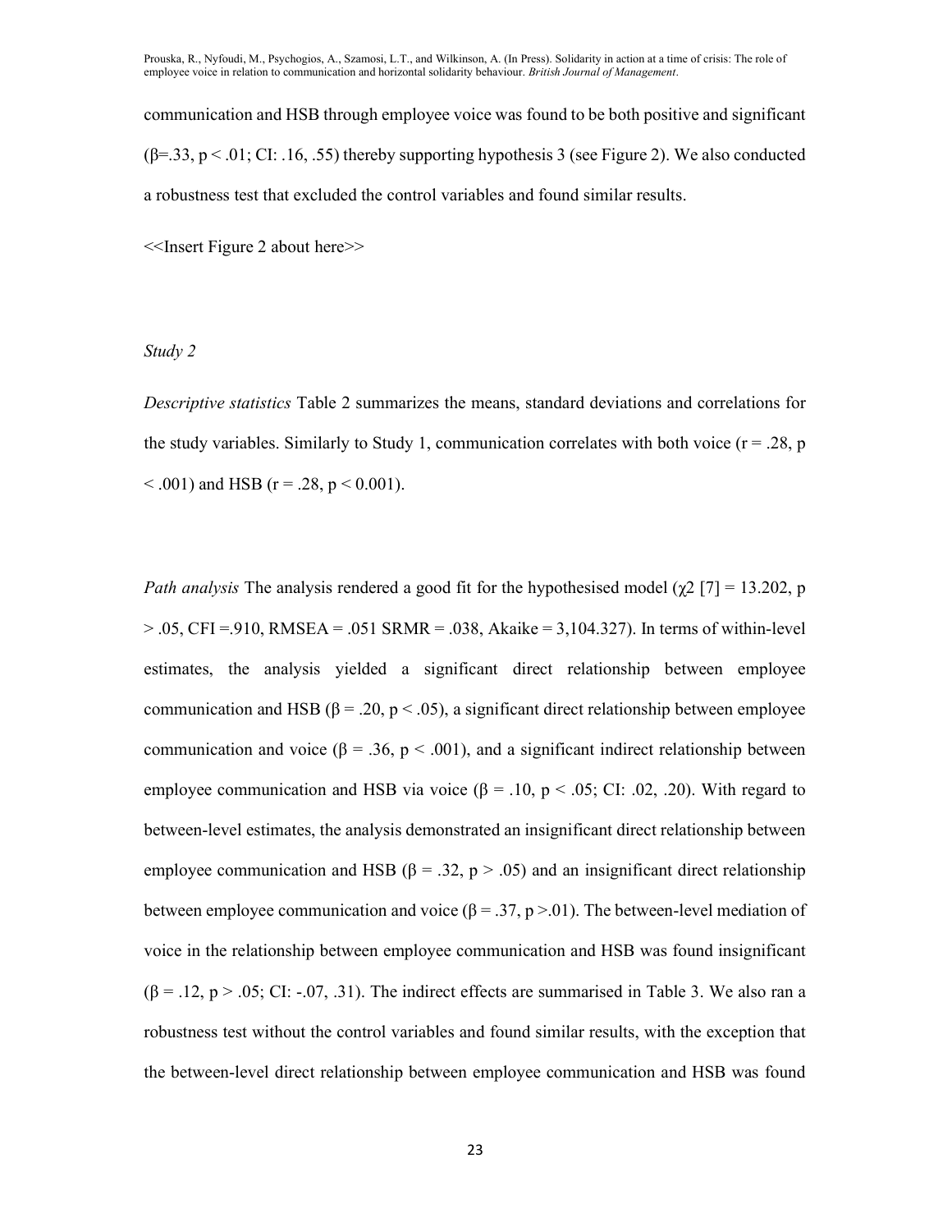communication and HSB through employee voice was found to be both positive and significant ($\beta = .33$, $p < .01$; CI: .16, .55) thereby supporting hypothesis 3 (see Figure 2). We also conducted a robustness test that excluded the control variables and found similar results.

<<Insert Figure 2 about here>>

*Study 2*

*Descriptive statistics* Table 2 summarizes the means, standard deviations and correlations for the study variables. Similarly to Study 1, communication correlates with both voice ($r = .28$, $p < .001$) and HSB ($r = .28$, $p < 0.001$).

*Path analysis* The analysis rendered a good fit for the hypothesised model ($\chi^2$ [7] = 13.202, $p > .05$, CFI =.910, RMSEA = .051 SRMR = .038, Akaike = 3,104.327). In terms of within-level estimates, the analysis yielded a significant direct relationship between employee communication and HSB ($\beta = .20$, $p < .05$), a significant direct relationship between employee communication and voice ($\beta = .36$, $p < .001$), and a significant indirect relationship between employee communication and HSB via voice ($\beta = .10$, $p < .05$; CI: .02, .20). With regard to between-level estimates, the analysis demonstrated an insignificant direct relationship between employee communication and HSB ($\beta = .32$, $p > .05$) and an insignificant direct relationship between employee communication and voice ($\beta = .37$, $p > .01$). The between-level mediation of voice in the relationship between employee communication and HSB was found insignificant ($\beta = .12$, $p > .05$; CI: -.07, .31). The indirect effects are summarised in Table 3. We also ran a robustness test without the control variables and found similar results, with the exception that the between-level direct relationship between employee communication and HSB was found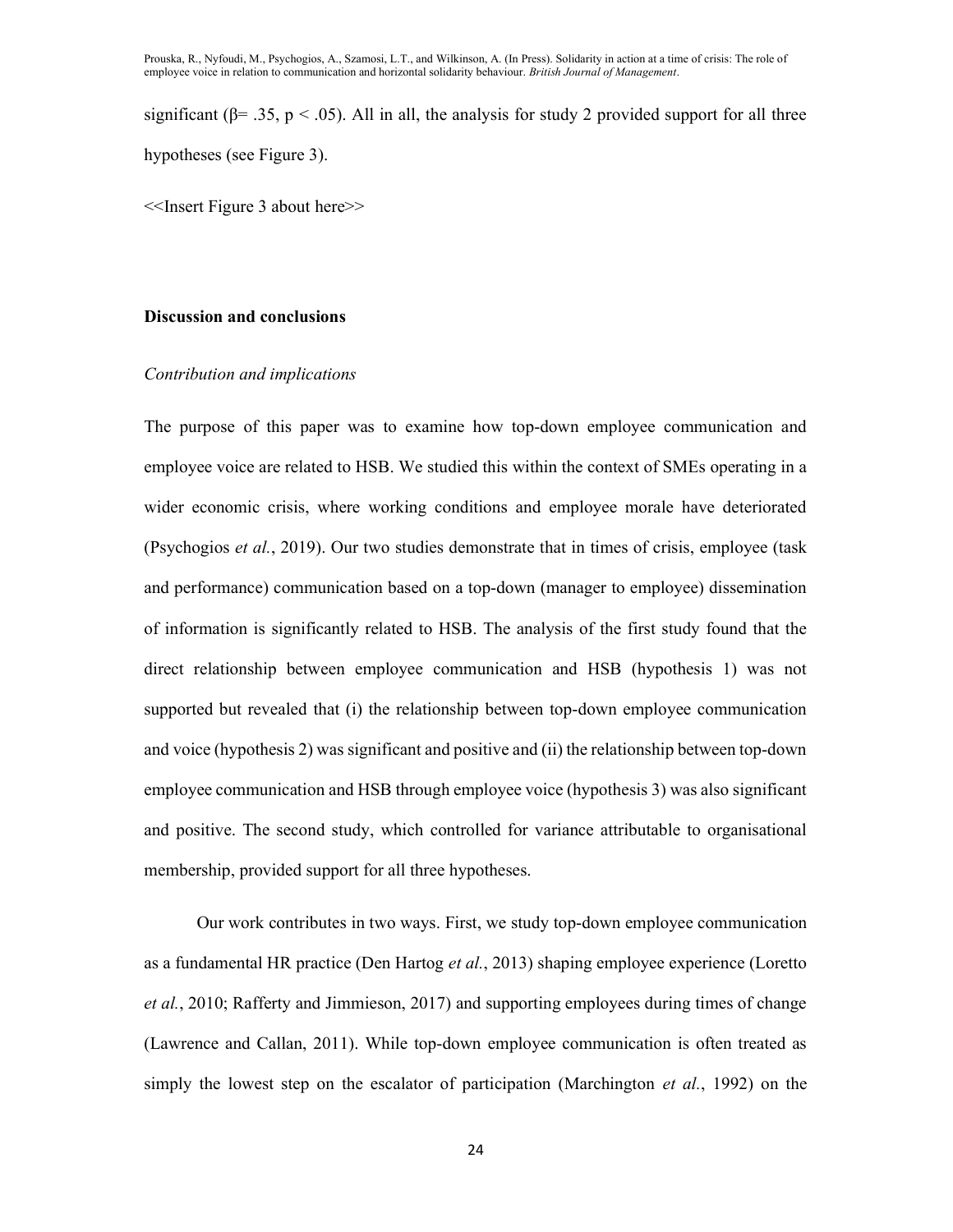significant ($\beta = .35$, $p < .05$). All in all, the analysis for study 2 provided support for all three hypotheses (see Figure 3).

<<Insert Figure 3 about here>>

## Discussion and conclusions

### *Contribution and implications*

The purpose of this paper was to examine how top-down employee communication and employee voice are related to HSB. We studied this within the context of SMEs operating in a wider economic crisis, where working conditions and employee morale have deteriorated (Psychogios *et al.*, 2019). Our two studies demonstrate that in times of crisis, employee (task and performance) communication based on a top-down (manager to employee) dissemination of information is significantly related to HSB. The analysis of the first study found that the direct relationship between employee communication and HSB (hypothesis 1) was not supported but revealed that (i) the relationship between top-down employee communication and voice (hypothesis 2) was significant and positive and (ii) the relationship between top-down employee communication and HSB through employee voice (hypothesis 3) was also significant and positive. The second study, which controlled for variance attributable to organisational membership, provided support for all three hypotheses.

Our work contributes in two ways. First, we study top-down employee communication as a fundamental HR practice (Den Hartog *et al.*, 2013) shaping employee experience (Loretto *et al.*, 2010; Rafferty and Jimmieson, 2017) and supporting employees during times of change (Lawrence and Callan, 2011). While top-down employee communication is often treated as simply the lowest step on the escalator of participation (Marchington *et al.*, 1992) on the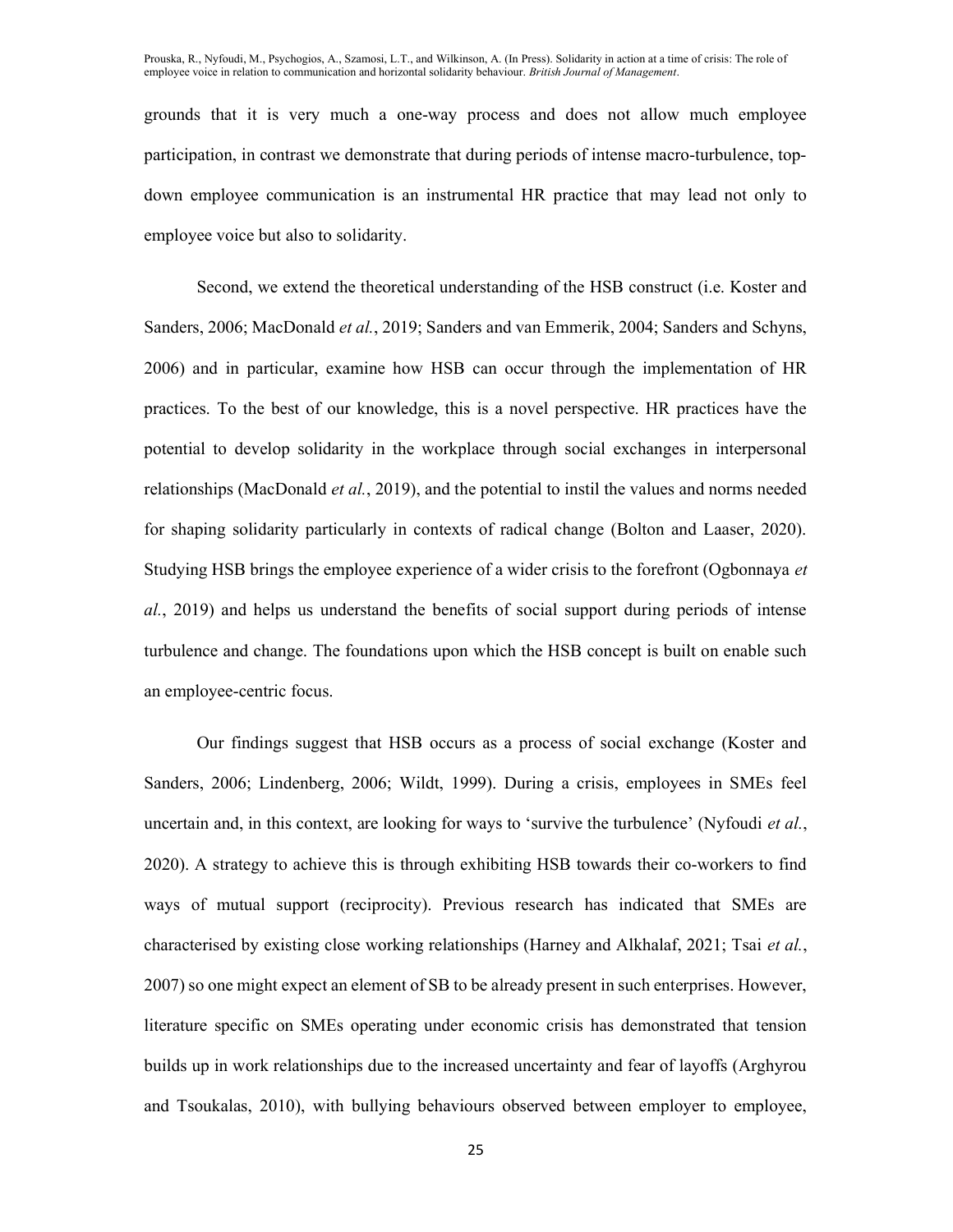grounds that it is very much a one-way process and does not allow much employee participation, in contrast we demonstrate that during periods of intense macro-turbulence, top-down employee communication is an instrumental HR practice that may lead not only to employee voice but also to solidarity.

Second, we extend the theoretical understanding of the HSB construct (i.e. Koster and Sanders, 2006; MacDonald *et al.*, 2019; Sanders and van Emmerik, 2004; Sanders and Schyns, 2006) and in particular, examine how HSB can occur through the implementation of HR practices. To the best of our knowledge, this is a novel perspective. HR practices have the potential to develop solidarity in the workplace through social exchanges in interpersonal relationships (MacDonald *et al.*, 2019), and the potential to instil the values and norms needed for shaping solidarity particularly in contexts of radical change (Bolton and Laaser, 2020). Studying HSB brings the employee experience of a wider crisis to the forefront (Ogbonnaya *et al.*, 2019) and helps us understand the benefits of social support during periods of intense turbulence and change. The foundations upon which the HSB concept is built on enable such an employee-centric focus.

Our findings suggest that HSB occurs as a process of social exchange (Koster and Sanders, 2006; Lindenberg, 2006; Wildt, 1999). During a crisis, employees in SMEs feel uncertain and, in this context, are looking for ways to 'survive the turbulence' (Nyfoudi *et al.*, 2020). A strategy to achieve this is through exhibiting HSB towards their co-workers to find ways of mutual support (reciprocity). Previous research has indicated that SMEs are characterised by existing close working relationships (Harney and Alkhalaf, 2021; Tsai *et al.*, 2007) so one might expect an element of SB to be already present in such enterprises. However, literature specific on SMEs operating under economic crisis has demonstrated that tension builds up in work relationships due to the increased uncertainty and fear of layoffs (Arghyrou and Tsoukalas, 2010), with bullying behaviours observed between employer to employee,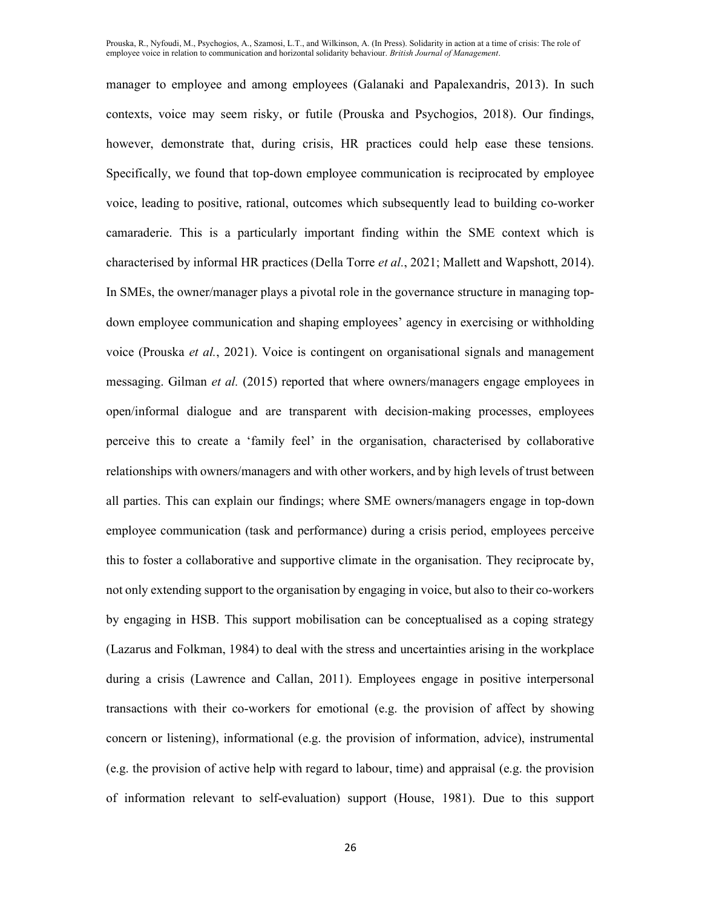manager to employee and among employees (Galanaki and Papalexandris, 2013). In such contexts, voice may seem risky, or futile (Prouska and Psychogios, 2018). Our findings, however, demonstrate that, during crisis, HR practices could help ease these tensions. Specifically, we found that top-down employee communication is reciprocated by employee voice, leading to positive, rational, outcomes which subsequently lead to building co-worker camaraderie. This is a particularly important finding within the SME context which is characterised by informal HR practices (Della Torre *et al.*, 2021; Mallett and Wapshott, 2014). In SMEs, the owner/manager plays a pivotal role in the governance structure in managing top-down employee communication and shaping employees' agency in exercising or withholding voice (Prouska *et al.*, 2021). Voice is contingent on organisational signals and management messaging. Gilman *et al.* (2015) reported that where owners/managers engage employees in open/informal dialogue and are transparent with decision-making processes, employees perceive this to create a 'family feel' in the organisation, characterised by collaborative relationships with owners/managers and with other workers, and by high levels of trust between all parties. This can explain our findings; where SME owners/managers engage in top-down employee communication (task and performance) during a crisis period, employees perceive this to foster a collaborative and supportive climate in the organisation. They reciprocate by, not only extending support to the organisation by engaging in voice, but also to their co-workers by engaging in HSB. This support mobilisation can be conceptualised as a coping strategy (Lazarus and Folkman, 1984) to deal with the stress and uncertainties arising in the workplace during a crisis (Lawrence and Callan, 2011). Employees engage in positive interpersonal transactions with their co-workers for emotional (e.g. the provision of affect by showing concern or listening), informational (e.g. the provision of information, advice), instrumental (e.g. the provision of active help with regard to labour, time) and appraisal (e.g. the provision of information relevant to self-evaluation) support (House, 1981). Due to this support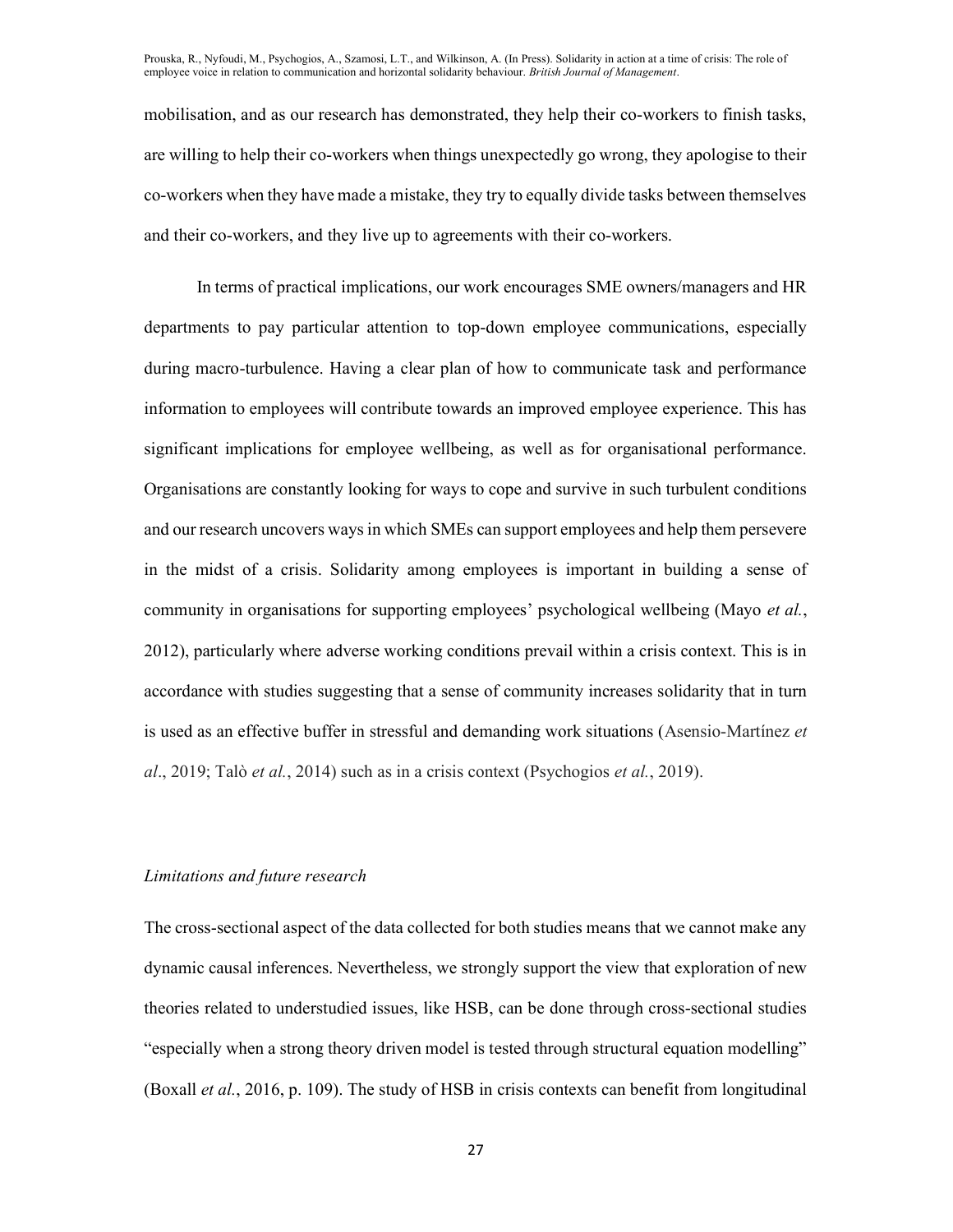mobilisation, and as our research has demonstrated, they help their co-workers to finish tasks, are willing to help their co-workers when things unexpectedly go wrong, they apologise to their co-workers when they have made a mistake, they try to equally divide tasks between themselves and their co-workers, and they live up to agreements with their co-workers.

In terms of practical implications, our work encourages SME owners/managers and HR departments to pay particular attention to top-down employee communications, especially during macro-turbulence. Having a clear plan of how to communicate task and performance information to employees will contribute towards an improved employee experience. This has significant implications for employee wellbeing, as well as for organisational performance. Organisations are constantly looking for ways to cope and survive in such turbulent conditions and our research uncovers ways in which SMEs can support employees and help them persevere in the midst of a crisis. Solidarity among employees is important in building a sense of community in organisations for supporting employees' psychological wellbeing (Mayo *et al.*, 2012), particularly where adverse working conditions prevail within a crisis context. This is in accordance with studies suggesting that a sense of community increases solidarity that in turn is used as an effective buffer in stressful and demanding work situations (Asensio-Martínez *et al*., 2019; Talò *et al.*, 2014) such as in a crisis context (Psychogios *et al.*, 2019).

### *Limitations and future research*

The cross-sectional aspect of the data collected for both studies means that we cannot make any dynamic causal inferences. Nevertheless, we strongly support the view that exploration of new theories related to understudied issues, like HSB, can be done through cross-sectional studies "especially when a strong theory driven model is tested through structural equation modelling" (Boxall *et al.*, 2016, p. 109). The study of HSB in crisis contexts can benefit from longitudinal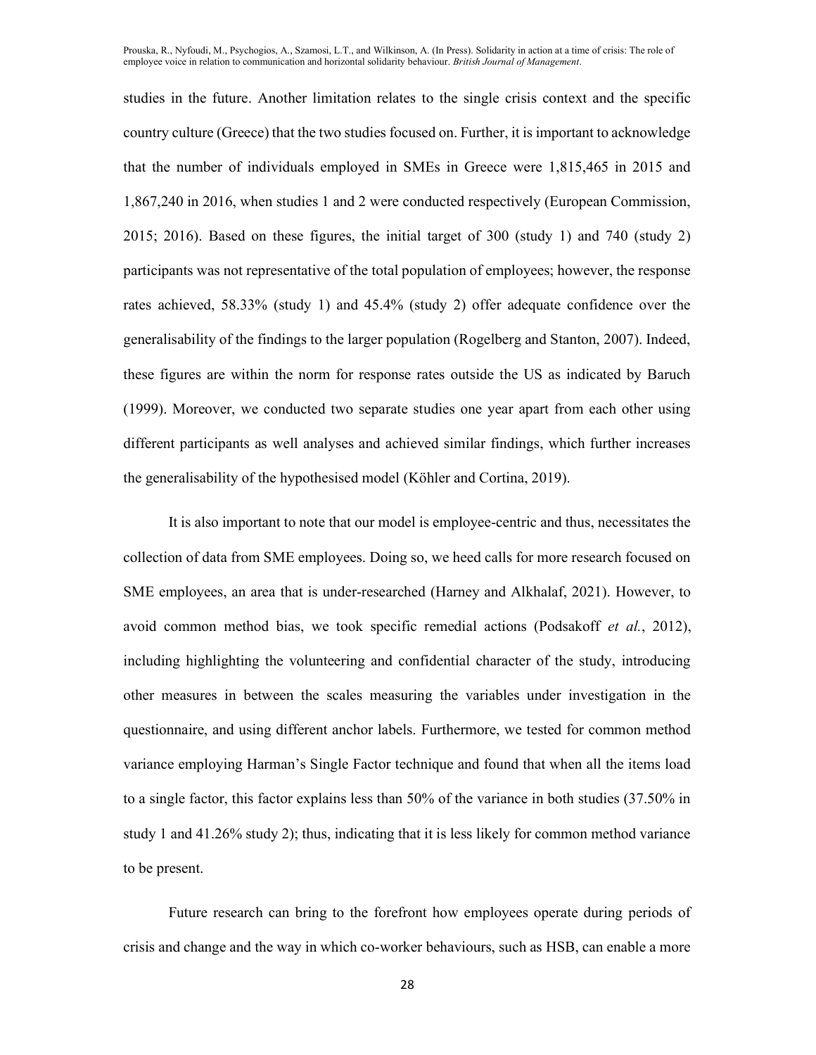studies in the future. Another limitation relates to the single crisis context and the specific country culture (Greece) that the two studies focused on. Further, it is important to acknowledge that the number of individuals employed in SMEs in Greece were 1,815,465 in 2015 and 1,867,240 in 2016, when studies 1 and 2 were conducted respectively (European Commission, 2015; 2016). Based on these figures, the initial target of 300 (study 1) and 740 (study 2) participants was not representative of the total population of employees; however, the response rates achieved, 58.33% (study 1) and 45.4% (study 2) offer adequate confidence over the generalisability of the findings to the larger population (Rogelberg and Stanton, 2007). Indeed, these figures are within the norm for response rates outside the US as indicated by Baruch (1999). Moreover, we conducted two separate studies one year apart from each other using different participants as well analyses and achieved similar findings, which further increases the generalisability of the hypothesised model (Köhler and Cortina, 2019).

It is also important to note that our model is employee-centric and thus, necessitates the collection of data from SME employees. Doing so, we heed calls for more research focused on SME employees, an area that is under-researched (Harney and Alkhalaf, 2021). However, to avoid common method bias, we took specific remedial actions (Podsakoff *et al.*, 2012), including highlighting the volunteering and confidential character of the study, introducing other measures in between the scales measuring the variables under investigation in the questionnaire, and using different anchor labels. Furthermore, we tested for common method variance employing Harman's Single Factor technique and found that when all the items load to a single factor, this factor explains less than 50% of the variance in both studies (37.50% in study 1 and 41.26% study 2); thus, indicating that it is less likely for common method variance to be present.

Future research can bring to the forefront how employees operate during periods of crisis and change and the way in which co-worker behaviours, such as HSB, can enable a more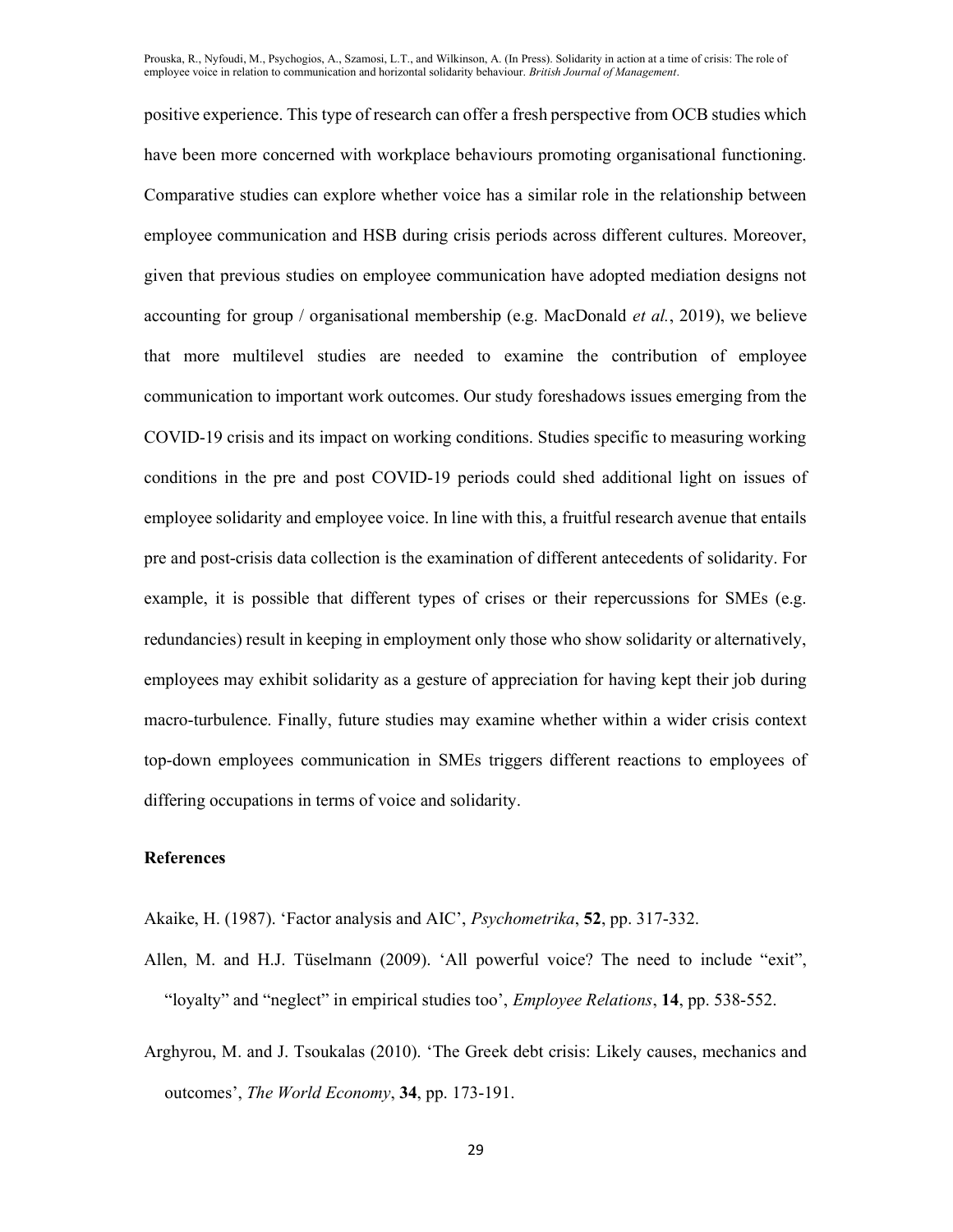positive experience. This type of research can offer a fresh perspective from OCB studies which have been more concerned with workplace behaviours promoting organisational functioning. Comparative studies can explore whether voice has a similar role in the relationship between employee communication and HSB during crisis periods across different cultures. Moreover, given that previous studies on employee communication have adopted mediation designs not accounting for group / organisational membership (e.g. MacDonald *et al.*, 2019), we believe that more multilevel studies are needed to examine the contribution of employee communication to important work outcomes. Our study foreshadows issues emerging from the COVID-19 crisis and its impact on working conditions. Studies specific to measuring working conditions in the pre and post COVID-19 periods could shed additional light on issues of employee solidarity and employee voice. In line with this, a fruitful research avenue that entails pre and post-crisis data collection is the examination of different antecedents of solidarity. For example, it is possible that different types of crises or their repercussions for SMEs (e.g. redundancies) result in keeping in employment only those who show solidarity or alternatively, employees may exhibit solidarity as a gesture of appreciation for having kept their job during macro-turbulence. Finally, future studies may examine whether within a wider crisis context top-down employees communication in SMEs triggers different reactions to employees of differing occupations in terms of voice and solidarity.

## References

Akaike, H. (1987). 'Factor analysis and AIC', *Psychometrika*, **52**, pp. 317-332.

Allen, M. and H.J. Tüselmann (2009). 'All powerful voice? The need to include "exit", "loyalty" and "neglect" in empirical studies too', *Employee Relations*, **14**, pp. 538-552.

Arghyrou, M. and J. Tsoukalas (2010). 'The Greek debt crisis: Likely causes, mechanics and outcomes', *The World Economy*, **34**, pp. 173-191.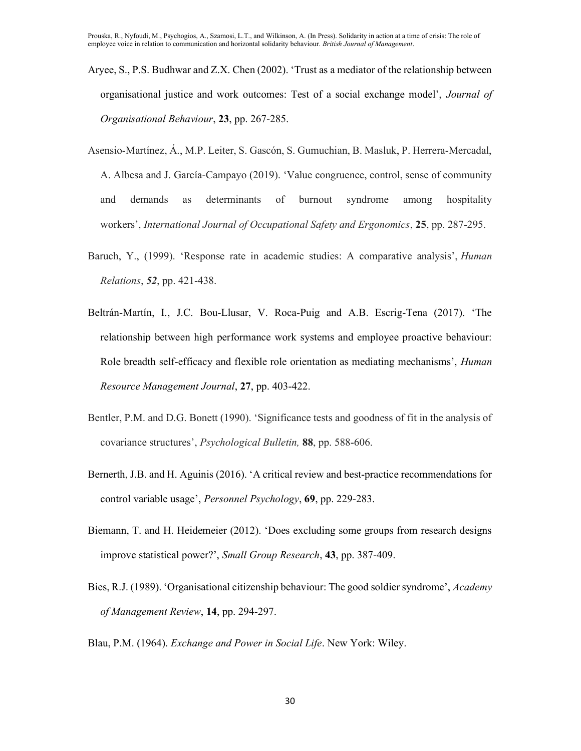Aryee, S., P.S. Budhwar and Z.X. Chen (2002). 'Trust as a mediator of the relationship between organisational justice and work outcomes: Test of a social exchange model', *Journal of Organisational Behaviour*, **23**, pp. 267-285.

Asensio-Martínez, Á., M.P. Leiter, S. Gascón, S. Gumuchian, B. Masluk, P. Herrera-Mercadal, A. Albesa and J. García-Campayo (2019). 'Value congruence, control, sense of community and demands as determinants of burnout syndrome among hospitality workers', *International Journal of Occupational Safety and Ergonomics*, **25**, pp. 287-295.

Baruch, Y., (1999). 'Response rate in academic studies: A comparative analysis', *Human Relations*, ***52***, pp. 421-438.

Beltrán-Martín, I., J.C. Bou-Llusar, V. Roca-Puig and A.B. Escrig-Tena (2017). 'The relationship between high performance work systems and employee proactive behaviour: Role breadth self-efficacy and flexible role orientation as mediating mechanisms', *Human Resource Management Journal*, **27**, pp. 403-422.

Bentler, P.M. and D.G. Bonett (1990). 'Significance tests and goodness of fit in the analysis of covariance structures', *Psychological Bulletin,* **88**, pp. 588-606.

Bernerth, J.B. and H. Aguinis (2016). 'A critical review and best-practice recommendations for control variable usage', *Personnel Psychology*, **69**, pp. 229-283.

Biemann, T. and H. Heidemeier (2012). 'Does excluding some groups from research designs improve statistical power?', *Small Group Research*, **43**, pp. 387-409.

Bies, R.J. (1989). 'Organisational citizenship behaviour: The good soldier syndrome', *Academy of Management Review*, **14**, pp. 294-297.

Blau, P.M. (1964). *Exchange and Power in Social Life*. New York: Wiley.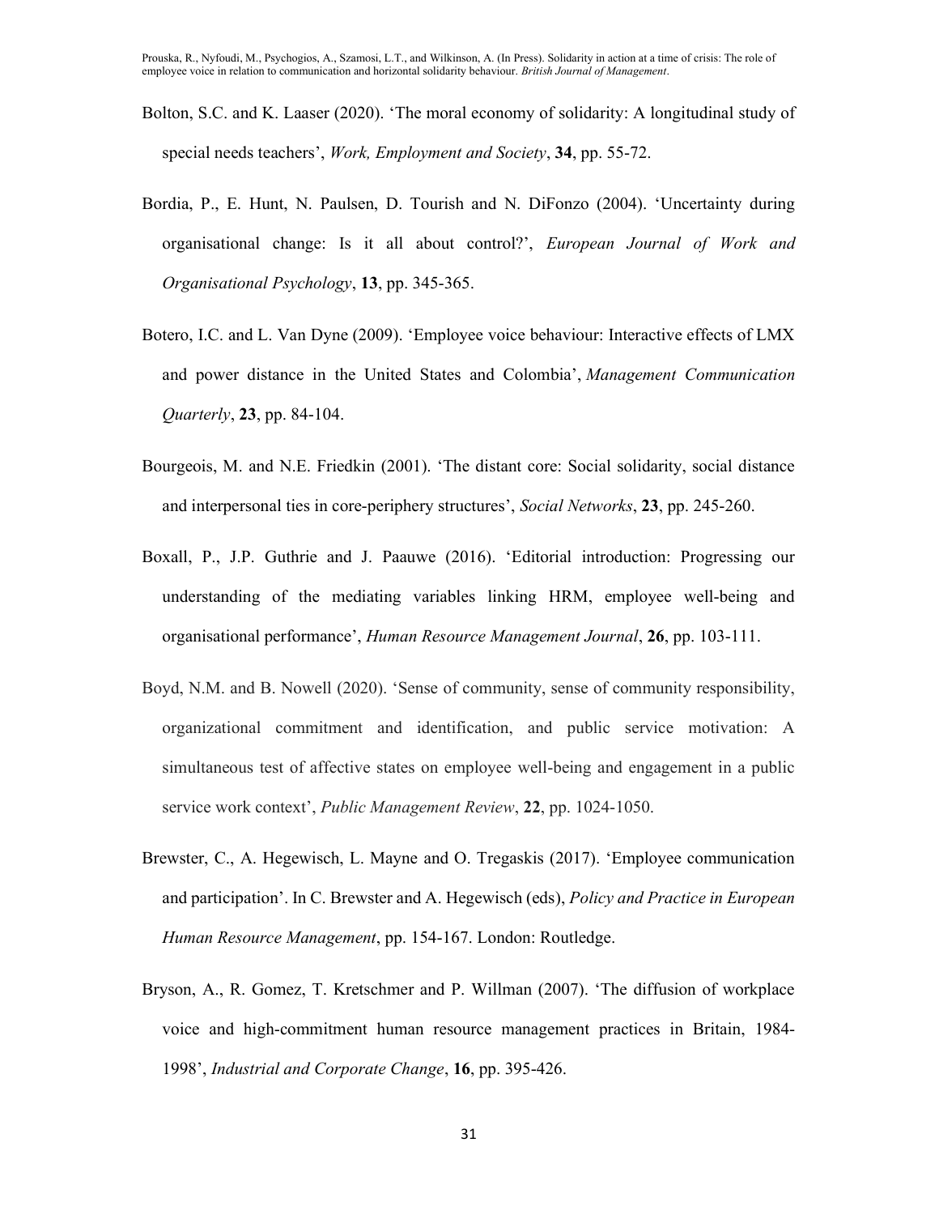Bolton, S.C. and K. Laaser (2020). 'The moral economy of solidarity: A longitudinal study of special needs teachers', *Work, Employment and Society*, **34**, pp. 55-72.

Bordia, P., E. Hunt, N. Paulsen, D. Tourish and N. DiFonzo (2004). 'Uncertainty during organisational change: Is it all about control?', *European Journal of Work and Organisational Psychology*, **13**, pp. 345-365.

Botero, I.C. and L. Van Dyne (2009). 'Employee voice behaviour: Interactive effects of LMX and power distance in the United States and Colombia', *Management Communication Quarterly*, **23**, pp. 84-104.

Bourgeois, M. and N.E. Friedkin (2001). 'The distant core: Social solidarity, social distance and interpersonal ties in core-periphery structures', *Social Networks*, **23**, pp. 245-260.

Boxall, P., J.P. Guthrie and J. Paauwe (2016). 'Editorial introduction: Progressing our understanding of the mediating variables linking HRM, employee well-being and organisational performance', *Human Resource Management Journal*, **26**, pp. 103-111.

Boyd, N.M. and B. Nowell (2020). 'Sense of community, sense of community responsibility, organizational commitment and identification, and public service motivation: A simultaneous test of affective states on employee well-being and engagement in a public service work context', *Public Management Review*, **22**, pp. 1024-1050.

Brewster, C., A. Hegewisch, L. Mayne and O. Tregaskis (2017). 'Employee communication and participation'. In C. Brewster and A. Hegewisch (eds), *Policy and Practice in European Human Resource Management*, pp. 154-167. London: Routledge.

Bryson, A., R. Gomez, T. Kretschmer and P. Willman (2007). 'The diffusion of workplace voice and high-commitment human resource management practices in Britain, 1984-1998', *Industrial and Corporate Change*, **16**, pp. 395-426.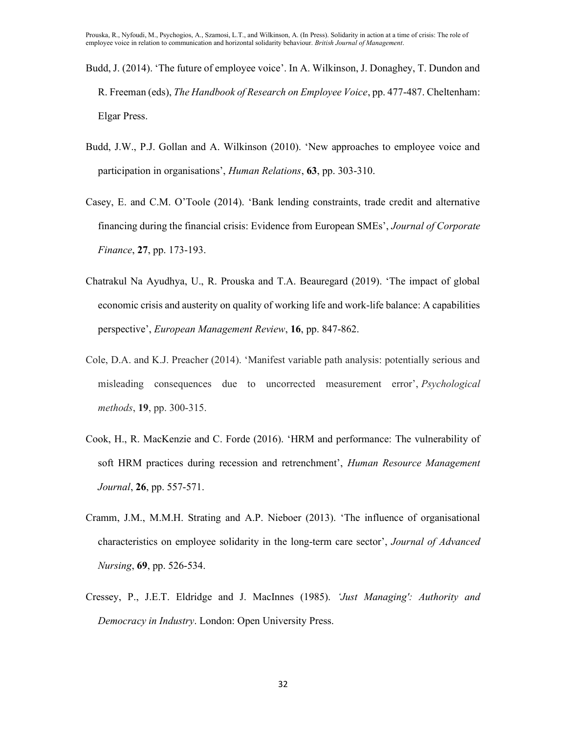Budd, J. (2014). 'The future of employee voice'. In A. Wilkinson, J. Donaghey, T. Dundon and R. Freeman (eds), *The Handbook of Research on Employee Voice*, pp. 477-487. Cheltenham: Elgar Press.

Budd, J.W., P.J. Gollan and A. Wilkinson (2010). 'New approaches to employee voice and participation in organisations', *Human Relations*, **63**, pp. 303-310.

Casey, E. and C.M. O'Toole (2014). 'Bank lending constraints, trade credit and alternative financing during the financial crisis: Evidence from European SMEs', *Journal of Corporate Finance*, **27**, pp. 173-193.

Chatrakul Na Ayudhya, U., R. Prouska and T.A. Beauregard (2019). 'The impact of global economic crisis and austerity on quality of working life and work-life balance: A capabilities perspective', *European Management Review*, **16**, pp. 847-862.

Cole, D.A. and K.J. Preacher (2014). 'Manifest variable path analysis: potentially serious and misleading consequences due to uncorrected measurement error', *Psychological methods*, **19**, pp. 300-315.

Cook, H., R. MacKenzie and C. Forde (2016). 'HRM and performance: The vulnerability of soft HRM practices during recession and retrenchment', *Human Resource Management Journal*, **26**, pp. 557-571.

Cramm, J.M., M.M.H. Strating and A.P. Nieboer (2013). 'The influence of organisational characteristics on employee solidarity in the long-term care sector', *Journal of Advanced Nursing*, **69**, pp. 526-534.

Cressey, P., J.E.T. Eldridge and J. MacInnes (1985). *'Just Managing': Authority and Democracy in Industry*. London: Open University Press.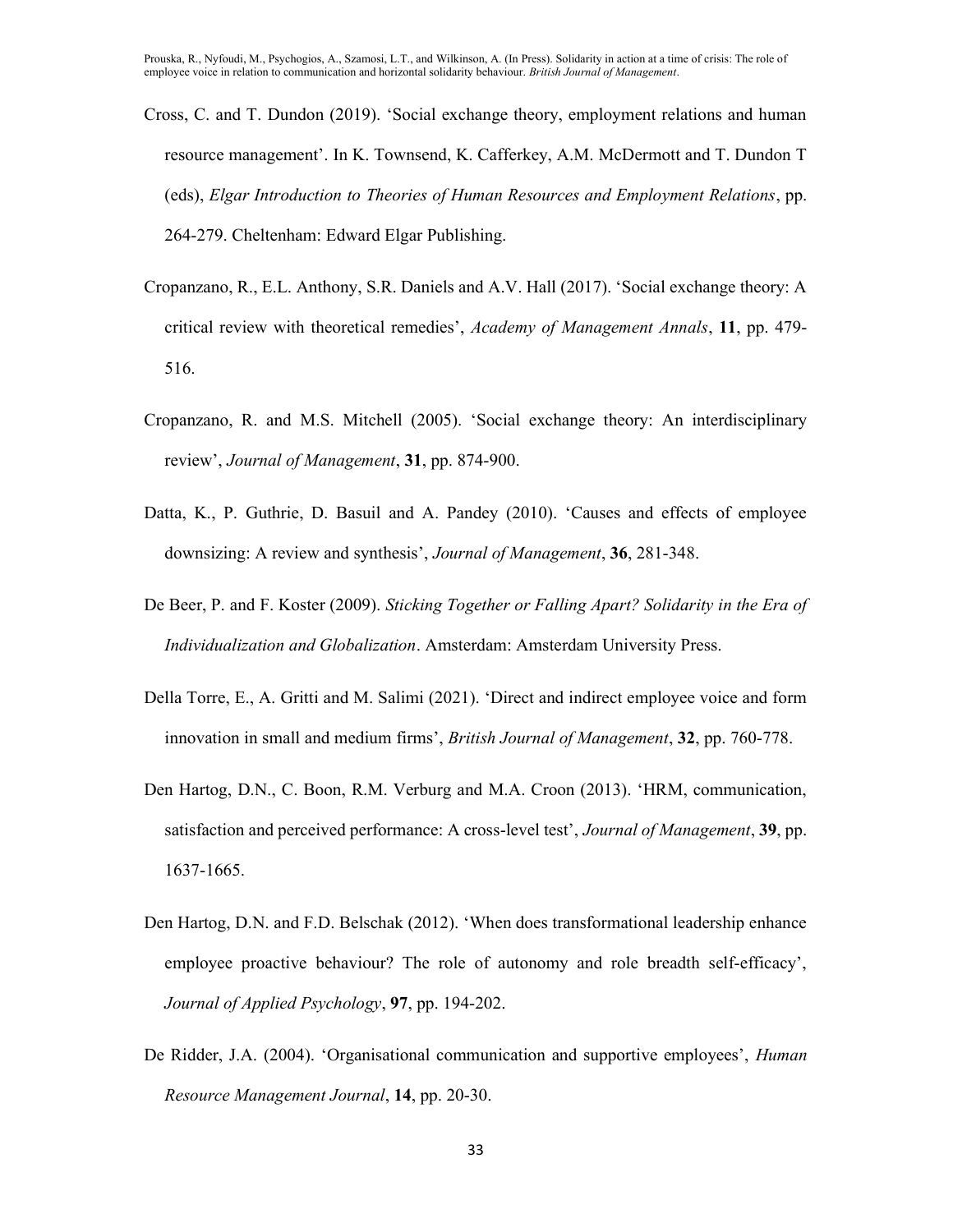Cross, C. and T. Dundon (2019). 'Social exchange theory, employment relations and human resource management'. In K. Townsend, K. Cafferkey, A.M. McDermott and T. Dundon T (eds), *Elgar Introduction to Theories of Human Resources and Employment Relations*, pp. 264-279. Cheltenham: Edward Elgar Publishing.

Cropanzano, R., E.L. Anthony, S.R. Daniels and A.V. Hall (2017). 'Social exchange theory: A critical review with theoretical remedies', *Academy of Management Annals*, **11**, pp. 479-516.

Cropanzano, R. and M.S. Mitchell (2005). 'Social exchange theory: An interdisciplinary review', *Journal of Management*, **31**, pp. 874-900.

Datta, K., P. Guthrie, D. Basuil and A. Pandey (2010). 'Causes and effects of employee downsizing: A review and synthesis', *Journal of Management*, **36**, 281-348.

De Beer, P. and F. Koster (2009). *Sticking Together or Falling Apart? Solidarity in the Era of Individualization and Globalization*. Amsterdam: Amsterdam University Press.

Della Torre, E., A. Gritti and M. Salimi (2021). 'Direct and indirect employee voice and form innovation in small and medium firms', *British Journal of Management*, **32**, pp. 760-778.

Den Hartog, D.N., C. Boon, R.M. Verburg and M.A. Croon (2013). 'HRM, communication, satisfaction and perceived performance: A cross-level test', *Journal of Management*, **39**, pp. 1637-1665.

Den Hartog, D.N. and F.D. Belschak (2012). 'When does transformational leadership enhance employee proactive behaviour? The role of autonomy and role breadth self-efficacy', *Journal of Applied Psychology*, **97**, pp. 194-202.

De Ridder, J.A. (2004). 'Organisational communication and supportive employees', *Human Resource Management Journal*, **14**, pp. 20-30.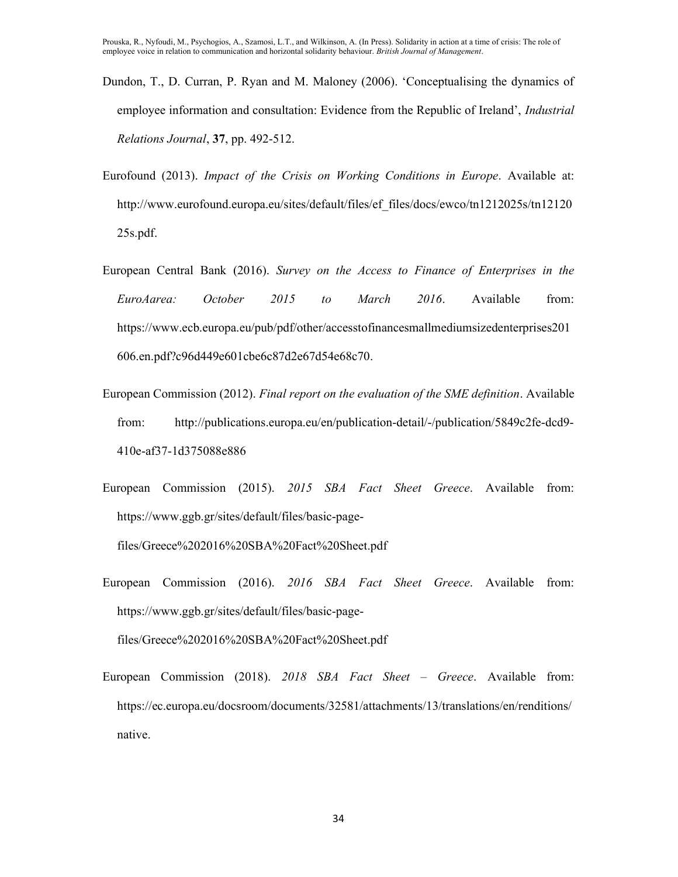Dundon, T., D. Curran, P. Ryan and M. Maloney (2006). 'Conceptualising the dynamics of employee information and consultation: Evidence from the Republic of Ireland', *Industrial Relations Journal*, **37**, pp. 492-512.

Eurofound (2013). *Impact of the Crisis on Working Conditions in Europe*. Available at: http://www.eurofound.europa.eu/sites/default/files/ef_files/docs/ewco/tn1212025s/tn1212025s.pdf.

European Central Bank (2016). *Survey on the Access to Finance of Enterprises in the EuroAarea: October 2015 to March 2016*. Available from: https://www.ecb.europa.eu/pub/pdf/other/accesstofinancesmallmediumsizedenterprises201606.en.pdf?c96d449e601cbe6c87d2e67d54e68c70.

European Commission (2012). *Final report on the evaluation of the SME definition*. Available from: http://publications.europa.eu/en/publication-detail/-/publication/5849c2fe-dcd9-410e-af37-1d375088e886

European Commission (2015). *2015 SBA Fact Sheet Greece*. Available from: https://www.ggb.gr/sites/default/files/basic-page-files/Greece%202016%20SBA%20Fact%20Sheet.pdf

European Commission (2016). *2016 SBA Fact Sheet Greece*. Available from: https://www.ggb.gr/sites/default/files/basic-page-files/Greece%202016%20SBA%20Fact%20Sheet.pdf

European Commission (2018). *2018 SBA Fact Sheet – Greece*. Available from: https://ec.europa.eu/docsroom/documents/32581/attachments/13/translations/en/renditions/native.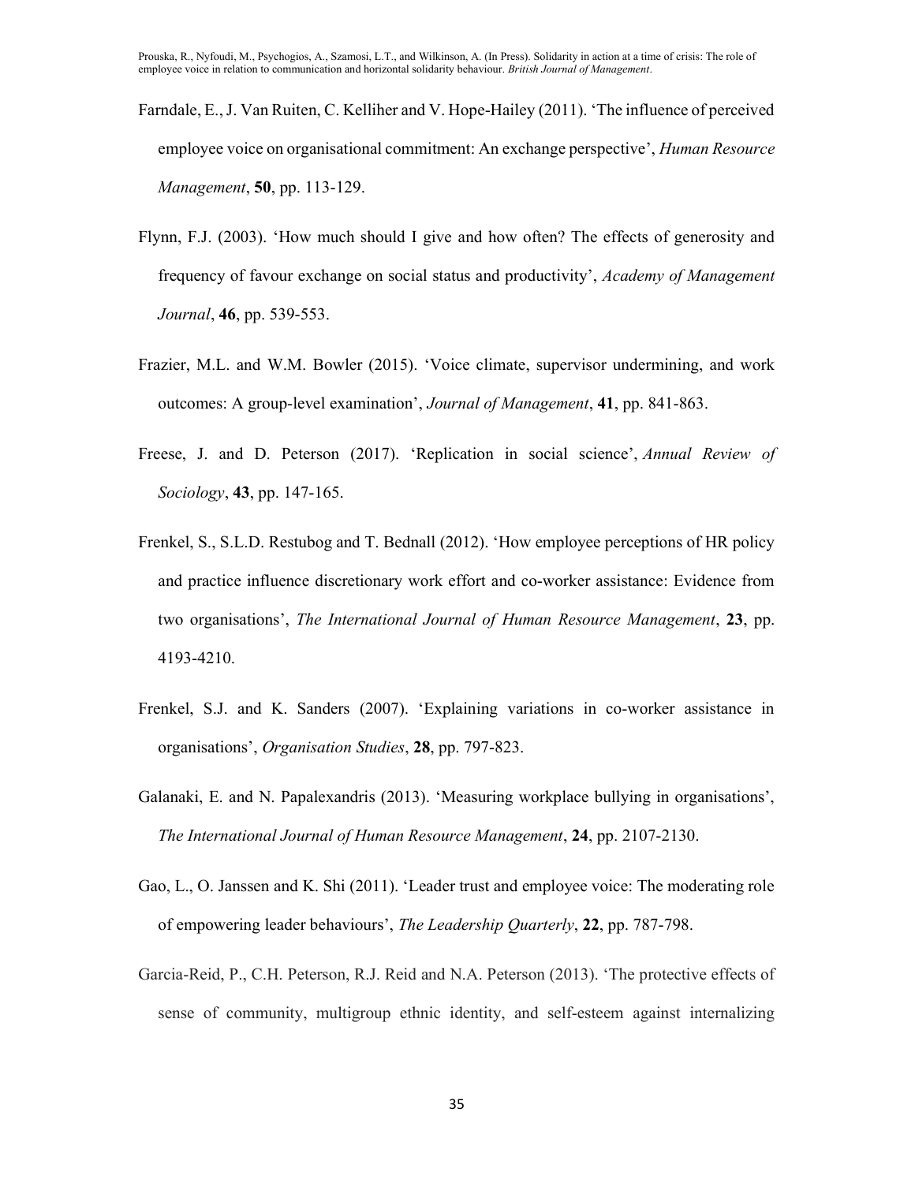Farndale, E., J. Van Ruiten, C. Kelliher and V. Hope-Hailey (2011). 'The influence of perceived employee voice on organisational commitment: An exchange perspective', *Human Resource Management*, **50**, pp. 113-129.

Flynn, F.J. (2003). 'How much should I give and how often? The effects of generosity and frequency of favour exchange on social status and productivity', *Academy of Management Journal*, **46**, pp. 539-553.

Frazier, M.L. and W.M. Bowler (2015). 'Voice climate, supervisor undermining, and work outcomes: A group-level examination', *Journal of Management*, **41**, pp. 841-863.

Freese, J. and D. Peterson (2017). 'Replication in social science', *Annual Review of Sociology*, **43**, pp. 147-165.

Frenkel, S., S.L.D. Restubog and T. Bednall (2012). 'How employee perceptions of HR policy and practice influence discretionary work effort and co-worker assistance: Evidence from two organisations', *The International Journal of Human Resource Management*, **23**, pp. 4193-4210.

Frenkel, S.J. and K. Sanders (2007). 'Explaining variations in co-worker assistance in organisations', *Organisation Studies*, **28**, pp. 797-823.

Galanaki, E. and N. Papalexandris (2013). 'Measuring workplace bullying in organisations', *The International Journal of Human Resource Management*, **24**, pp. 2107-2130.

Gao, L., O. Janssen and K. Shi (2011). 'Leader trust and employee voice: The moderating role of empowering leader behaviours', *The Leadership Quarterly*, **22**, pp. 787-798.

Garcia-Reid, P., C.H. Peterson, R.J. Reid and N.A. Peterson (2013). 'The protective effects of sense of community, multigroup ethnic identity, and self-esteem against internalizing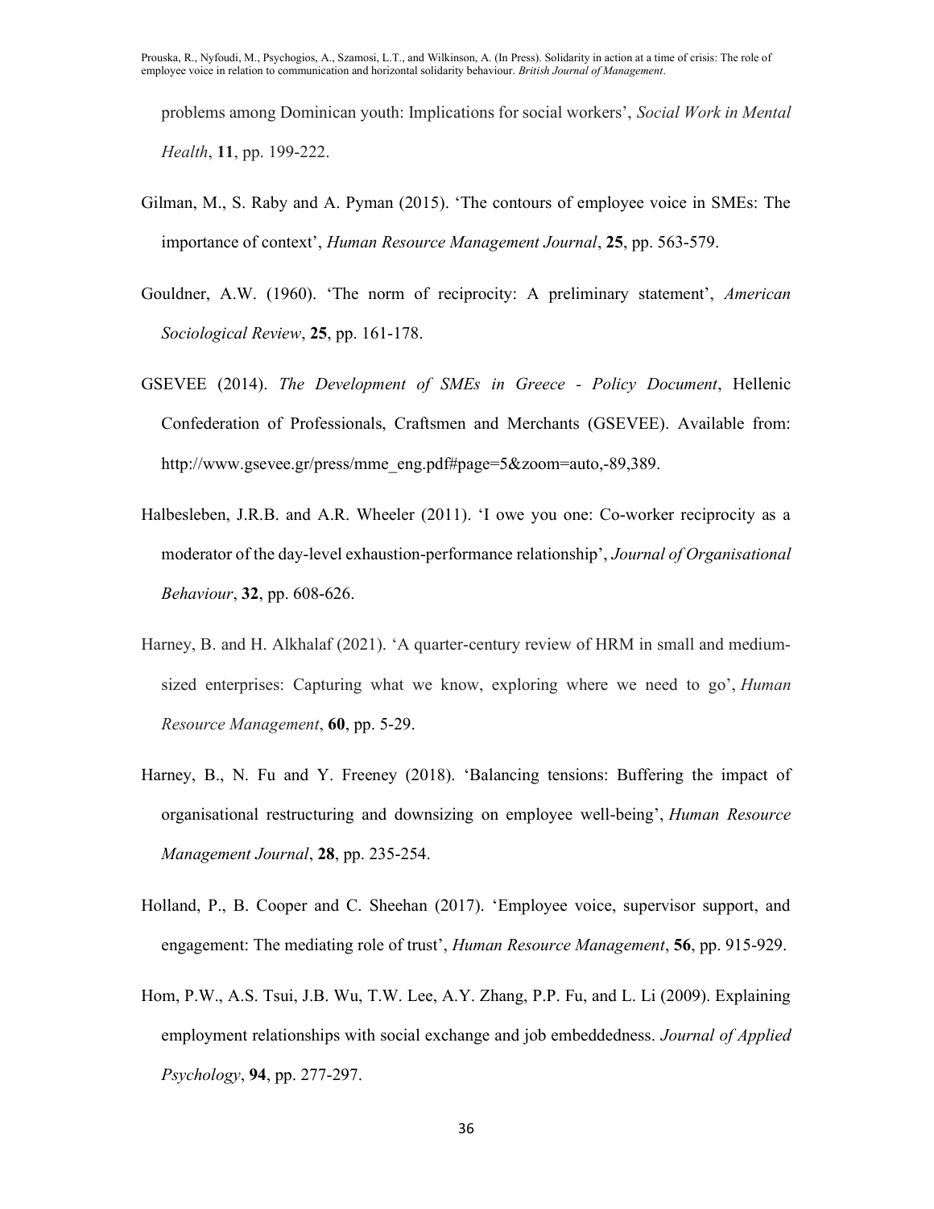problems among Dominican youth: Implications for social workers', *Social Work in Mental Health*, **11**, pp. 199-222.

Gilman, M., S. Raby and A. Pyman (2015). 'The contours of employee voice in SMEs: The importance of context', *Human Resource Management Journal*, **25**, pp. 563-579.

Gouldner, A.W. (1960). 'The norm of reciprocity: A preliminary statement', *American Sociological Review*, **25**, pp. 161-178.

GSEVEE (2014). *The Development of SMEs in Greece - Policy Document*, Hellenic Confederation of Professionals, Craftsmen and Merchants (GSEVEE). Available from: http://www.gsevee.gr/press/mme_eng.pdf#page=5&zoom=auto,-89,389.

Halbesleben, J.R.B. and A.R. Wheeler (2011). 'I owe you one: Co-worker reciprocity as a moderator of the day-level exhaustion-performance relationship', *Journal of Organisational Behaviour*, **32**, pp. 608-626.

Harney, B. and H. Alkhalaf (2021). 'A quarter-century review of HRM in small and medium-sized enterprises: Capturing what we know, exploring where we need to go', *Human Resource Management*, **60**, pp. 5-29.

Harney, B., N. Fu and Y. Freeney (2018). 'Balancing tensions: Buffering the impact of organisational restructuring and downsizing on employee well-being', *Human Resource Management Journal*, **28**, pp. 235-254.

Holland, P., B. Cooper and C. Sheehan (2017). 'Employee voice, supervisor support, and engagement: The mediating role of trust', *Human Resource Management*, **56**, pp. 915-929.

Hom, P.W., A.S. Tsui, J.B. Wu, T.W. Lee, A.Y. Zhang, P.P. Fu, and L. Li (2009). Explaining employment relationships with social exchange and job embeddedness. *Journal of Applied Psychology*, **94**, pp. 277-297.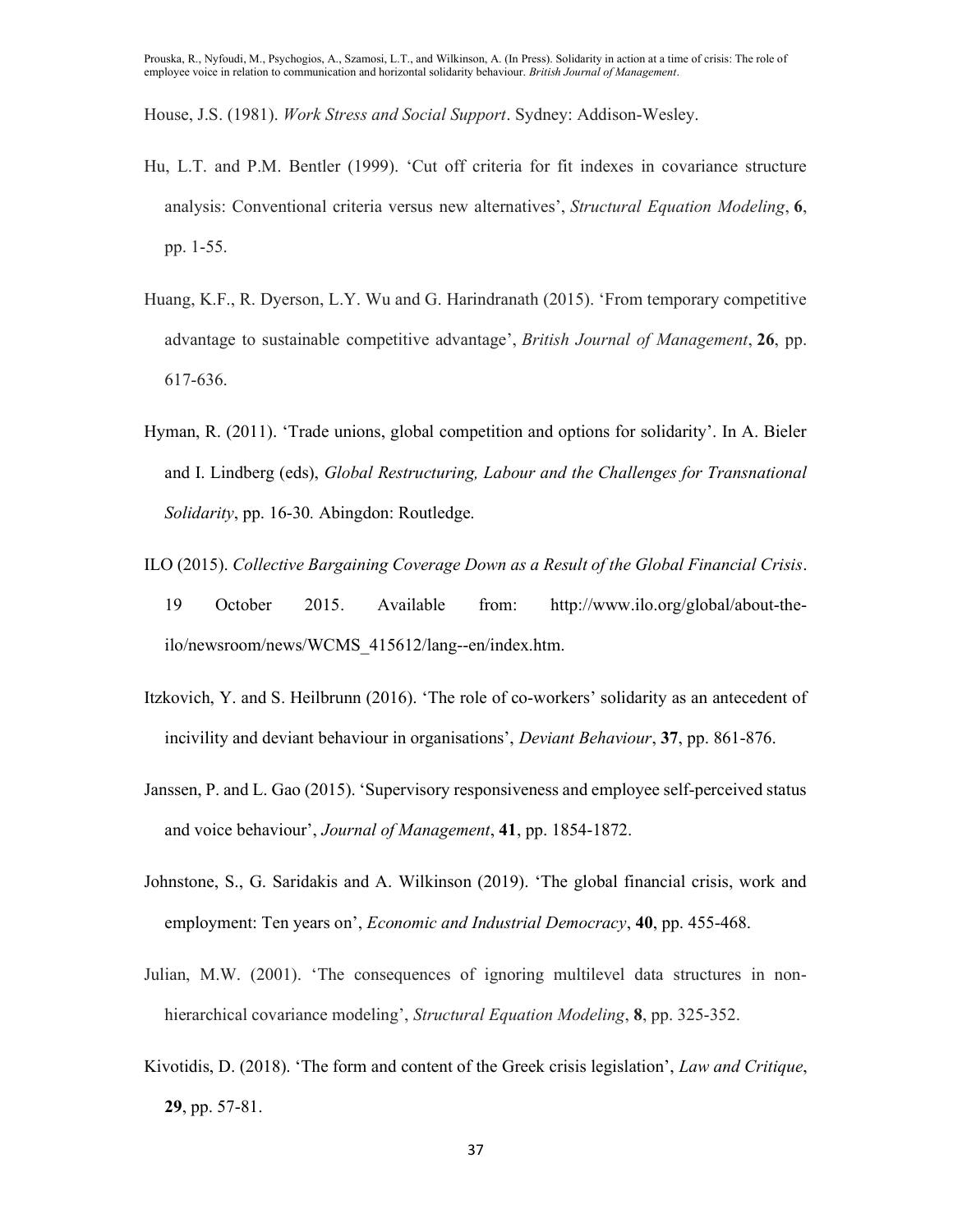House, J.S. (1981). *Work Stress and Social Support*. Sydney: Addison-Wesley.

Hu, L.T. and P.M. Bentler (1999). 'Cut off criteria for fit indexes in covariance structure analysis: Conventional criteria versus new alternatives', *Structural Equation Modeling*, **6**, pp. 1-55.

Huang, K.F., R. Dyerson, L.Y. Wu and G. Harindranath (2015). 'From temporary competitive advantage to sustainable competitive advantage', *British Journal of Management*, **26**, pp. 617-636.

Hyman, R. (2011). 'Trade unions, global competition and options for solidarity'. In A. Bieler and I. Lindberg (eds), *Global Restructuring, Labour and the Challenges for Transnational Solidarity*, pp. 16-30. Abingdon: Routledge.

ILO (2015). *Collective Bargaining Coverage Down as a Result of the Global Financial Crisis*. 19 October 2015. Available from: http://www.ilo.org/global/about-the-ilo/newsroom/news/WCMS_415612/lang--en/index.htm.

Itzkovich, Y. and S. Heilbrunn (2016). 'The role of co-workers' solidarity as an antecedent of incivility and deviant behaviour in organisations', *Deviant Behaviour*, **37**, pp. 861-876.

Janssen, P. and L. Gao (2015). 'Supervisory responsiveness and employee self-perceived status and voice behaviour', *Journal of Management*, **41**, pp. 1854-1872.

Johnstone, S., G. Saridakis and A. Wilkinson (2019). 'The global financial crisis, work and employment: Ten years on', *Economic and Industrial Democracy*, **40**, pp. 455-468.

Julian, M.W. (2001). 'The consequences of ignoring multilevel data structures in non-hierarchical covariance modeling', *Structural Equation Modeling*, **8**, pp. 325-352.

Kivotidis, D. (2018). 'The form and content of the Greek crisis legislation', *Law and Critique*, **29**, pp. 57-81.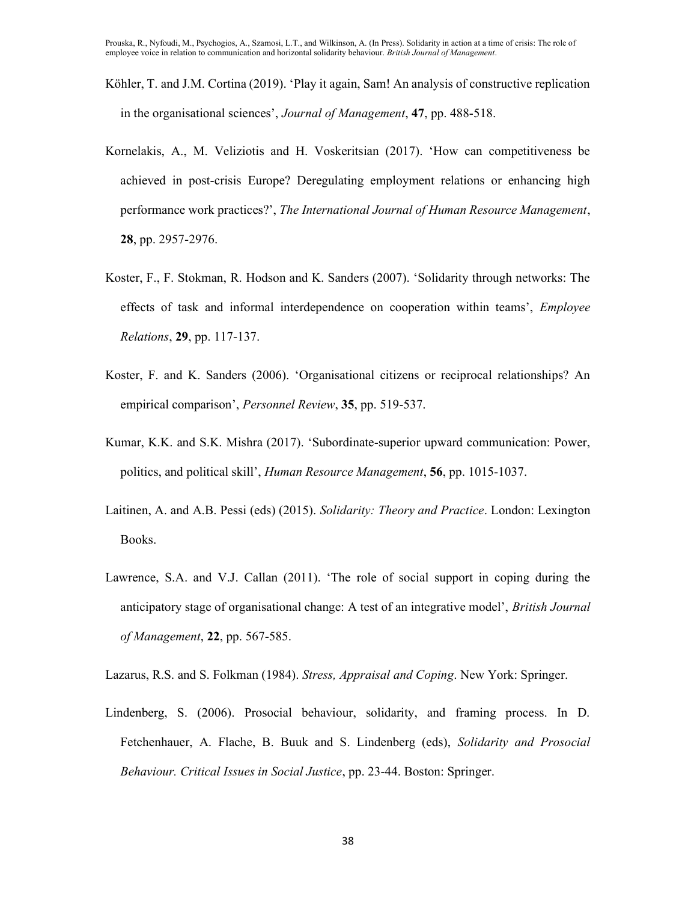Köhler, T. and J.M. Cortina (2019). 'Play it again, Sam! An analysis of constructive replication in the organisational sciences', *Journal of Management*, **47**, pp. 488-518.

Kornelakis, A., M. Veliziotis and H. Voskeritsian (2017). 'How can competitiveness be achieved in post-crisis Europe? Deregulating employment relations or enhancing high performance work practices?', *The International Journal of Human Resource Management*, **28**, pp. 2957-2976.

Koster, F., F. Stokman, R. Hodson and K. Sanders (2007). 'Solidarity through networks: The effects of task and informal interdependence on cooperation within teams', *Employee Relations*, **29**, pp. 117-137.

Koster, F. and K. Sanders (2006). 'Organisational citizens or reciprocal relationships? An empirical comparison', *Personnel Review*, **35**, pp. 519-537.

Kumar, K.K. and S.K. Mishra (2017). 'Subordinate-superior upward communication: Power, politics, and political skill', *Human Resource Management*, **56**, pp. 1015-1037.

Laitinen, A. and A.B. Pessi (eds) (2015). *Solidarity: Theory and Practice*. London: Lexington Books.

Lawrence, S.A. and V.J. Callan (2011). 'The role of social support in coping during the anticipatory stage of organisational change: A test of an integrative model', *British Journal of Management*, **22**, pp. 567-585.

Lazarus, R.S. and S. Folkman (1984). *Stress, Appraisal and Coping*. New York: Springer.

Lindenberg, S. (2006). Prosocial behaviour, solidarity, and framing process. In D. Fetchenhauer, A. Flache, B. Buuk and S. Lindenberg (eds), *Solidarity and Prosocial Behaviour. Critical Issues in Social Justice*, pp. 23-44. Boston: Springer.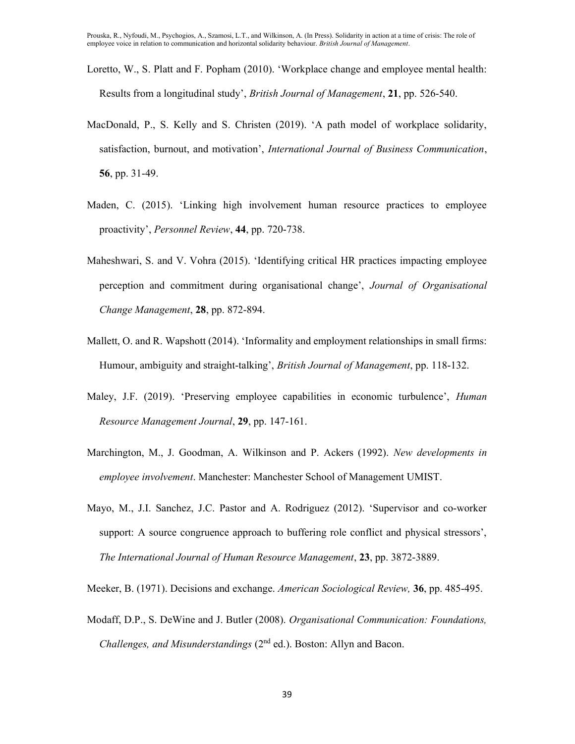Loretto, W., S. Platt and F. Popham (2010). 'Workplace change and employee mental health: Results from a longitudinal study', *British Journal of Management*, **21**, pp. 526-540.

MacDonald, P., S. Kelly and S. Christen (2019). 'A path model of workplace solidarity, satisfaction, burnout, and motivation', *International Journal of Business Communication*, **56**, pp. 31-49.

Maden, C. (2015). 'Linking high involvement human resource practices to employee proactivity', *Personnel Review*, **44**, pp. 720-738.

Maheshwari, S. and V. Vohra (2015). 'Identifying critical HR practices impacting employee perception and commitment during organisational change', *Journal of Organisational Change Management*, **28**, pp. 872-894.

Mallett, O. and R. Wapshott (2014). 'Informality and employment relationships in small firms: Humour, ambiguity and straight-talking', *British Journal of Management*, pp. 118-132.

Maley, J.F. (2019). 'Preserving employee capabilities in economic turbulence', *Human Resource Management Journal*, **29**, pp. 147-161.

Marchington, M., J. Goodman, A. Wilkinson and P. Ackers (1992). *New developments in employee involvement*. Manchester: Manchester School of Management UMIST.

Mayo, M., J.I. Sanchez, J.C. Pastor and A. Rodriguez (2012). 'Supervisor and co-worker support: A source congruence approach to buffering role conflict and physical stressors', *The International Journal of Human Resource Management*, **23**, pp. 3872-3889.

Meeker, B. (1971). Decisions and exchange. *American Sociological Review,* **36**, pp. 485-495.

Modaff, D.P., S. DeWine and J. Butler (2008). *Organisational Communication: Foundations, Challenges, and Misunderstandings* (2nd ed.). Boston: Allyn and Bacon.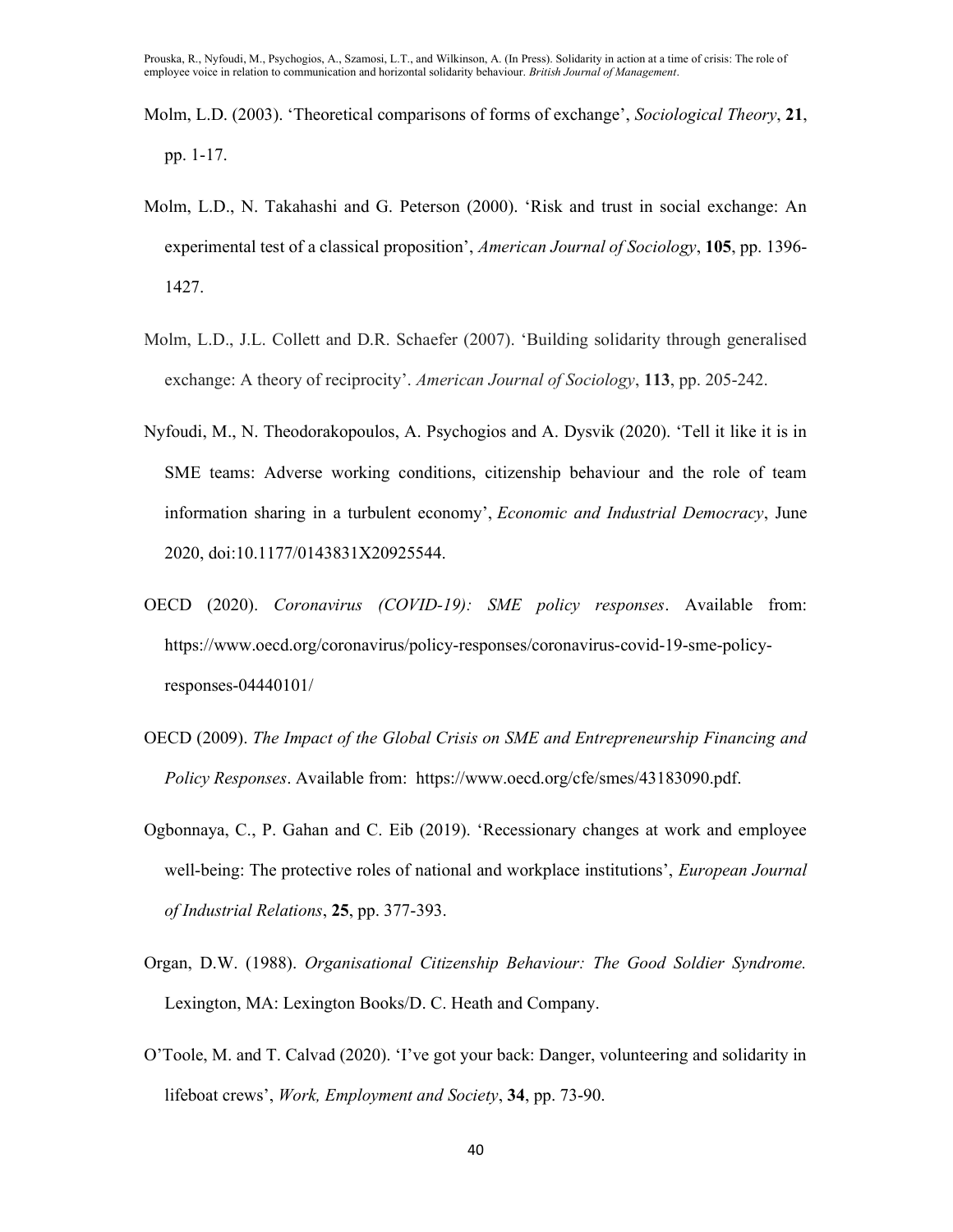Molm, L.D. (2003). 'Theoretical comparisons of forms of exchange', *Sociological Theory*, **21**, pp. 1-17.

Molm, L.D., N. Takahashi and G. Peterson (2000). 'Risk and trust in social exchange: An experimental test of a classical proposition', *American Journal of Sociology*, **105**, pp. 1396-1427.

Molm, L.D., J.L. Collett and D.R. Schaefer (2007). 'Building solidarity through generalised exchange: A theory of reciprocity'. *American Journal of Sociology*, **113**, pp. 205-242.

Nyfoudi, M., N. Theodorakopoulos, A. Psychogios and A. Dysvik (2020). 'Tell it like it is in SME teams: Adverse working conditions, citizenship behaviour and the role of team information sharing in a turbulent economy', *Economic and Industrial Democracy*, June 2020, doi:10.1177/0143831X20925544.

OECD (2020). *Coronavirus (COVID-19): SME policy responses*. Available from: https://www.oecd.org/coronavirus/policy-responses/coronavirus-covid-19-sme-policy-responses-04440101/

OECD (2009). *The Impact of the Global Crisis on SME and Entrepreneurship Financing and Policy Responses*. Available from: https://www.oecd.org/cfe/smes/43183090.pdf.

Ogbonnaya, C., P. Gahan and C. Eib (2019). 'Recessionary changes at work and employee well-being: The protective roles of national and workplace institutions', *European Journal of Industrial Relations*, **25**, pp. 377-393.

Organ, D.W. (1988). *Organisational Citizenship Behaviour: The Good Soldier Syndrome.* Lexington, MA: Lexington Books/D. C. Heath and Company.

O'Toole, M. and T. Calvad (2020). 'I've got your back: Danger, volunteering and solidarity in lifeboat crews', *Work, Employment and Society*, **34**, pp. 73-90.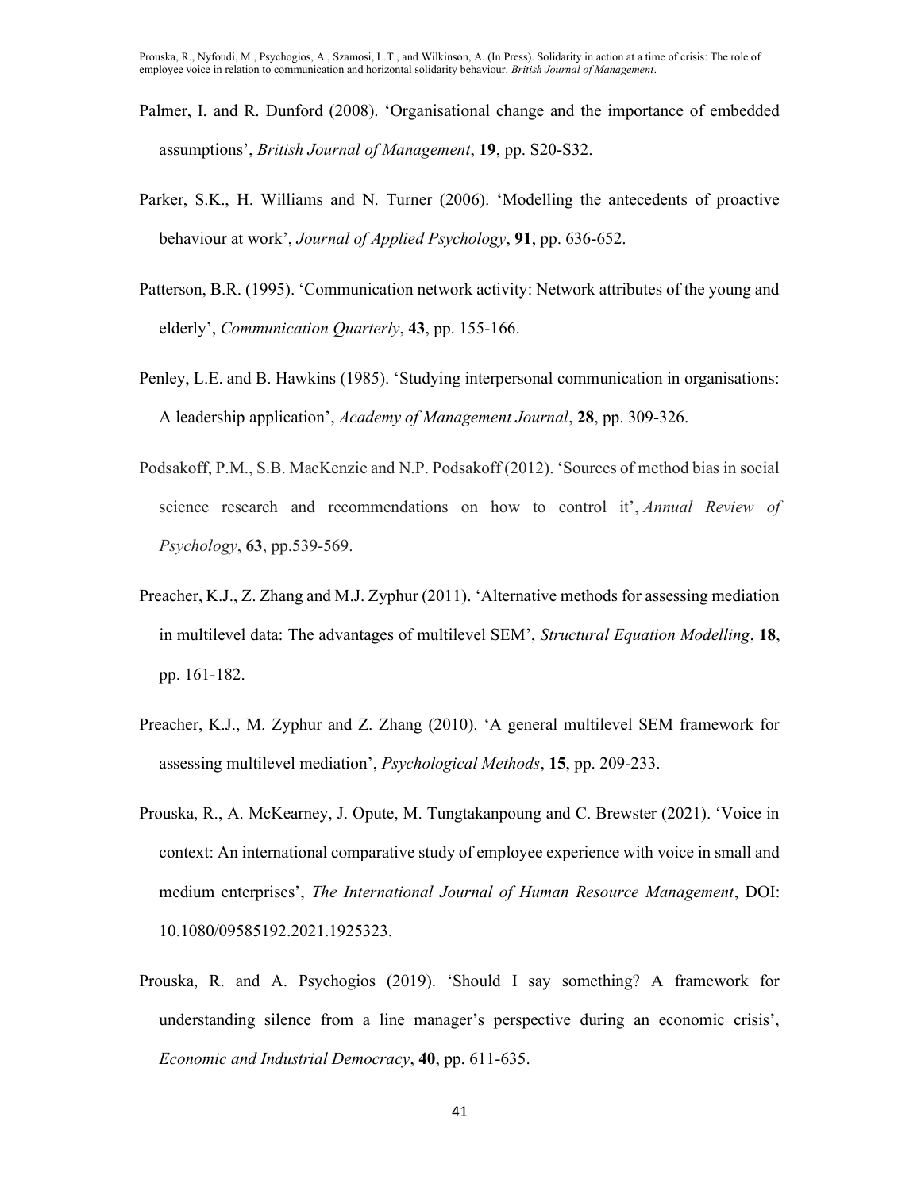Palmer, I. and R. Dunford (2008). 'Organisational change and the importance of embedded assumptions', *British Journal of Management*, **19**, pp. S20-S32.

Parker, S.K., H. Williams and N. Turner (2006). 'Modelling the antecedents of proactive behaviour at work', *Journal of Applied Psychology*, **91**, pp. 636-652.

Patterson, B.R. (1995). 'Communication network activity: Network attributes of the young and elderly', *Communication Quarterly*, **43**, pp. 155-166.

Penley, L.E. and B. Hawkins (1985). 'Studying interpersonal communication in organisations: A leadership application', *Academy of Management Journal*, **28**, pp. 309-326.

Podsakoff, P.M., S.B. MacKenzie and N.P. Podsakoff (2012). 'Sources of method bias in social science research and recommendations on how to control it', *Annual Review of Psychology*, **63**, pp.539-569.

Preacher, K.J., Z. Zhang and M.J. Zyphur (2011). 'Alternative methods for assessing mediation in multilevel data: The advantages of multilevel SEM', *Structural Equation Modelling*, **18**, pp. 161-182.

Preacher, K.J., M. Zyphur and Z. Zhang (2010). 'A general multilevel SEM framework for assessing multilevel mediation', *Psychological Methods*, **15**, pp. 209-233.

Prouska, R., A. McKearney, J. Opute, M. Tungtakanpoung and C. Brewster (2021). 'Voice in context: An international comparative study of employee experience with voice in small and medium enterprises', *The International Journal of Human Resource Management*, DOI: 10.1080/09585192.2021.1925323.

Prouska, R. and A. Psychogios (2019). 'Should I say something? A framework for understanding silence from a line manager's perspective during an economic crisis', *Economic and Industrial Democracy*, **40**, pp. 611-635.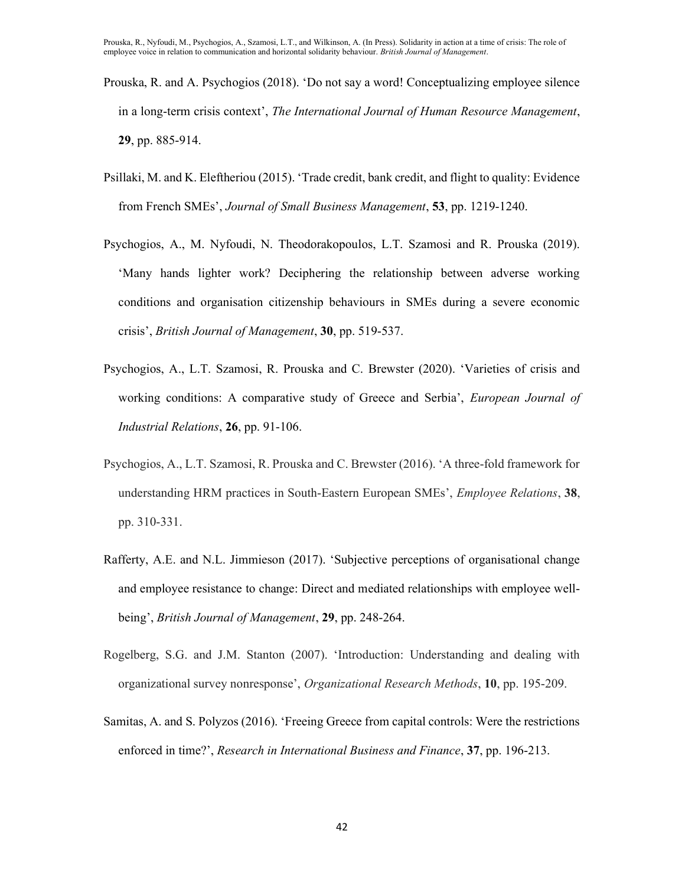Prouska, R. and A. Psychogios (2018). 'Do not say a word! Conceptualizing employee silence in a long-term crisis context', *The International Journal of Human Resource Management*, **29**, pp. 885-914.

Psillaki, M. and K. Eleftheriou (2015). 'Trade credit, bank credit, and flight to quality: Evidence from French SMEs', *Journal of Small Business Management*, **53**, pp. 1219-1240.

Psychogios, A., M. Nyfoudi, N. Theodorakopoulos, L.T. Szamosi and R. Prouska (2019). 'Many hands lighter work? Deciphering the relationship between adverse working conditions and organisation citizenship behaviours in SMEs during a severe economic crisis', *British Journal of Management*, **30**, pp. 519-537.

Psychogios, A., L.T. Szamosi, R. Prouska and C. Brewster (2020). 'Varieties of crisis and working conditions: A comparative study of Greece and Serbia', *European Journal of Industrial Relations*, **26**, pp. 91-106.

Psychogios, A., L.T. Szamosi, R. Prouska and C. Brewster (2016). 'A three-fold framework for understanding HRM practices in South-Eastern European SMEs', *Employee Relations*, **38**, pp. 310-331.

Rafferty, A.E. and N.L. Jimmieson (2017). 'Subjective perceptions of organisational change and employee resistance to change: Direct and mediated relationships with employee well-being', *British Journal of Management*, **29**, pp. 248-264.

Rogelberg, S.G. and J.M. Stanton (2007). 'Introduction: Understanding and dealing with organizational survey nonresponse', *Organizational Research Methods*, **10**, pp. 195-209.

Samitas, A. and S. Polyzos (2016). 'Freeing Greece from capital controls: Were the restrictions enforced in time?', *Research in International Business and Finance*, **37**, pp. 196-213.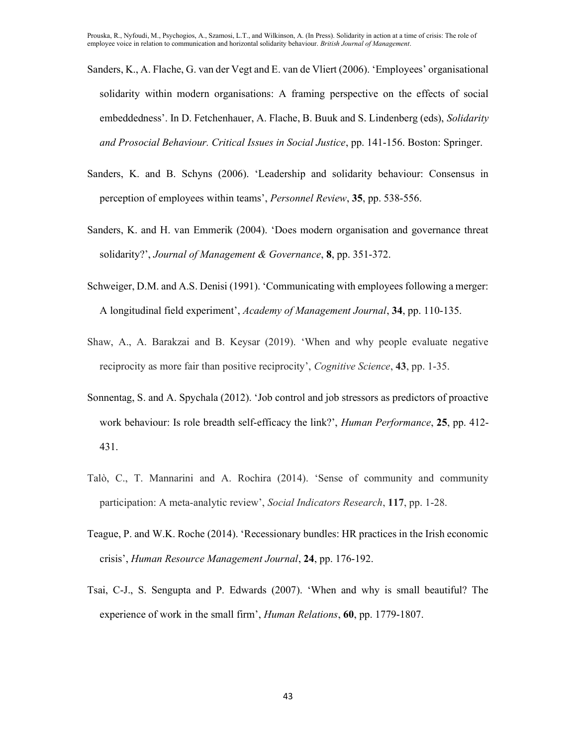Sanders, K., A. Flache, G. van der Vegt and E. van de Vliert (2006). 'Employees' organisational solidarity within modern organisations: A framing perspective on the effects of social embeddedness'. In D. Fetchenhauer, A. Flache, B. Buuk and S. Lindenberg (eds), *Solidarity and Prosocial Behaviour. Critical Issues in Social Justice*, pp. 141-156. Boston: Springer.

Sanders, K. and B. Schyns (2006). 'Leadership and solidarity behaviour: Consensus in perception of employees within teams', *Personnel Review*, **35**, pp. 538-556.

Sanders, K. and H. van Emmerik (2004). 'Does modern organisation and governance threat solidarity?', *Journal of Management & Governance*, **8**, pp. 351-372.

Schweiger, D.M. and A.S. Denisi (1991). 'Communicating with employees following a merger: A longitudinal field experiment', *Academy of Management Journal*, **34**, pp. 110-135.

Shaw, A., A. Barakzai and B. Keysar (2019). 'When and why people evaluate negative reciprocity as more fair than positive reciprocity', *Cognitive Science*, **43**, pp. 1-35.

Sonnentag, S. and A. Spychala (2012). 'Job control and job stressors as predictors of proactive work behaviour: Is role breadth self-efficacy the link?', *Human Performance*, **25**, pp. 412-431.

Talò, C., T. Mannarini and A. Rochira (2014). 'Sense of community and community participation: A meta-analytic review', *Social Indicators Research*, **117**, pp. 1-28.

Teague, P. and W.K. Roche (2014). 'Recessionary bundles: HR practices in the Irish economic crisis', *Human Resource Management Journal*, **24**, pp. 176-192.

Tsai, C-J., S. Sengupta and P. Edwards (2007). 'When and why is small beautiful? The experience of work in the small firm', *Human Relations*, **60**, pp. 1779-1807.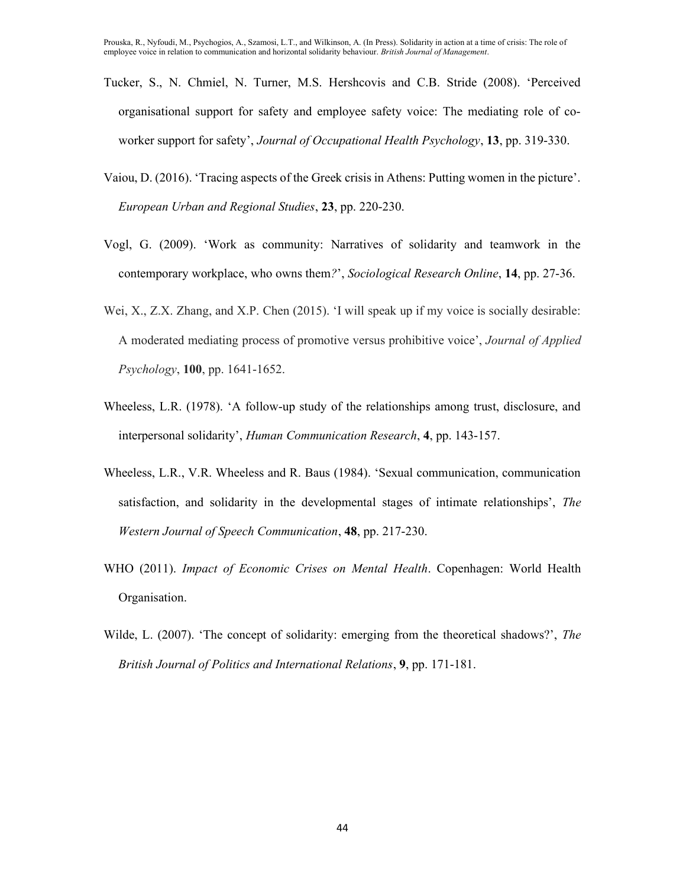Tucker, S., N. Chmiel, N. Turner, M.S. Hershcovis and C.B. Stride (2008). 'Perceived organisational support for safety and employee safety voice: The mediating role of co-worker support for safety', *Journal of Occupational Health Psychology*, **13**, pp. 319-330.

Vaiou, D. (2016). 'Tracing aspects of the Greek crisis in Athens: Putting women in the picture'. *European Urban and Regional Studies*, **23**, pp. 220-230.

Vogl, G. (2009). 'Work as community: Narratives of solidarity and teamwork in the contemporary workplace, who owns them?', *Sociological Research Online*, **14**, pp. 27-36.

Wei, X., Z.X. Zhang, and X.P. Chen (2015). 'I will speak up if my voice is socially desirable: A moderated mediating process of promotive versus prohibitive voice', *Journal of Applied Psychology*, **100**, pp. 1641-1652.

Wheeless, L.R. (1978). 'A follow-up study of the relationships among trust, disclosure, and interpersonal solidarity', *Human Communication Research*, **4**, pp. 143-157.

Wheeless, L.R., V.R. Wheeless and R. Baus (1984). 'Sexual communication, communication satisfaction, and solidarity in the developmental stages of intimate relationships', *The Western Journal of Speech Communication*, **48**, pp. 217-230.

WHO (2011). *Impact of Economic Crises on Mental Health*. Copenhagen: World Health Organisation.

Wilde, L. (2007). 'The concept of solidarity: emerging from the theoretical shadows?', *The British Journal of Politics and International Relations*, **9**, pp. 171-181.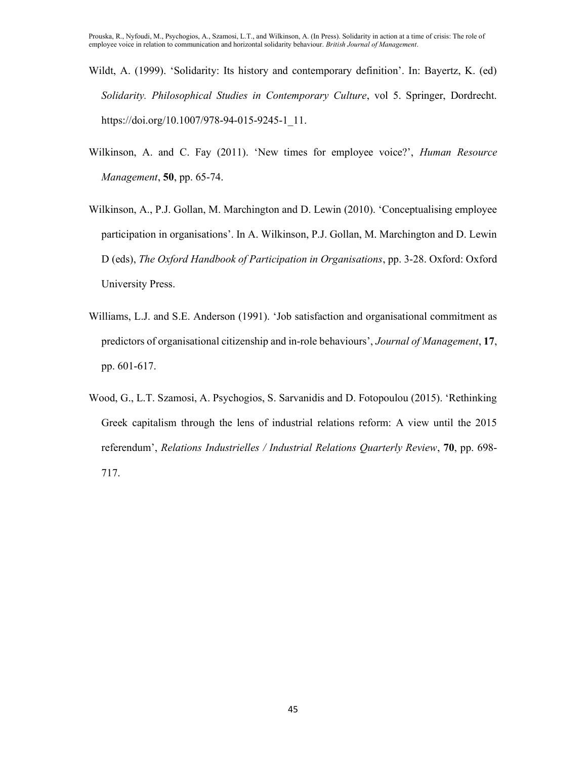Wildt, A. (1999). 'Solidarity: Its history and contemporary definition'. In: Bayertz, K. (ed) *Solidarity. Philosophical Studies in Contemporary Culture*, vol 5. Springer, Dordrecht. https://doi.org/10.1007/978-94-015-9245-1_11.

Wilkinson, A. and C. Fay (2011). 'New times for employee voice?', *Human Resource Management*, **50**, pp. 65-74.

Wilkinson, A., P.J. Gollan, M. Marchington and D. Lewin (2010). 'Conceptualising employee participation in organisations'. In A. Wilkinson, P.J. Gollan, M. Marchington and D. Lewin D (eds), *The Oxford Handbook of Participation in Organisations*, pp. 3-28. Oxford: Oxford University Press.

Williams, L.J. and S.E. Anderson (1991). 'Job satisfaction and organisational commitment as predictors of organisational citizenship and in-role behaviours', *Journal of Management*, **17**, pp. 601-617.

Wood, G., L.T. Szamosi, A. Psychogios, S. Sarvanidis and D. Fotopoulou (2015). 'Rethinking Greek capitalism through the lens of industrial relations reform: A view until the 2015 referendum', *Relations Industrielles / Industrial Relations Quarterly Review*, **70**, pp. 698-717.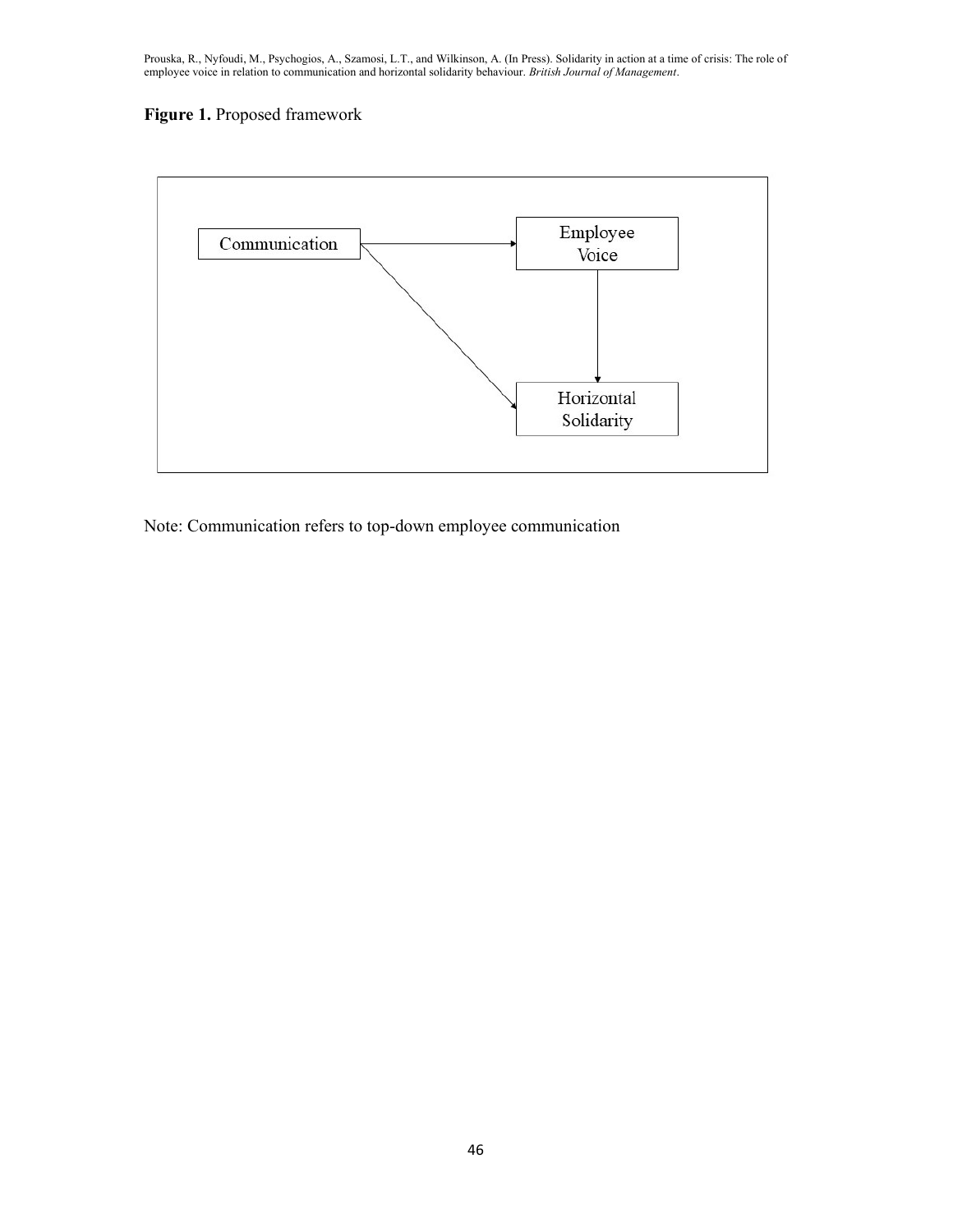**Figure 1.** Proposed framework

Communication

Employee Voice

Horizontal Solidarity

Note: Communication refers to top-down employee communication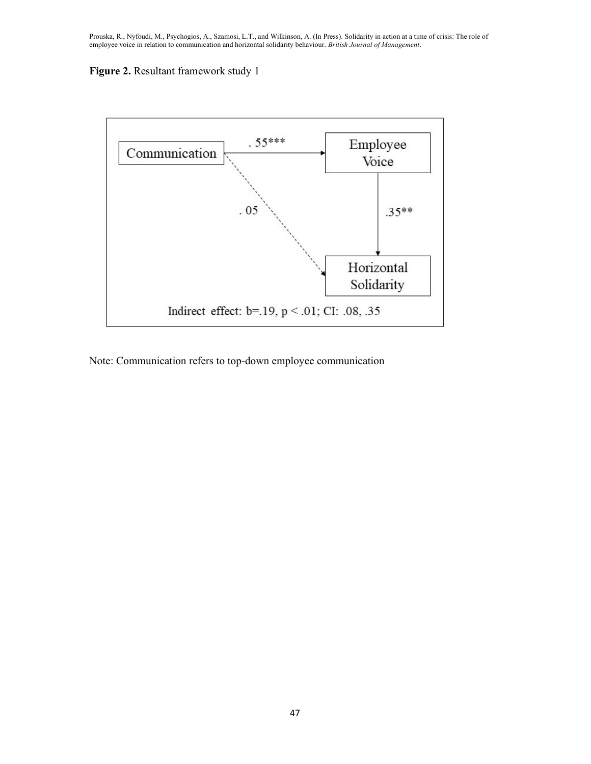**Figure 2.** Resultant framework study 1

Communication → Employee Voice: .55***

Employee Voice → Horizontal Solidarity: .35**

Communication → Horizontal Solidarity: .05

Indirect effect: b=.19, $p < .01$; CI: .08, .35

Note: Communication refers to top-down employee communication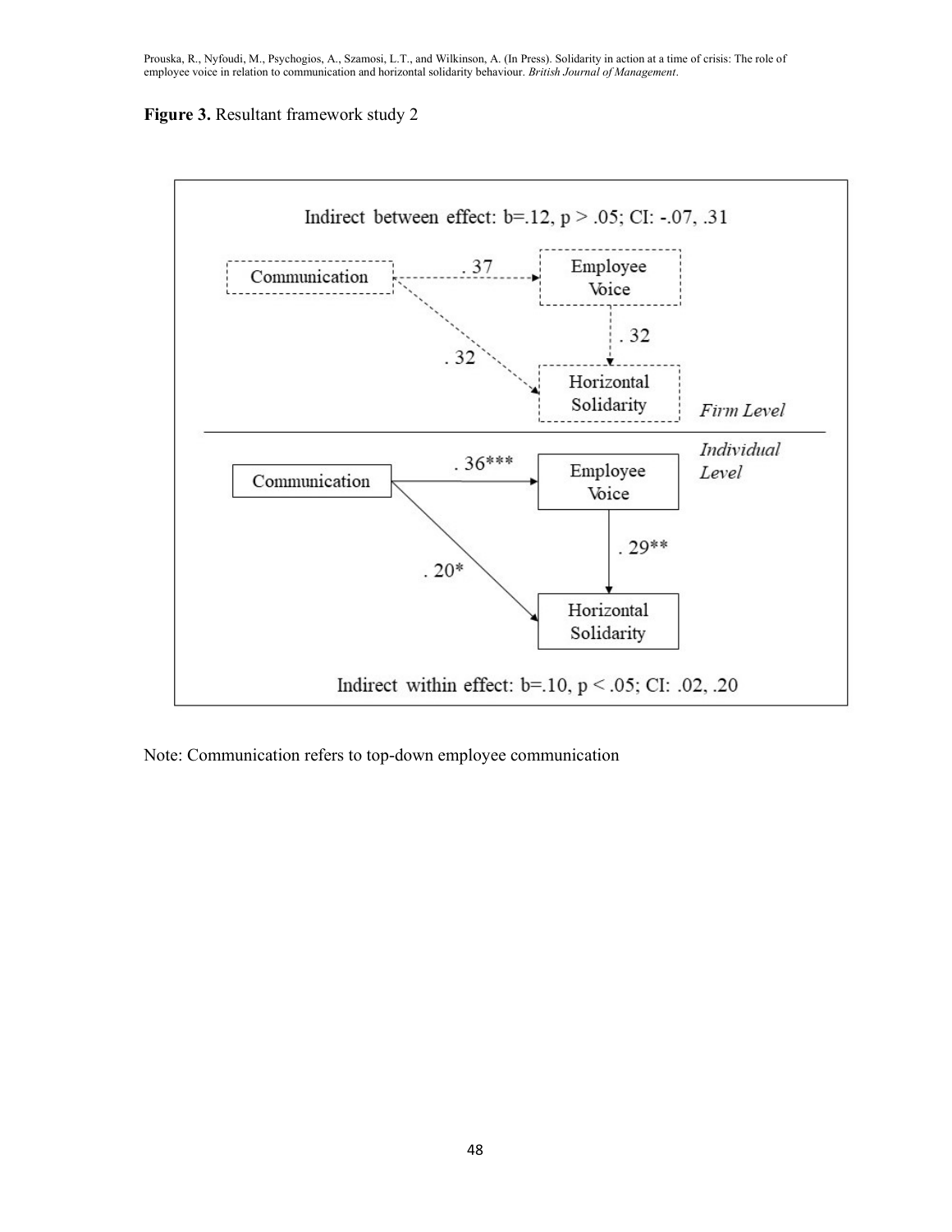**Figure 3.** Resultant framework study 2

Indirect between effect: b=.12, p > .05; CI: -.07, .31

*Firm Level*

Communication → Employee Voice: .37

Employee Voice → Horizontal Solidarity: .32

Communication → Horizontal Solidarity: .32

*Individual Level*

Communication → Employee Voice: .36***

Employee Voice → Horizontal Solidarity: .29**

Communication → Horizontal Solidarity: .20*

Indirect within effect: b=.10, p < .05; CI: .02, .20

Note: Communication refers to top-down employee communication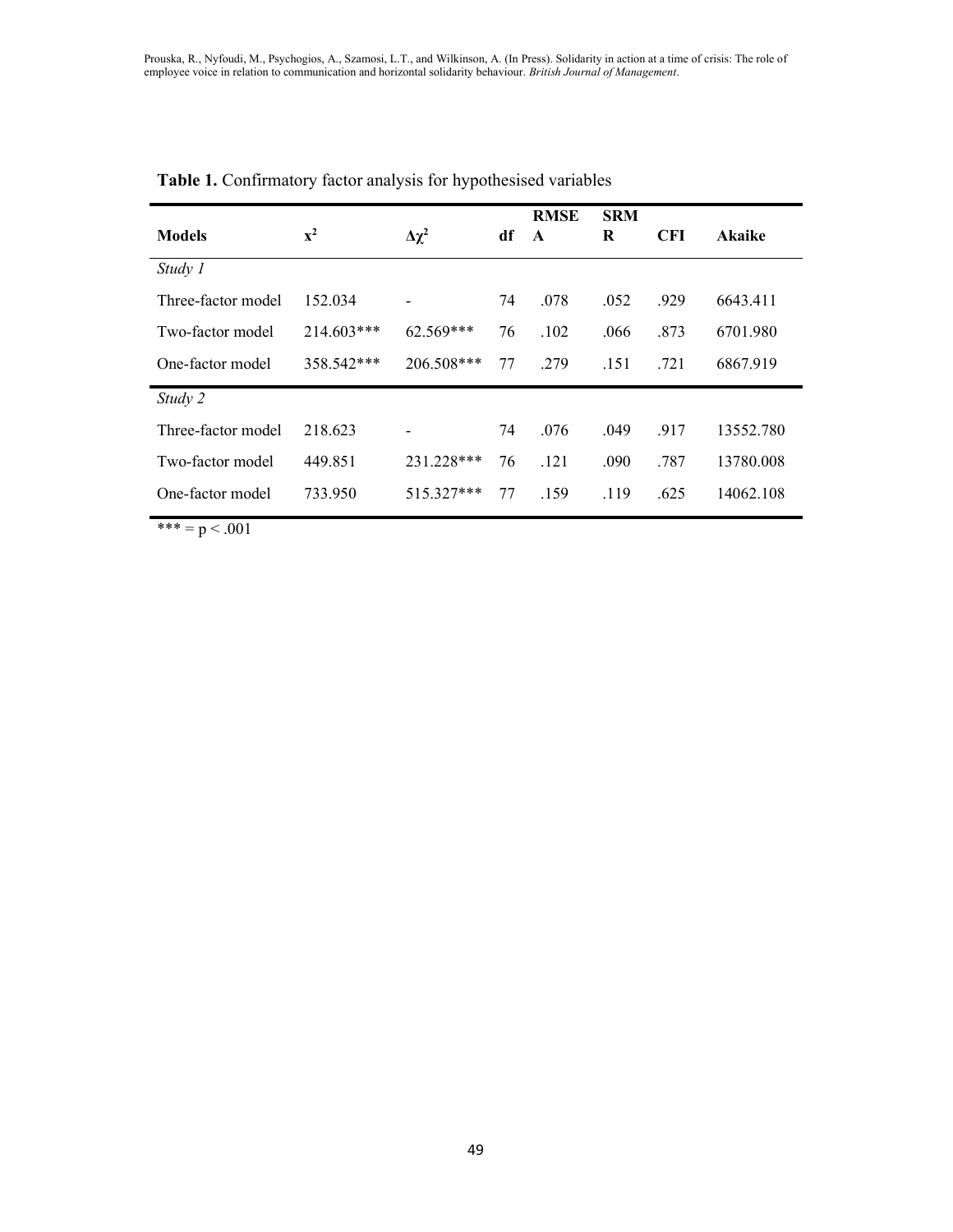**Table 1.** Confirmatory factor analysis for hypothesised variables

| Models | $x^2$ | $\Delta\chi^2$ | df | RMSEA | SRMR | CFI | Akaike |
|---|---|---|---|---|---|---|---|
| *Study 1* | | | | | | | |
| Three-factor model | 152.034 | - | 74 | .078 | .052 | .929 | 6643.411 |
| Two-factor model | 214.603*** | 62.569*** | 76 | .102 | .066 | .873 | 6701.980 |
| One-factor model | 358.542*** | 206.508*** | 77 | .279 | .151 | .721 | 6867.919 |
| *Study 2* | | | | | | | |
| Three-factor model | 218.623 | - | 74 | .076 | .049 | .917 | 13552.780 |
| Two-factor model | 449.851 | 231.228*** | 76 | .121 | .090 | .787 | 13780.008 |
| One-factor model | 733.950 | 515.327*** | 77 | .159 | .119 | .625 | 14062.108 |

*** = $p < .001$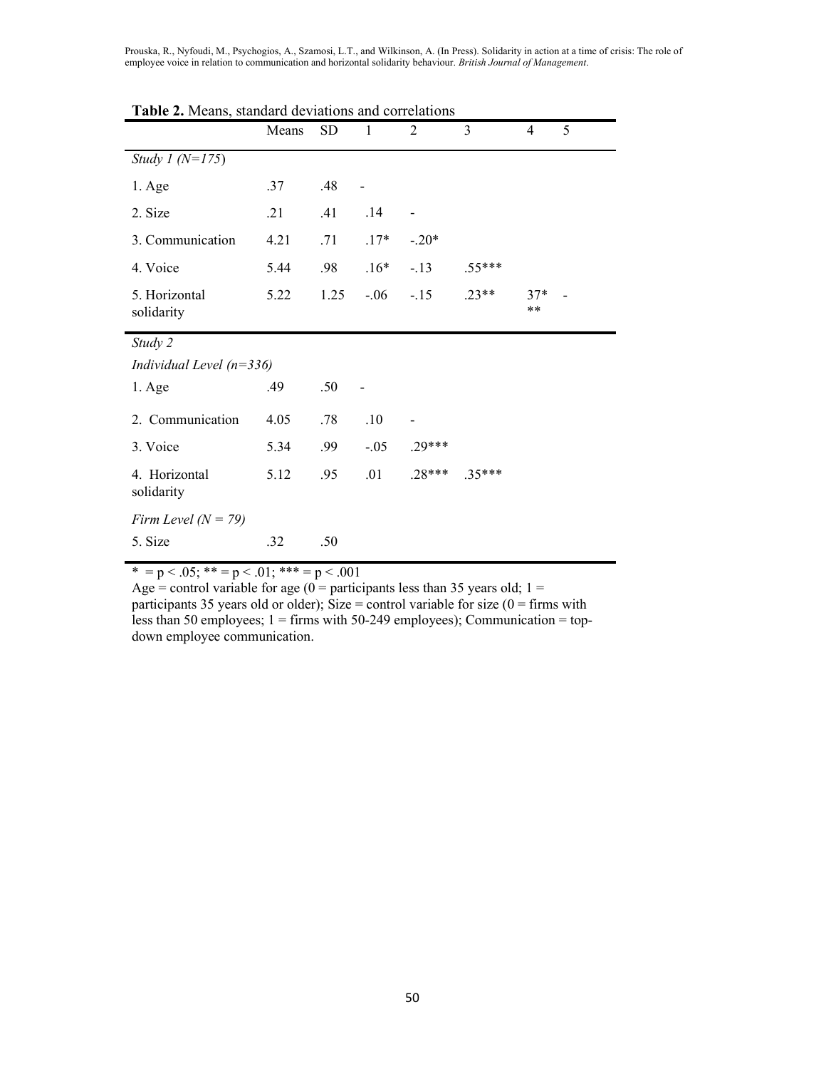**Table 2.** Means, standard deviations and correlations

| | Means | SD | 1 | 2 | 3 | 4 | 5 |
|---|---|---|---|---|---|---|---|
| *Study 1 (N=175)* | | | | | | | |
| 1. Age | .37 | .48 | - | | | | |
| 2. Size | .21 | .41 | .14 | - | | | |
| 3. Communication | 4.21 | .71 | .17* | -.20* | | | |
| 4. Voice | 5.44 | .98 | .16* | -.13 | .55*** | | |
| 5. Horizontal solidarity | 5.22 | 1.25 | -.06 | -.15 | .23** | 37*** | - |
| *Study 2* | | | | | | | |
| *Individual Level (n=336)* | | | | | | | |
| 1. Age | .49 | .50 | - | | | | |
| 2. Communication | 4.05 | .78 | .10 | - | | | |
| 3. Voice | 5.34 | .99 | -.05 | .29*** | | | |
| 4. Horizontal solidarity | 5.12 | .95 | .01 | .28*** | .35*** | | |
| *Firm Level (N = 79)* | | | | | | | |
| 5. Size | .32 | .50 | | | | | |

\* = p < .05; ** = p < .01; *** = p < .001

Age = control variable for age (0 = participants less than 35 years old; 1 = participants 35 years old or older); Size = control variable for size (0 = firms with less than 50 employees; 1 = firms with 50-249 employees); Communication = top-down employee communication.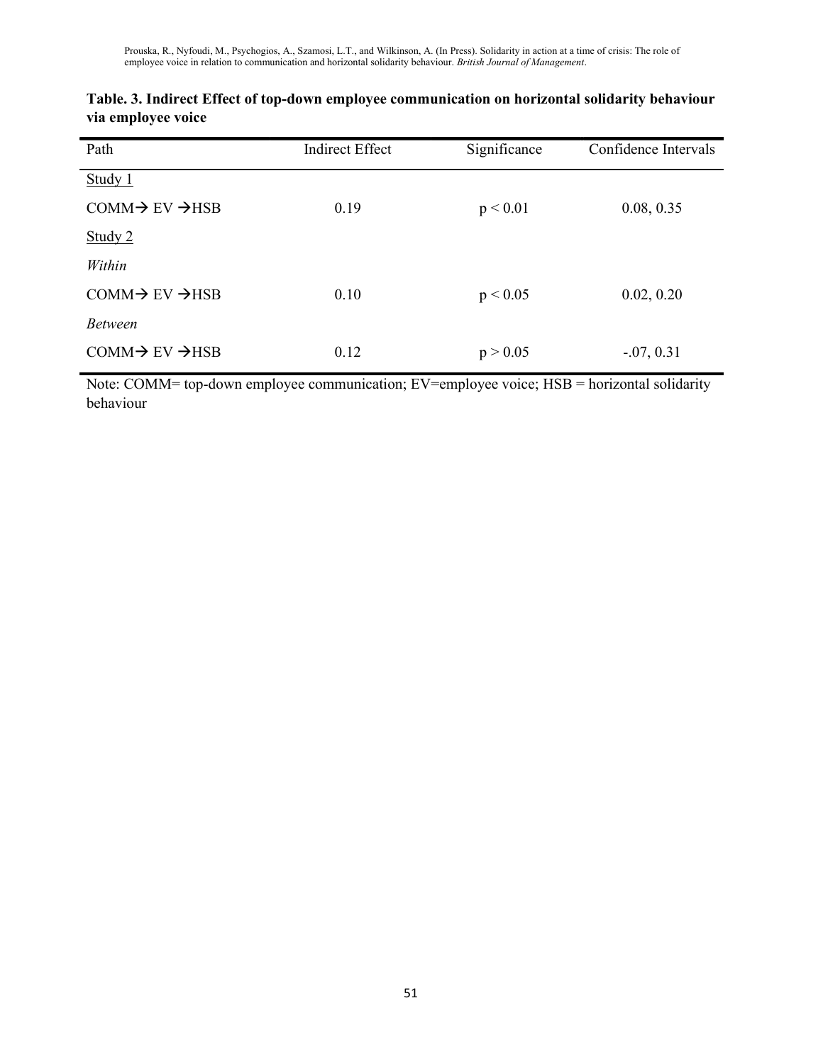**Table. 3. Indirect Effect of top-down employee communication on horizontal solidarity behaviour via employee voice**

| Path | Indirect Effect | Significance | Confidence Intervals |
|---|---|---|---|
| <u>Study 1</u> | | | |
| COMM→ EV →HSB | 0.19 | $p < 0.01$ | 0.08, 0.35 |
| <u>Study 2</u> | | | |
| *Within* | | | |
| COMM→ EV →HSB | 0.10 | $p < 0.05$ | 0.02, 0.20 |
| *Between* | | | |
| COMM→ EV →HSB | 0.12 | $p > 0.05$ | -.07, 0.31 |

Note: COMM= top-down employee communication; EV=employee voice; HSB = horizontal solidarity behaviour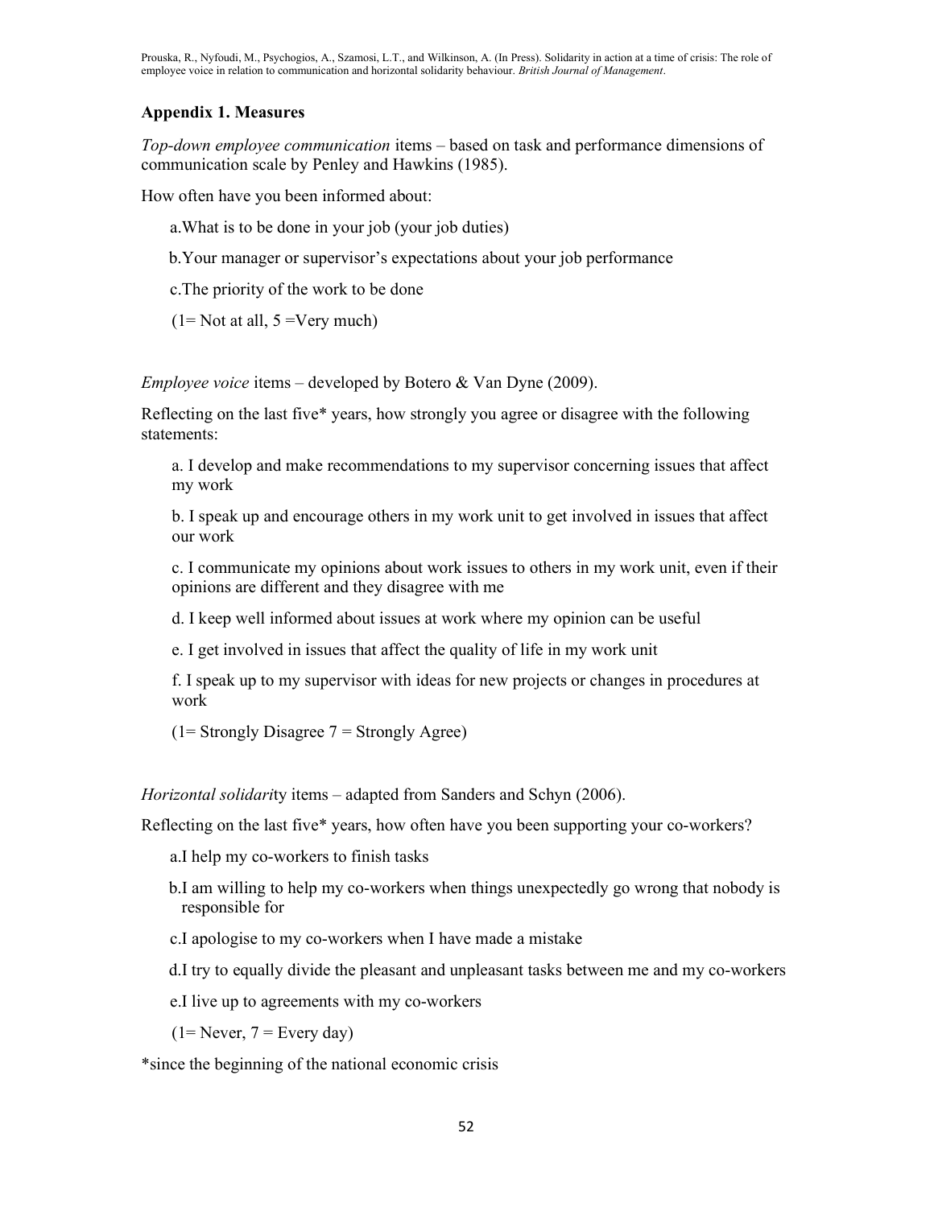## Appendix 1. Measures

*Top-down employee communication* items – based on task and performance dimensions of communication scale by Penley and Hawkins (1985).

How often have you been informed about:

a. What is to be done in your job (your job duties)

b. Your manager or supervisor's expectations about your job performance

c. The priority of the work to be done

(1= Not at all, 5 =Very much)

*Employee voice* items – developed by Botero & Van Dyne (2009).

Reflecting on the last five* years, how strongly you agree or disagree with the following statements:

a. I develop and make recommendations to my supervisor concerning issues that affect my work

b. I speak up and encourage others in my work unit to get involved in issues that affect our work

c. I communicate my opinions about work issues to others in my work unit, even if their opinions are different and they disagree with me

d. I keep well informed about issues at work where my opinion can be useful

e. I get involved in issues that affect the quality of life in my work unit

f. I speak up to my supervisor with ideas for new projects or changes in procedures at work

(1= Strongly Disagree 7 = Strongly Agree)

*Horizontal solidarit*y items – adapted from Sanders and Schyn (2006).

Reflecting on the last five* years, how often have you been supporting your co-workers?

a. I help my co-workers to finish tasks

b. I am willing to help my co-workers when things unexpectedly go wrong that nobody is responsible for

c. I apologise to my co-workers when I have made a mistake

d. I try to equally divide the pleasant and unpleasant tasks between me and my co-workers

e. I live up to agreements with my co-workers

(1= Never, 7 = Every day)

*since the beginning of the national economic crisis